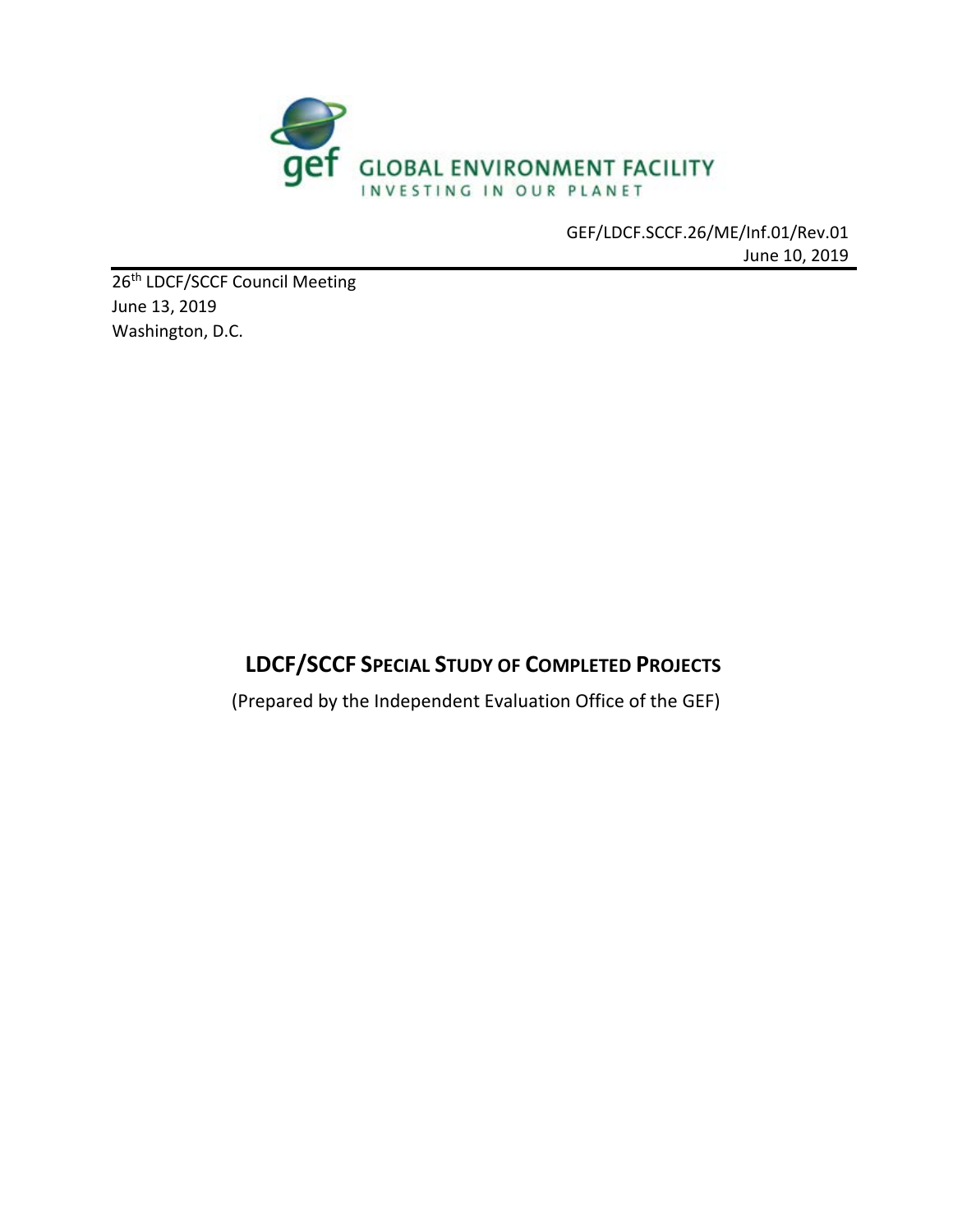GEF/LDCF.SCCF.26/ME/Inf.01/Rev.01
June 10, 2019

26th LDCF/SCCF Council Meeting
June 13, 2019
Washington, D.C.

# LDCF/SCCF SPECIAL STUDY OF COMPLETED PROJECTS

(Prepared by the Independent Evaluation Office of the GEF)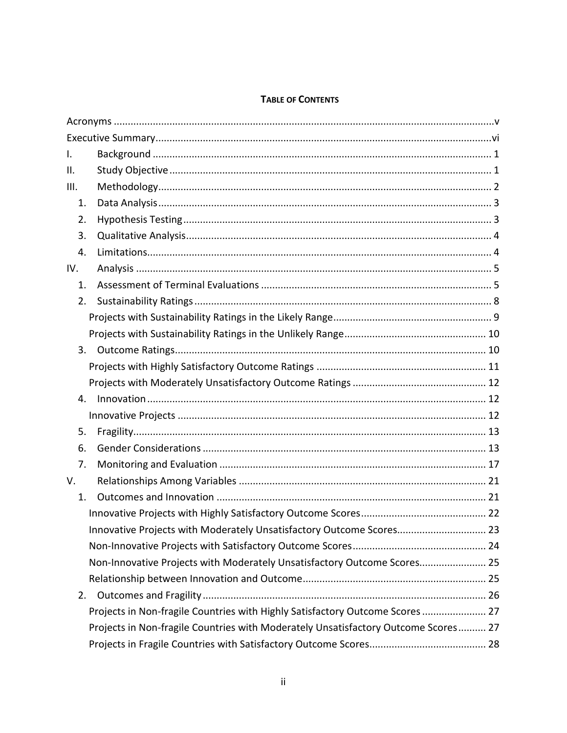**TABLE OF CONTENTS**

Acronyms ....................................................................................................................................v
Executive Summary.....................................................................................................................vi
I. Background ........................................................................................................................ 1
II. Study Objective .................................................................................................................. 1
III. Methodology...................................................................................................................... 2
 1. Data Analysis ...................................................................................................................... 3
 2. Hypothesis Testing ............................................................................................................. 3
 3. Qualitative Analysis............................................................................................................ 4
 4. Limitations.......................................................................................................................... 4
IV. Analysis .............................................................................................................................. 5
 1. Assessment of Terminal Evaluations .................................................................................. 5
 2. Sustainability Ratings ......................................................................................................... 8
  Projects with Sustainability Ratings in the Likely Range......................................................... 9
  Projects with Sustainability Ratings in the Unlikely Range.................................................. 10
 3. Outcome Ratings.............................................................................................................. 10
  Projects with Highly Satisfactory Outcome Ratings ............................................................ 11
  Projects with Moderately Unsatisfactory Outcome Ratings ............................................... 12
 4. Innovation ........................................................................................................................ 12
  Innovative Projects ............................................................................................................. 12
 5. Fragility............................................................................................................................. 13
 6. Gender Considerations .................................................................................................... 13
 7. Monitoring and Evaluation .............................................................................................. 17
V. Relationships Among Variables ....................................................................................... 21
 1. Outcomes and Innovation ............................................................................................... 21
  Innovative Projects with Highly Satisfactory Outcome Scores............................................ 22
  Innovative Projects with Moderately Unsatisfactory Outcome Scores................................ 23
  Non-Innovative Projects with Satisfactory Outcome Scores............................................... 24
  Non-Innovative Projects with Moderately Unsatisfactory Outcome Scores........................ 25
  Relationship between Innovation and Outcome................................................................. 25
 2. Outcomes and Fragility .................................................................................................... 26
  Projects in Non-fragile Countries with Highly Satisfactory Outcome Scores ....................... 27
  Projects in Non-fragile Countries with Moderately Unsatisfactory Outcome Scores.......... 27
  Projects in Fragile Countries with Satisfactory Outcome Scores.......................................... 28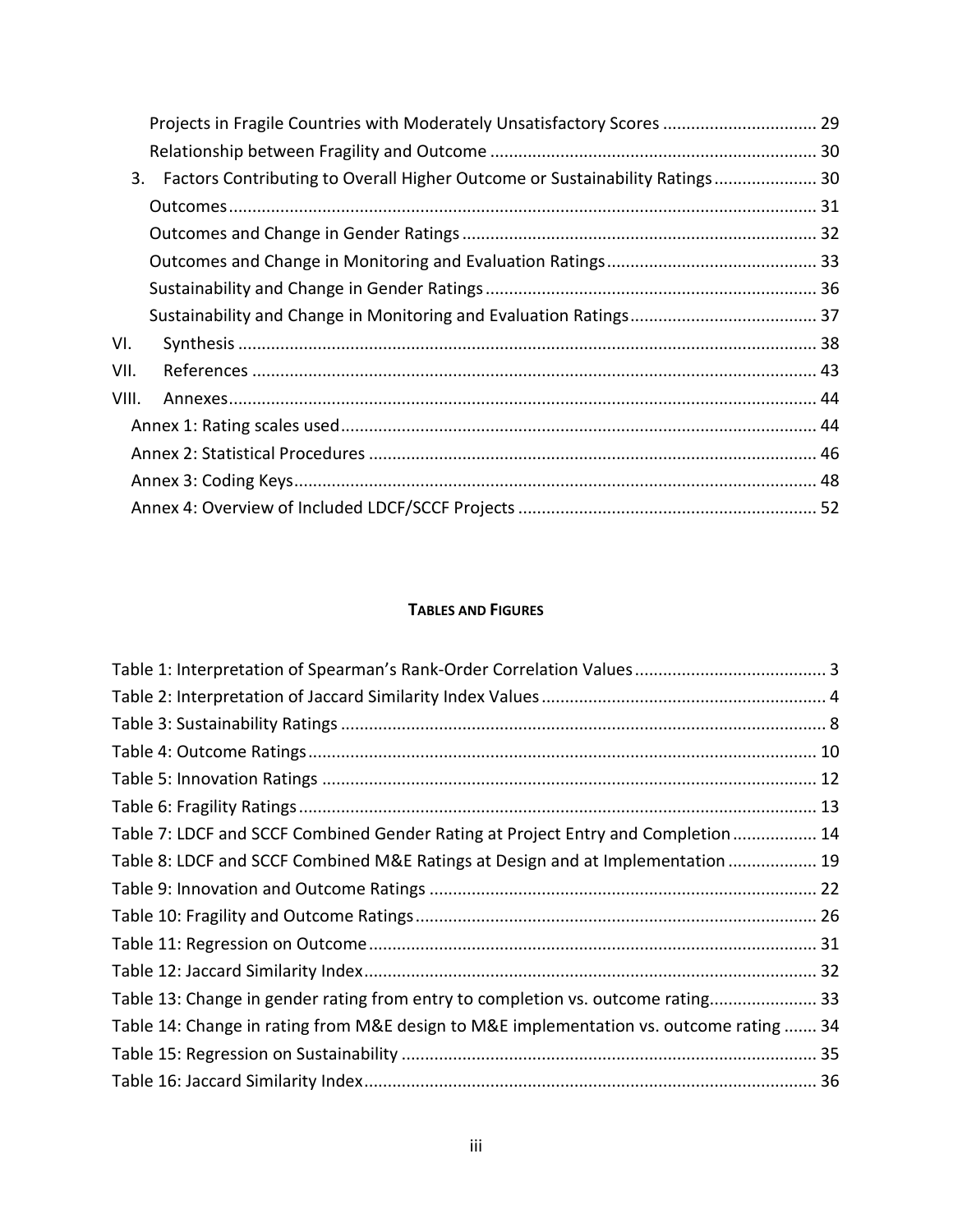Projects in Fragile Countries with Moderately Unsatisfactory Scores ................................ 29

Relationship between Fragility and Outcome ..................................................................... 30

3. Factors Contributing to Overall Higher Outcome or Sustainability Ratings ...................... 30

Outcomes ............................................................................................................................ 31

Outcomes and Change in Gender Ratings ........................................................................... 32

Outcomes and Change in Monitoring and Evaluation Ratings ............................................ 33

Sustainability and Change in Gender Ratings ...................................................................... 36

Sustainability and Change in Monitoring and Evaluation Ratings ........................................ 37

VI. Synthesis ........................................................................................................................... 38

VII. References ........................................................................................................................ 43

VIII. Annexes ............................................................................................................................ 44

Annex 1: Rating scales used .................................................................................................... 44

Annex 2: Statistical Procedures ............................................................................................... 46

Annex 3: Coding Keys .............................................................................................................. 48

Annex 4: Overview of Included LDCF/SCCF Projects ............................................................... 52

**TABLES AND FIGURES**

Table 1: Interpretation of Spearman's Rank-Order Correlation Values ......................................... 3

Table 2: Interpretation of Jaccard Similarity Index Values ............................................................. 4

Table 3: Sustainability Ratings ...................................................................................................... 8

Table 4: Outcome Ratings ............................................................................................................ 10

Table 5: Innovation Ratings ......................................................................................................... 12

Table 6: Fragility Ratings .............................................................................................................. 13

Table 7: LDCF and SCCF Combined Gender Rating at Project Entry and Completion .................. 14

Table 8: LDCF and SCCF Combined M&E Ratings at Design and at Implementation ................... 19

Table 9: Innovation and Outcome Ratings .................................................................................. 22

Table 10: Fragility and Outcome Ratings ..................................................................................... 26

Table 11: Regression on Outcome ............................................................................................... 31

Table 12: Jaccard Similarity Index ................................................................................................ 32

Table 13: Change in gender rating from entry to completion vs. outcome rating ....................... 33

Table 14: Change in rating from M&E design to M&E implementation vs. outcome rating ....... 34

Table 15: Regression on Sustainability ........................................................................................ 35

Table 16: Jaccard Similarity Index ................................................................................................ 36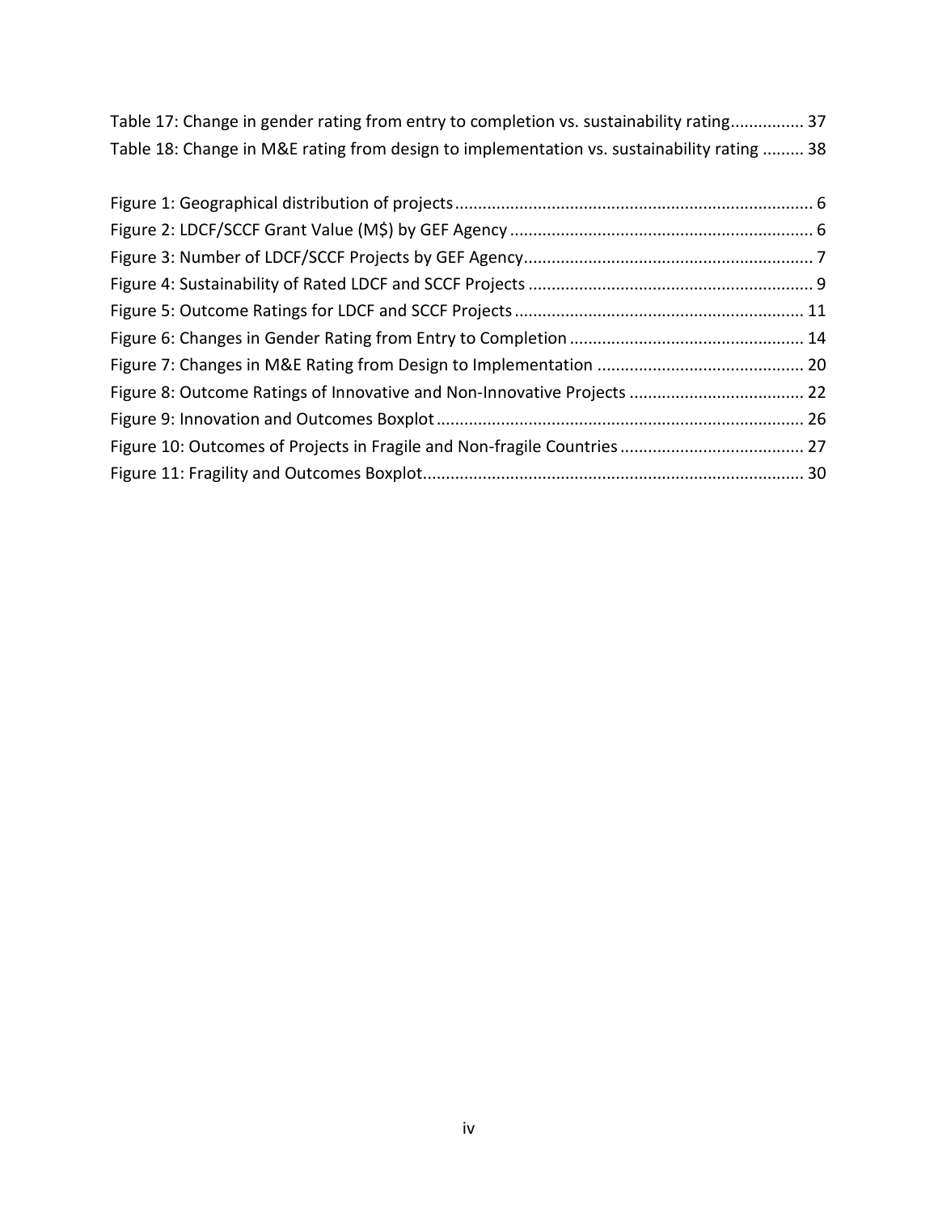Table 17: Change in gender rating from entry to completion vs. sustainability rating................ 37
Table 18: Change in M&E rating from design to implementation vs. sustainability rating ......... 38

Figure 1: Geographical distribution of projects............................................................................. 6
Figure 2: LDCF/SCCF Grant Value (M$) by GEF Agency ................................................................. 6
Figure 3: Number of LDCF/SCCF Projects by GEF Agency.............................................................. 7
Figure 4: Sustainability of Rated LDCF and SCCF Projects ............................................................. 9
Figure 5: Outcome Ratings for LDCF and SCCF Projects.............................................................. 11
Figure 6: Changes in Gender Rating from Entry to Completion .................................................. 14
Figure 7: Changes in M&E Rating from Design to Implementation ............................................ 20
Figure 8: Outcome Ratings of Innovative and Non-Innovative Projects ...................................... 22
Figure 9: Innovation and Outcomes Boxplot ............................................................................... 26
Figure 10: Outcomes of Projects in Fragile and Non-fragile Countries ........................................ 27
Figure 11: Fragility and Outcomes Boxplot.................................................................................. 30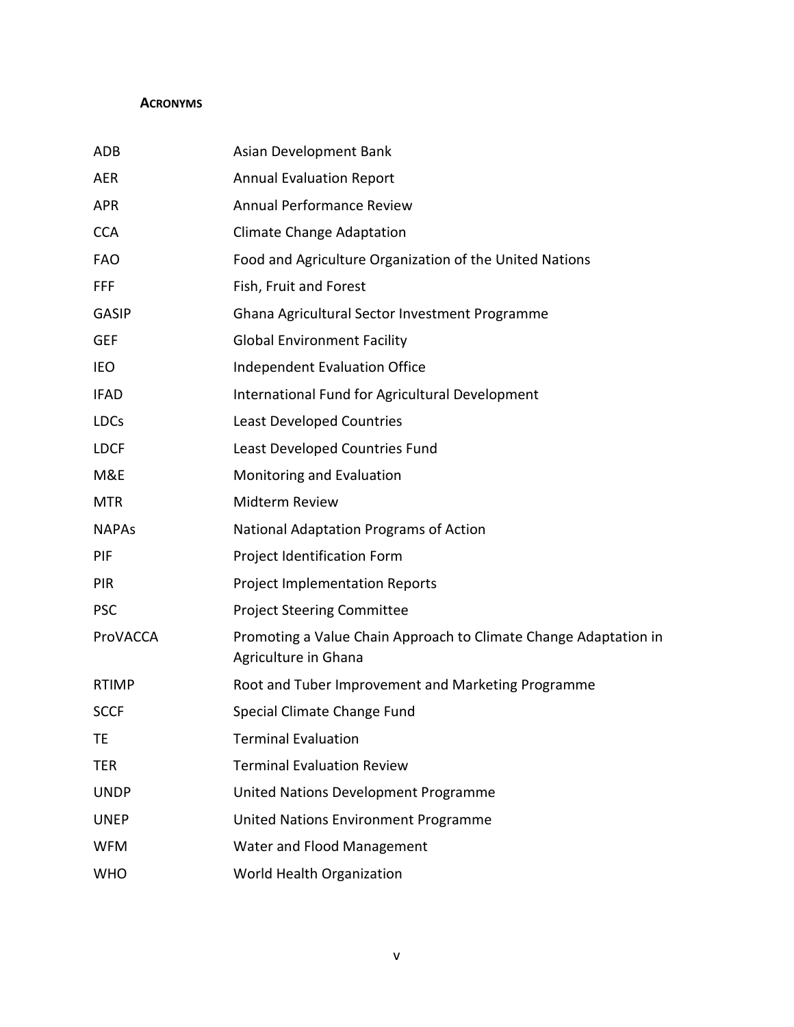## Acronyms

| | |
|---|---|
| ADB | Asian Development Bank |
| AER | Annual Evaluation Report |
| APR | Annual Performance Review |
| CCA | Climate Change Adaptation |
| FAO | Food and Agriculture Organization of the United Nations |
| FFF | Fish, Fruit and Forest |
| GASIP | Ghana Agricultural Sector Investment Programme |
| GEF | Global Environment Facility |
| IEO | Independent Evaluation Office |
| IFAD | International Fund for Agricultural Development |
| LDCs | Least Developed Countries |
| LDCF | Least Developed Countries Fund |
| M&E | Monitoring and Evaluation |
| MTR | Midterm Review |
| NAPAs | National Adaptation Programs of Action |
| PIF | Project Identification Form |
| PIR | Project Implementation Reports |
| PSC | Project Steering Committee |
| ProVACCA | Promoting a Value Chain Approach to Climate Change Adaptation in Agriculture in Ghana |
| RTIMP | Root and Tuber Improvement and Marketing Programme |
| SCCF | Special Climate Change Fund |
| TE | Terminal Evaluation |
| TER | Terminal Evaluation Review |
| UNDP | United Nations Development Programme |
| UNEP | United Nations Environment Programme |
| WFM | Water and Flood Management |
| WHO | World Health Organization |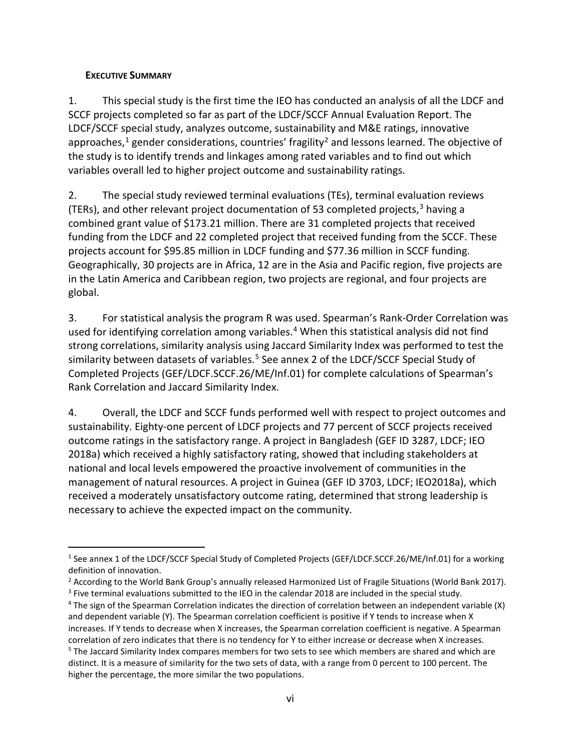**EXECUTIVE SUMMARY**

1. This special study is the first time the IEO has conducted an analysis of all the LDCF and SCCF projects completed so far as part of the LDCF/SCCF Annual Evaluation Report. The LDCF/SCCF special study, analyzes outcome, sustainability and M&E ratings, innovative approaches,[1] gender considerations, countries' fragility[2] and lessons learned. The objective of the study is to identify trends and linkages among rated variables and to find out which variables overall led to higher project outcome and sustainability ratings.

2. The special study reviewed terminal evaluations (TEs), terminal evaluation reviews (TERs), and other relevant project documentation of 53 completed projects,[3] having a combined grant value of \$173.21 million. There are 31 completed projects that received funding from the LDCF and 22 completed project that received funding from the SCCF. These projects account for \$95.85 million in LDCF funding and \$77.36 million in SCCF funding. Geographically, 30 projects are in Africa, 12 are in the Asia and Pacific region, five projects are in the Latin America and Caribbean region, two projects are regional, and four projects are global.

3. For statistical analysis the program R was used. Spearman's Rank-Order Correlation was used for identifying correlation among variables.[4] When this statistical analysis did not find strong correlations, similarity analysis using Jaccard Similarity Index was performed to test the similarity between datasets of variables.[5] See annex 2 of the LDCF/SCCF Special Study of Completed Projects (GEF/LDCF.SCCF.26/ME/Inf.01) for complete calculations of Spearman's Rank Correlation and Jaccard Similarity Index.

4. Overall, the LDCF and SCCF funds performed well with respect to project outcomes and sustainability. Eighty-one percent of LDCF projects and 77 percent of SCCF projects received outcome ratings in the satisfactory range. A project in Bangladesh (GEF ID 3287, LDCF; IEO 2018a) which received a highly satisfactory rating, showed that including stakeholders at national and local levels empowered the proactive involvement of communities in the management of natural resources. A project in Guinea (GEF ID 3703, LDCF; IEO2018a), which received a moderately unsatisfactory outcome rating, determined that strong leadership is necessary to achieve the expected impact on the community.

---

[1] See annex 1 of the LDCF/SCCF Special Study of Completed Projects (GEF/LDCF.SCCF.26/ME/Inf.01) for a working definition of innovation.

[2] According to the World Bank Group's annually released Harmonized List of Fragile Situations (World Bank 2017).

[3] Five terminal evaluations submitted to the IEO in the calendar 2018 are included in the special study.

[4] The sign of the Spearman Correlation indicates the direction of correlation between an independent variable (X) and dependent variable (Y). The Spearman correlation coefficient is positive if Y tends to increase when X increases. If Y tends to decrease when X increases, the Spearman correlation coefficient is negative. A Spearman correlation of zero indicates that there is no tendency for Y to either increase or decrease when X increases.

[5] The Jaccard Similarity Index compares members for two sets to see which members are shared and which are distinct. It is a measure of similarity for the two sets of data, with a range from 0 percent to 100 percent. The higher the percentage, the more similar the two populations.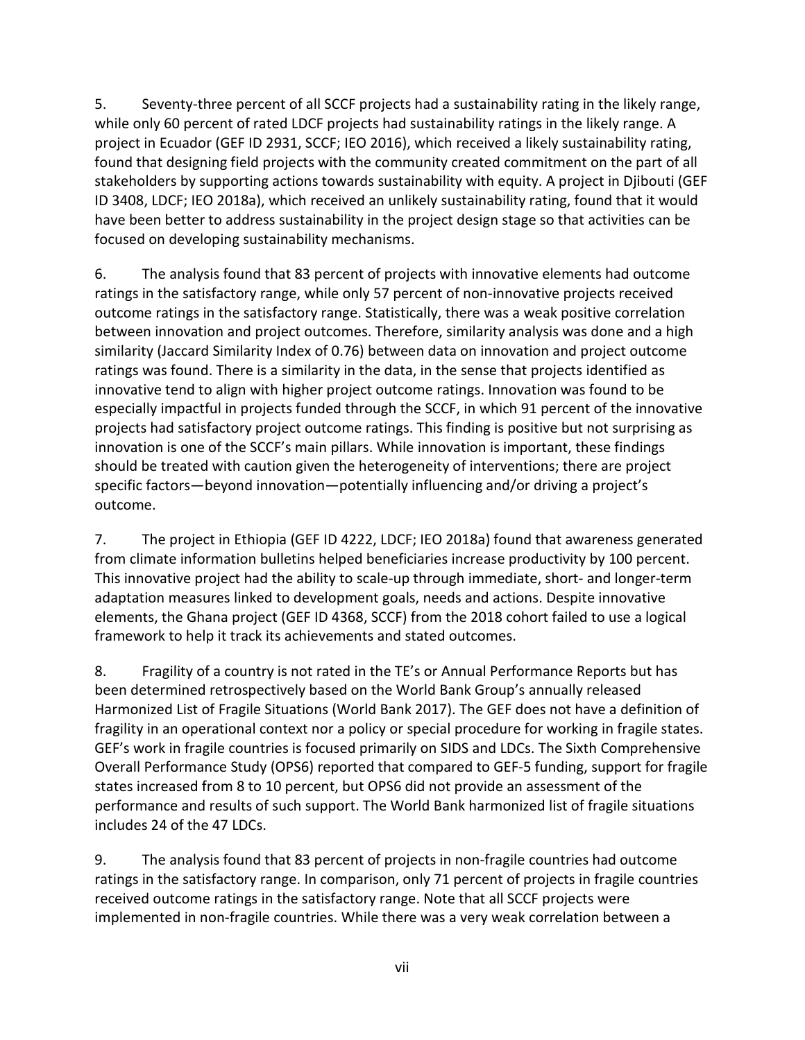5. Seventy-three percent of all SCCF projects had a sustainability rating in the likely range, while only 60 percent of rated LDCF projects had sustainability ratings in the likely range. A project in Ecuador (GEF ID 2931, SCCF; IEO 2016), which received a likely sustainability rating, found that designing field projects with the community created commitment on the part of all stakeholders by supporting actions towards sustainability with equity. A project in Djibouti (GEF ID 3408, LDCF; IEO 2018a), which received an unlikely sustainability rating, found that it would have been better to address sustainability in the project design stage so that activities can be focused on developing sustainability mechanisms.

6. The analysis found that 83 percent of projects with innovative elements had outcome ratings in the satisfactory range, while only 57 percent of non-innovative projects received outcome ratings in the satisfactory range. Statistically, there was a weak positive correlation between innovation and project outcomes. Therefore, similarity analysis was done and a high similarity (Jaccard Similarity Index of 0.76) between data on innovation and project outcome ratings was found. There is a similarity in the data, in the sense that projects identified as innovative tend to align with higher project outcome ratings. Innovation was found to be especially impactful in projects funded through the SCCF, in which 91 percent of the innovative projects had satisfactory project outcome ratings. This finding is positive but not surprising as innovation is one of the SCCF's main pillars. While innovation is important, these findings should be treated with caution given the heterogeneity of interventions; there are project specific factors—beyond innovation—potentially influencing and/or driving a project's outcome.

7. The project in Ethiopia (GEF ID 4222, LDCF; IEO 2018a) found that awareness generated from climate information bulletins helped beneficiaries increase productivity by 100 percent. This innovative project had the ability to scale-up through immediate, short- and longer-term adaptation measures linked to development goals, needs and actions. Despite innovative elements, the Ghana project (GEF ID 4368, SCCF) from the 2018 cohort failed to use a logical framework to help it track its achievements and stated outcomes.

8. Fragility of a country is not rated in the TE's or Annual Performance Reports but has been determined retrospectively based on the World Bank Group's annually released Harmonized List of Fragile Situations (World Bank 2017). The GEF does not have a definition of fragility in an operational context nor a policy or special procedure for working in fragile states. GEF's work in fragile countries is focused primarily on SIDS and LDCs. The Sixth Comprehensive Overall Performance Study (OPS6) reported that compared to GEF-5 funding, support for fragile states increased from 8 to 10 percent, but OPS6 did not provide an assessment of the performance and results of such support. The World Bank harmonized list of fragile situations includes 24 of the 47 LDCs.

9. The analysis found that 83 percent of projects in non-fragile countries had outcome ratings in the satisfactory range. In comparison, only 71 percent of projects in fragile countries received outcome ratings in the satisfactory range. Note that all SCCF projects were implemented in non-fragile countries. While there was a very weak correlation between a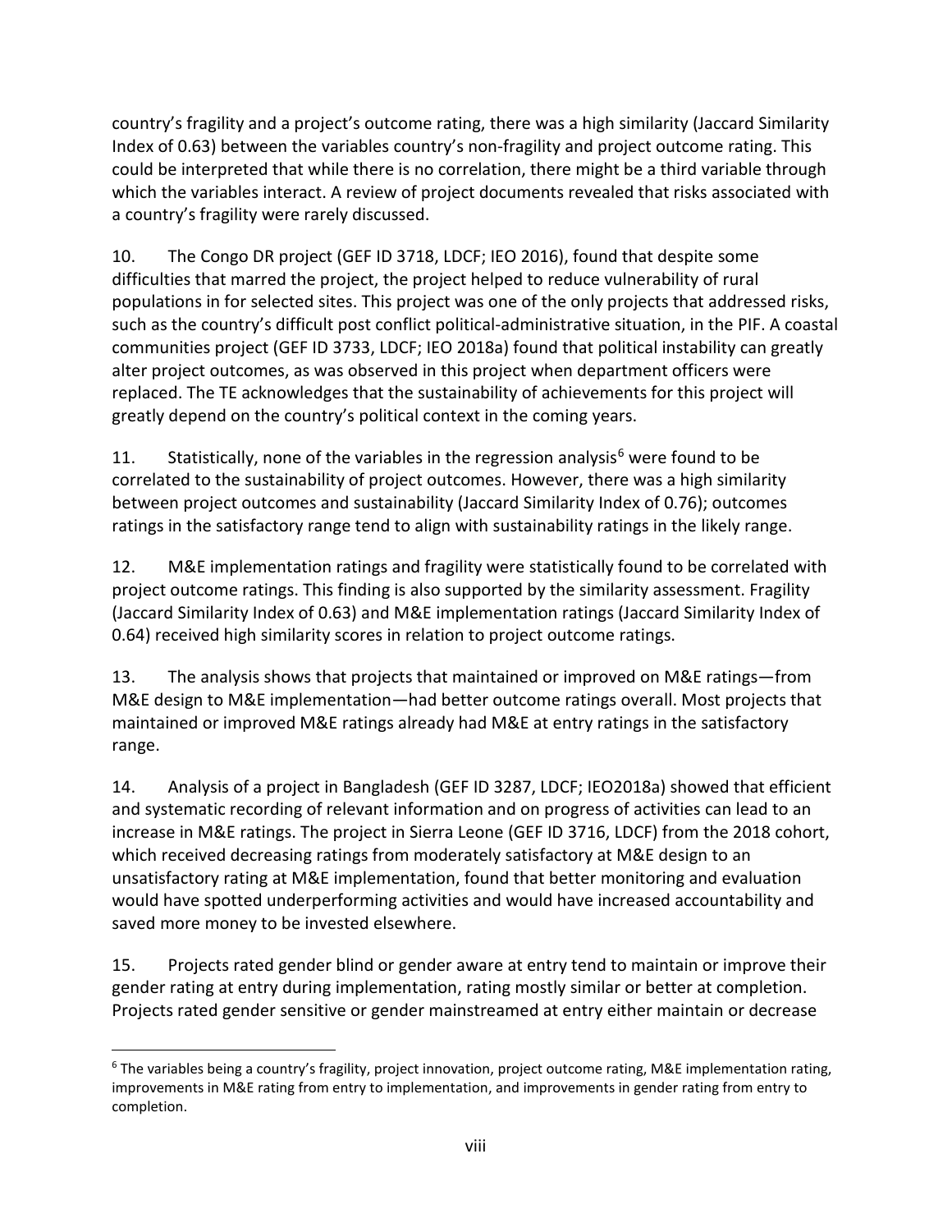country's fragility and a project's outcome rating, there was a high similarity (Jaccard Similarity Index of 0.63) between the variables country's non-fragility and project outcome rating. This could be interpreted that while there is no correlation, there might be a third variable through which the variables interact. A review of project documents revealed that risks associated with a country's fragility were rarely discussed.

10. The Congo DR project (GEF ID 3718, LDCF; IEO 2016), found that despite some difficulties that marred the project, the project helped to reduce vulnerability of rural populations in for selected sites. This project was one of the only projects that addressed risks, such as the country's difficult post conflict political-administrative situation, in the PIF. A coastal communities project (GEF ID 3733, LDCF; IEO 2018a) found that political instability can greatly alter project outcomes, as was observed in this project when department officers were replaced. The TE acknowledges that the sustainability of achievements for this project will greatly depend on the country's political context in the coming years.

11. Statistically, none of the variables in the regression analysis[6] were found to be correlated to the sustainability of project outcomes. However, there was a high similarity between project outcomes and sustainability (Jaccard Similarity Index of 0.76); outcomes ratings in the satisfactory range tend to align with sustainability ratings in the likely range.

12. M&E implementation ratings and fragility were statistically found to be correlated with project outcome ratings. This finding is also supported by the similarity assessment. Fragility (Jaccard Similarity Index of 0.63) and M&E implementation ratings (Jaccard Similarity Index of 0.64) received high similarity scores in relation to project outcome ratings.

13. The analysis shows that projects that maintained or improved on M&E ratings—from M&E design to M&E implementation—had better outcome ratings overall. Most projects that maintained or improved M&E ratings already had M&E at entry ratings in the satisfactory range.

14. Analysis of a project in Bangladesh (GEF ID 3287, LDCF; IEO2018a) showed that efficient and systematic recording of relevant information and on progress of activities can lead to an increase in M&E ratings. The project in Sierra Leone (GEF ID 3716, LDCF) from the 2018 cohort, which received decreasing ratings from moderately satisfactory at M&E design to an unsatisfactory rating at M&E implementation, found that better monitoring and evaluation would have spotted underperforming activities and would have increased accountability and saved more money to be invested elsewhere.

15. Projects rated gender blind or gender aware at entry tend to maintain or improve their gender rating at entry during implementation, rating mostly similar or better at completion. Projects rated gender sensitive or gender mainstreamed at entry either maintain or decrease

[6] The variables being a country's fragility, project innovation, project outcome rating, M&E implementation rating, improvements in M&E rating from entry to implementation, and improvements in gender rating from entry to completion.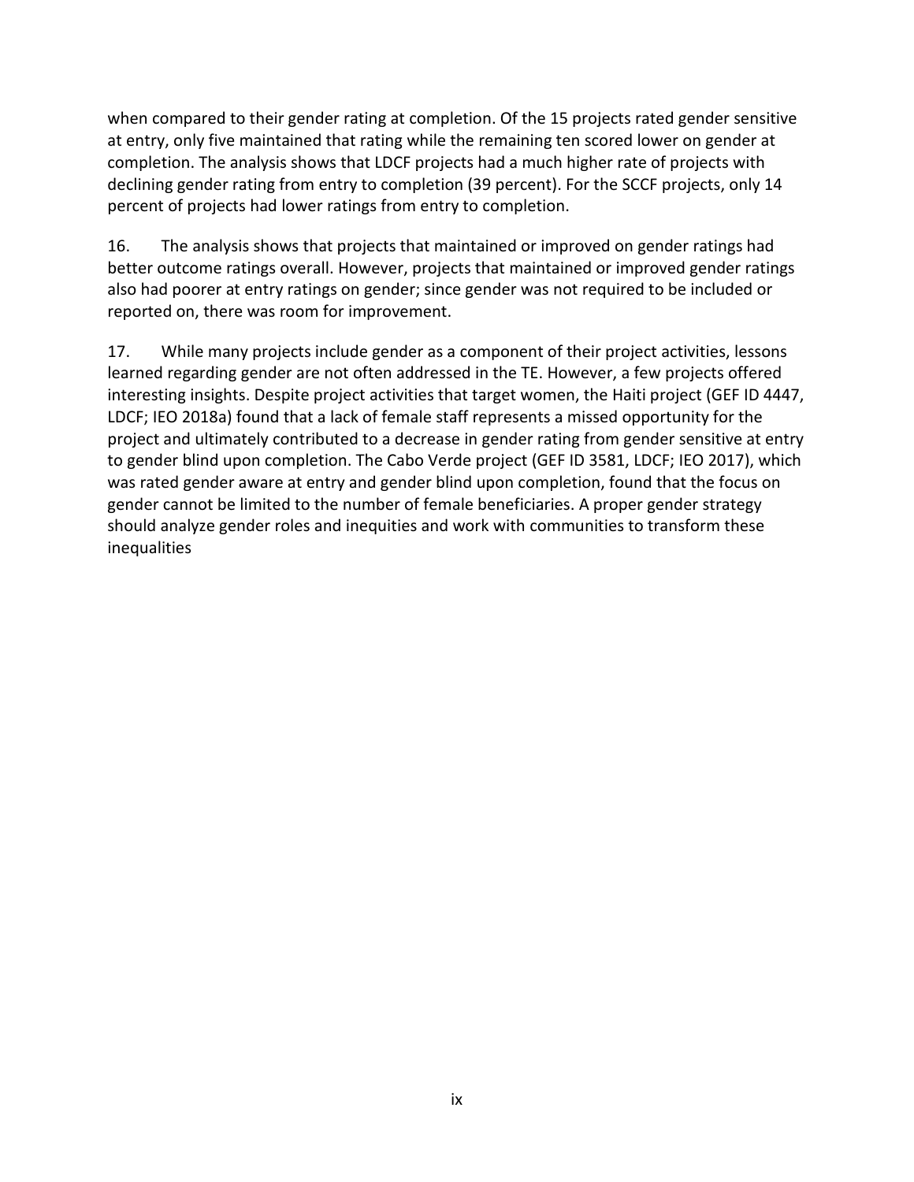when compared to their gender rating at completion. Of the 15 projects rated gender sensitive at entry, only five maintained that rating while the remaining ten scored lower on gender at completion. The analysis shows that LDCF projects had a much higher rate of projects with declining gender rating from entry to completion (39 percent). For the SCCF projects, only 14 percent of projects had lower ratings from entry to completion.

16. The analysis shows that projects that maintained or improved on gender ratings had better outcome ratings overall. However, projects that maintained or improved gender ratings also had poorer at entry ratings on gender; since gender was not required to be included or reported on, there was room for improvement.

17. While many projects include gender as a component of their project activities, lessons learned regarding gender are not often addressed in the TE. However, a few projects offered interesting insights. Despite project activities that target women, the Haiti project (GEF ID 4447, LDCF; IEO 2018a) found that a lack of female staff represents a missed opportunity for the project and ultimately contributed to a decrease in gender rating from gender sensitive at entry to gender blind upon completion. The Cabo Verde project (GEF ID 3581, LDCF; IEO 2017), which was rated gender aware at entry and gender blind upon completion, found that the focus on gender cannot be limited to the number of female beneficiaries. A proper gender strategy should analyze gender roles and inequities and work with communities to transform these inequalities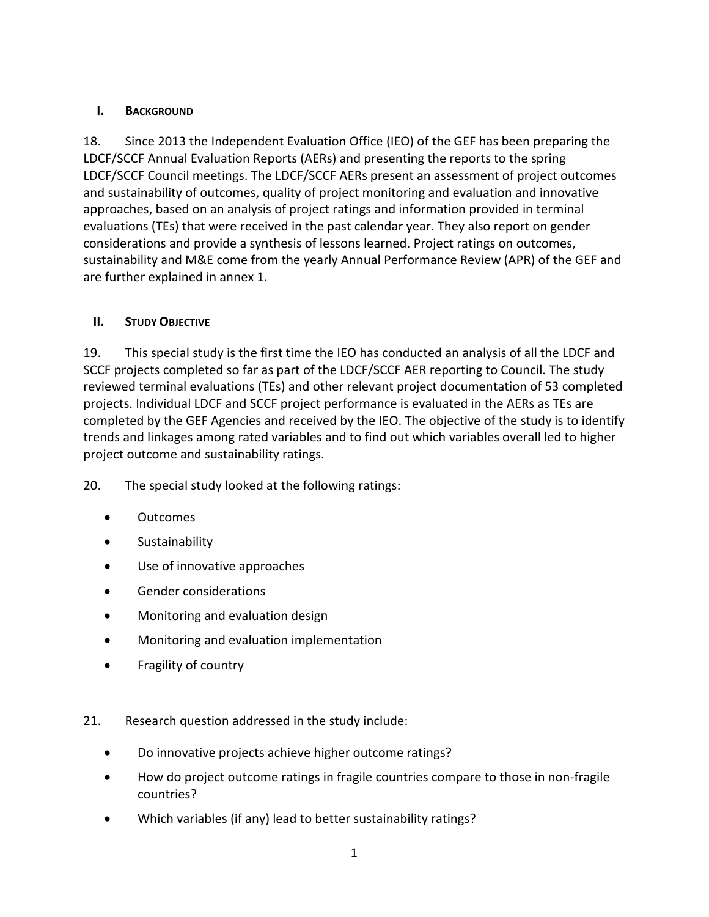## I. Background

18. Since 2013 the Independent Evaluation Office (IEO) of the GEF has been preparing the LDCF/SCCF Annual Evaluation Reports (AERs) and presenting the reports to the spring LDCF/SCCF Council meetings. The LDCF/SCCF AERs present an assessment of project outcomes and sustainability of outcomes, quality of project monitoring and evaluation and innovative approaches, based on an analysis of project ratings and information provided in terminal evaluations (TEs) that were received in the past calendar year. They also report on gender considerations and provide a synthesis of lessons learned. Project ratings on outcomes, sustainability and M&E come from the yearly Annual Performance Review (APR) of the GEF and are further explained in annex 1.

## II. Study Objective

19. This special study is the first time the IEO has conducted an analysis of all the LDCF and SCCF projects completed so far as part of the LDCF/SCCF AER reporting to Council. The study reviewed terminal evaluations (TEs) and other relevant project documentation of 53 completed projects. Individual LDCF and SCCF project performance is evaluated in the AERs as TEs are completed by the GEF Agencies and received by the IEO. The objective of the study is to identify trends and linkages among rated variables and to find out which variables overall led to higher project outcome and sustainability ratings.

20. The special study looked at the following ratings:

- Outcomes
- Sustainability
- Use of innovative approaches
- Gender considerations
- Monitoring and evaluation design
- Monitoring and evaluation implementation
- Fragility of country

21. Research question addressed in the study include:

- Do innovative projects achieve higher outcome ratings?
- How do project outcome ratings in fragile countries compare to those in non-fragile countries?
- Which variables (if any) lead to better sustainability ratings?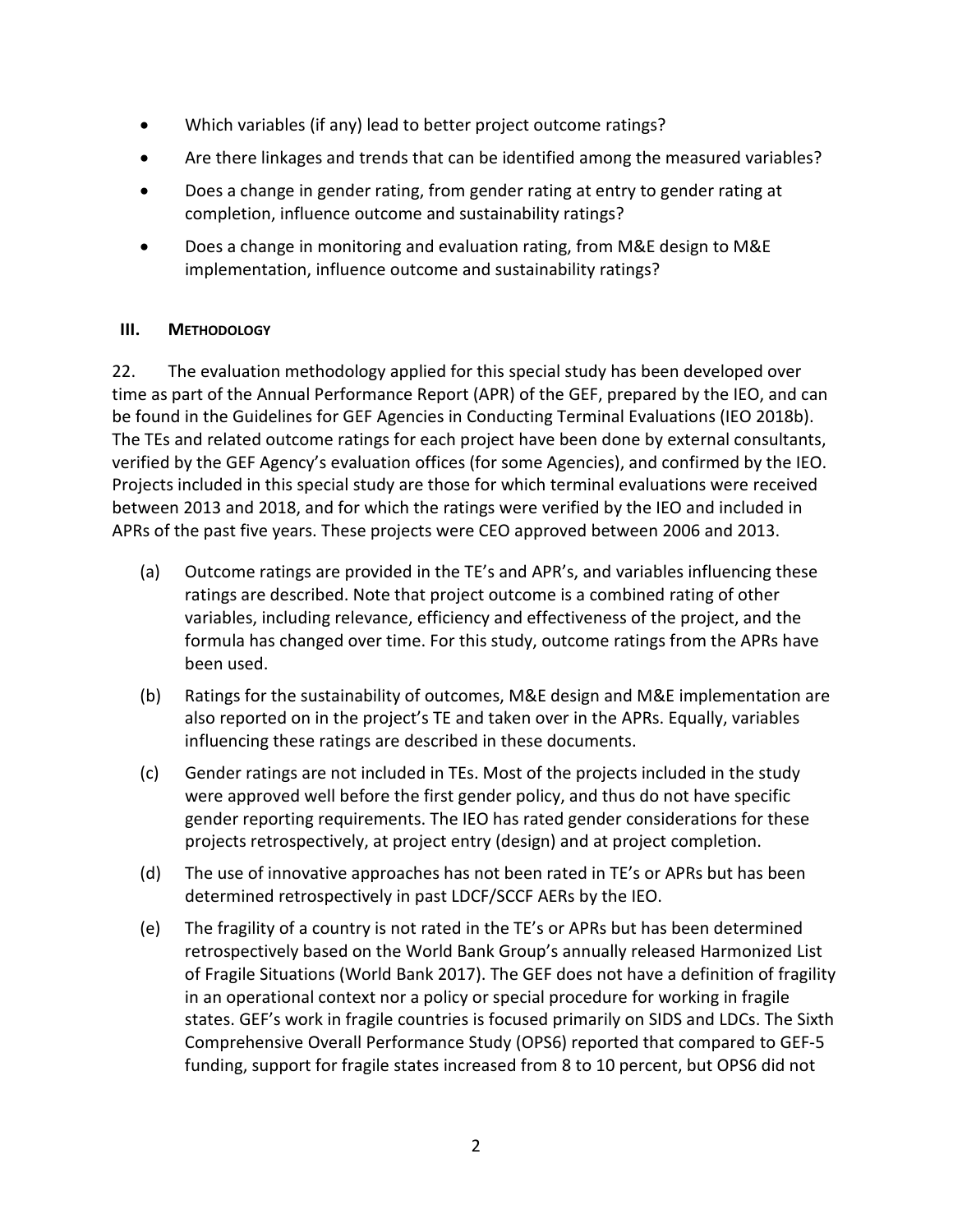- Which variables (if any) lead to better project outcome ratings?
- Are there linkages and trends that can be identified among the measured variables?
- Does a change in gender rating, from gender rating at entry to gender rating at completion, influence outcome and sustainability ratings?
- Does a change in monitoring and evaluation rating, from M&E design to M&E implementation, influence outcome and sustainability ratings?

## III. METHODOLOGY

22. The evaluation methodology applied for this special study has been developed over time as part of the Annual Performance Report (APR) of the GEF, prepared by the IEO, and can be found in the Guidelines for GEF Agencies in Conducting Terminal Evaluations (IEO 2018b). The TEs and related outcome ratings for each project have been done by external consultants, verified by the GEF Agency's evaluation offices (for some Agencies), and confirmed by the IEO. Projects included in this special study are those for which terminal evaluations were received between 2013 and 2018, and for which the ratings were verified by the IEO and included in APRs of the past five years. These projects were CEO approved between 2006 and 2013.

(a) Outcome ratings are provided in the TE's and APR's, and variables influencing these ratings are described. Note that project outcome is a combined rating of other variables, including relevance, efficiency and effectiveness of the project, and the formula has changed over time. For this study, outcome ratings from the APRs have been used.

(b) Ratings for the sustainability of outcomes, M&E design and M&E implementation are also reported on in the project's TE and taken over in the APRs. Equally, variables influencing these ratings are described in these documents.

(c) Gender ratings are not included in TEs. Most of the projects included in the study were approved well before the first gender policy, and thus do not have specific gender reporting requirements. The IEO has rated gender considerations for these projects retrospectively, at project entry (design) and at project completion.

(d) The use of innovative approaches has not been rated in TE's or APRs but has been determined retrospectively in past LDCF/SCCF AERs by the IEO.

(e) The fragility of a country is not rated in the TE's or APRs but has been determined retrospectively based on the World Bank Group's annually released Harmonized List of Fragile Situations (World Bank 2017). The GEF does not have a definition of fragility in an operational context nor a policy or special procedure for working in fragile states. GEF's work in fragile countries is focused primarily on SIDS and LDCs. The Sixth Comprehensive Overall Performance Study (OPS6) reported that compared to GEF-5 funding, support for fragile states increased from 8 to 10 percent, but OPS6 did not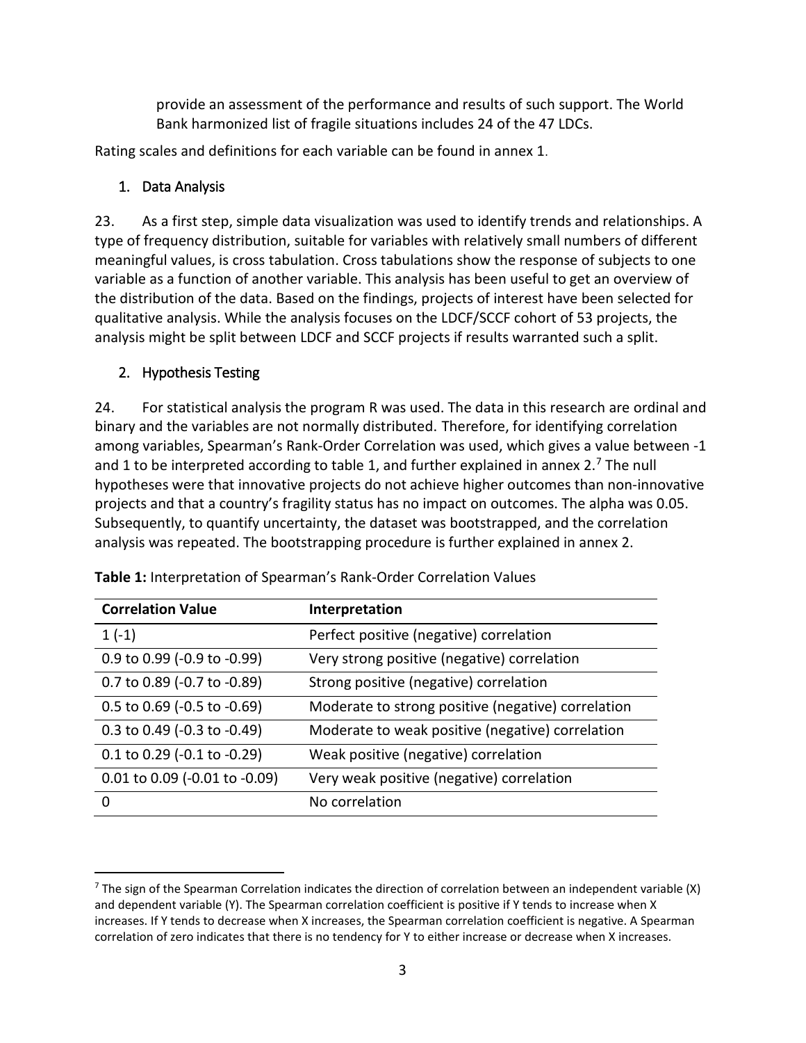provide an assessment of the performance and results of such support. The World Bank harmonized list of fragile situations includes 24 of the 47 LDCs.

Rating scales and definitions for each variable can be found in annex 1.

## 1. Data Analysis

23. As a first step, simple data visualization was used to identify trends and relationships. A type of frequency distribution, suitable for variables with relatively small numbers of different meaningful values, is cross tabulation. Cross tabulations show the response of subjects to one variable as a function of another variable. This analysis has been useful to get an overview of the distribution of the data. Based on the findings, projects of interest have been selected for qualitative analysis. While the analysis focuses on the LDCF/SCCF cohort of 53 projects, the analysis might be split between LDCF and SCCF projects if results warranted such a split.

## 2. Hypothesis Testing

24. For statistical analysis the program R was used. The data in this research are ordinal and binary and the variables are not normally distributed. Therefore, for identifying correlation among variables, Spearman's Rank-Order Correlation was used, which gives a value between -1 and 1 to be interpreted according to table 1, and further explained in annex 2.[7] The null hypotheses were that innovative projects do not achieve higher outcomes than non-innovative projects and that a country's fragility status has no impact on outcomes. The alpha was 0.05. Subsequently, to quantify uncertainty, the dataset was bootstrapped, and the correlation analysis was repeated. The bootstrapping procedure is further explained in annex 2.

**Table 1:** Interpretation of Spearman's Rank-Order Correlation Values

| Correlation Value | Interpretation |
|---|---|
| 1 (-1) | Perfect positive (negative) correlation |
| 0.9 to 0.99 (-0.9 to -0.99) | Very strong positive (negative) correlation |
| 0.7 to 0.89 (-0.7 to -0.89) | Strong positive (negative) correlation |
| 0.5 to 0.69 (-0.5 to -0.69) | Moderate to strong positive (negative) correlation |
| 0.3 to 0.49 (-0.3 to -0.49) | Moderate to weak positive (negative) correlation |
| 0.1 to 0.29 (-0.1 to -0.29) | Weak positive (negative) correlation |
| 0.01 to 0.09 (-0.01 to -0.09) | Very weak positive (negative) correlation |
| 0 | No correlation |

[7] The sign of the Spearman Correlation indicates the direction of correlation between an independent variable (X) and dependent variable (Y). The Spearman correlation coefficient is positive if Y tends to increase when X increases. If Y tends to decrease when X increases, the Spearman correlation coefficient is negative. A Spearman correlation of zero indicates that there is no tendency for Y to either increase or decrease when X increases.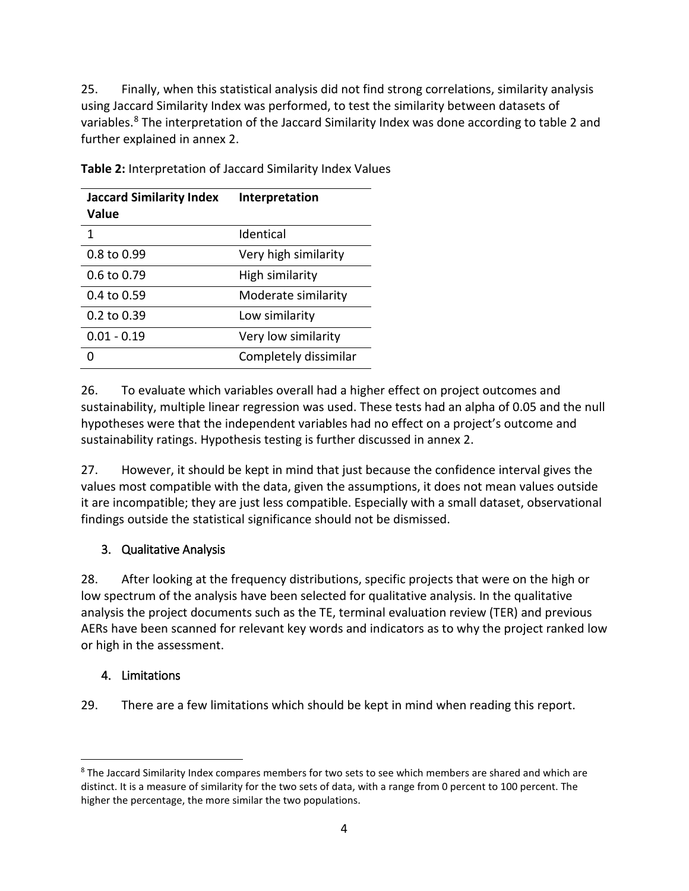25. Finally, when this statistical analysis did not find strong correlations, similarity analysis using Jaccard Similarity Index was performed, to test the similarity between datasets of variables.[8] The interpretation of the Jaccard Similarity Index was done according to table 2 and further explained in annex 2.

**Table 2:** Interpretation of Jaccard Similarity Index Values

| Jaccard Similarity Index Value | Interpretation |
|---|---|
| 1 | Identical |
| 0.8 to 0.99 | Very high similarity |
| 0.6 to 0.79 | High similarity |
| 0.4 to 0.59 | Moderate similarity |
| 0.2 to 0.39 | Low similarity |
| 0.01 - 0.19 | Very low similarity |
| 0 | Completely dissimilar |

26. To evaluate which variables overall had a higher effect on project outcomes and sustainability, multiple linear regression was used. These tests had an alpha of 0.05 and the null hypotheses were that the independent variables had no effect on a project's outcome and sustainability ratings. Hypothesis testing is further discussed in annex 2.

27. However, it should be kept in mind that just because the confidence interval gives the values most compatible with the data, given the assumptions, it does not mean values outside it are incompatible; they are just less compatible. Especially with a small dataset, observational findings outside the statistical significance should not be dismissed.

## 3. Qualitative Analysis

28. After looking at the frequency distributions, specific projects that were on the high or low spectrum of the analysis have been selected for qualitative analysis. In the qualitative analysis the project documents such as the TE, terminal evaluation review (TER) and previous AERs have been scanned for relevant key words and indicators as to why the project ranked low or high in the assessment.

## 4. Limitations

29. There are a few limitations which should be kept in mind when reading this report.

[8] The Jaccard Similarity Index compares members for two sets to see which members are shared and which are distinct. It is a measure of similarity for the two sets of data, with a range from 0 percent to 100 percent. The higher the percentage, the more similar the two populations.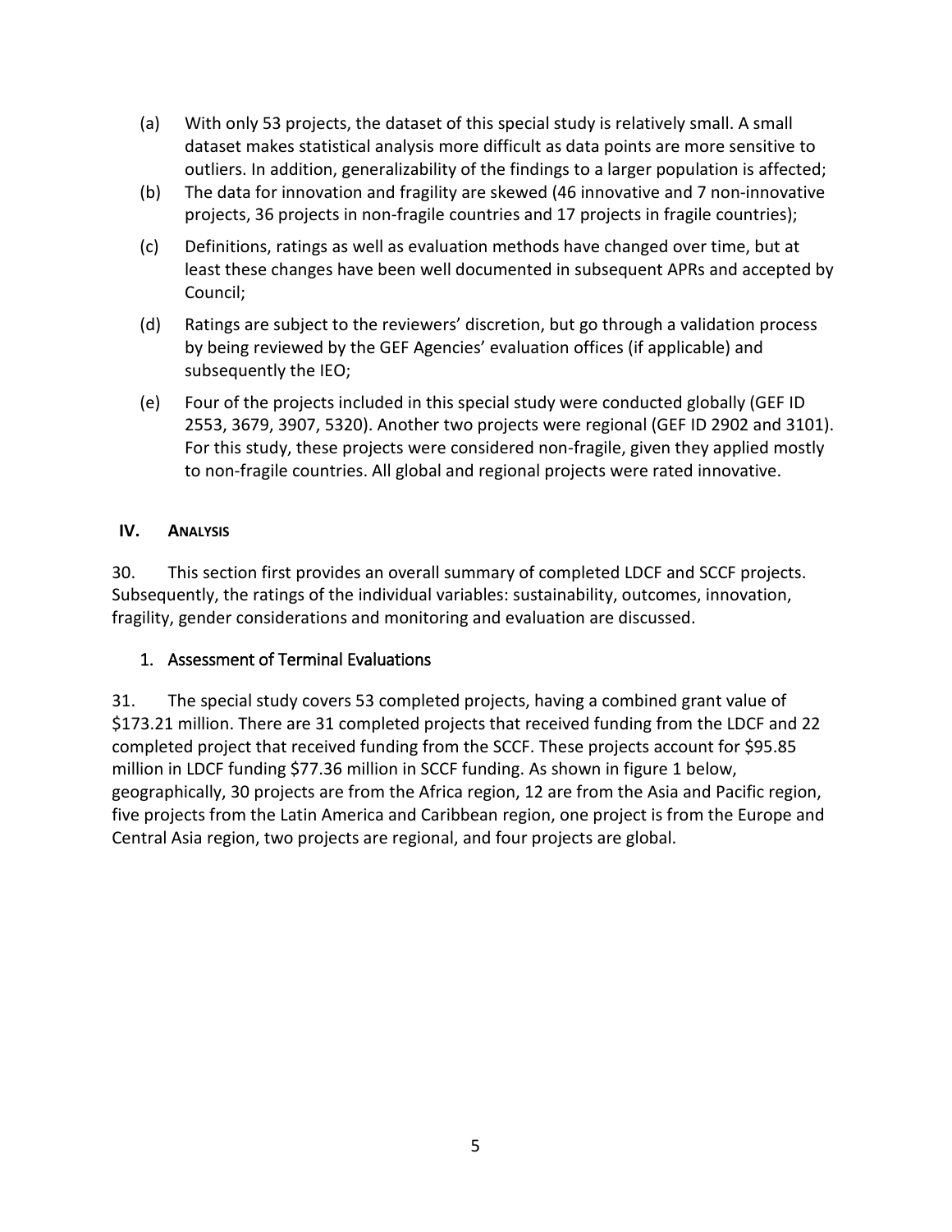(a) With only 53 projects, the dataset of this special study is relatively small. A small dataset makes statistical analysis more difficult as data points are more sensitive to outliers. In addition, generalizability of the findings to a larger population is affected;

(b) The data for innovation and fragility are skewed (46 innovative and 7 non-innovative projects, 36 projects in non-fragile countries and 17 projects in fragile countries);

(c) Definitions, ratings as well as evaluation methods have changed over time, but at least these changes have been well documented in subsequent APRs and accepted by Council;

(d) Ratings are subject to the reviewers' discretion, but go through a validation process by being reviewed by the GEF Agencies' evaluation offices (if applicable) and subsequently the IEO;

(e) Four of the projects included in this special study were conducted globally (GEF ID 2553, 3679, 3907, 5320). Another two projects were regional (GEF ID 2902 and 3101). For this study, these projects were considered non-fragile, given they applied mostly to non-fragile countries. All global and regional projects were rated innovative.

## IV. Analysis

30. This section first provides an overall summary of completed LDCF and SCCF projects. Subsequently, the ratings of the individual variables: sustainability, outcomes, innovation, fragility, gender considerations and monitoring and evaluation are discussed.

### 1. Assessment of Terminal Evaluations

31. The special study covers 53 completed projects, having a combined grant value of \$173.21 million. There are 31 completed projects that received funding from the LDCF and 22 completed project that received funding from the SCCF. These projects account for \$95.85 million in LDCF funding \$77.36 million in SCCF funding. As shown in figure 1 below, geographically, 30 projects are from the Africa region, 12 are from the Asia and Pacific region, five projects from the Latin America and Caribbean region, one project is from the Europe and Central Asia region, two projects are regional, and four projects are global.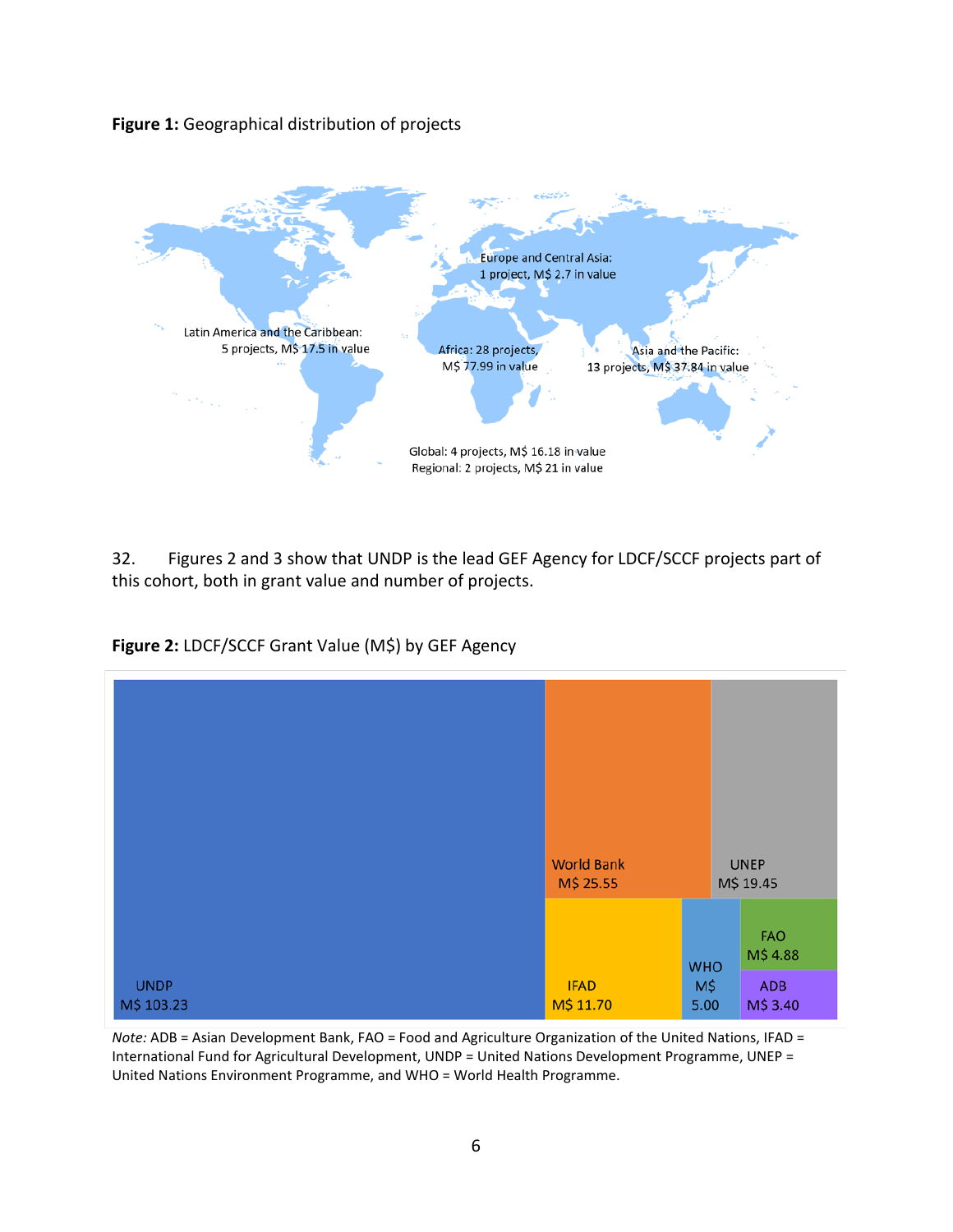**Figure 1:** Geographical distribution of projects

Europe and Central Asia: 1 project, M$ 2.7 in value

Latin America and the Caribbean: 5 projects, M$ 17.5 in value

Africa: 28 projects, M$ 77.99 in value

Asia and the Pacific: 13 projects, M$ 37.84 in value

Global: 4 projects, M$ 16.18 in value

Regional: 2 projects, M$ 21 in value

32. Figures 2 and 3 show that UNDP is the lead GEF Agency for LDCF/SCCF projects part of this cohort, both in grant value and number of projects.

**Figure 2:** LDCF/SCCF Grant Value (M$) by GEF Agency

| GEF Agency | Grant Value |
|---|---|
| UNDP | M$ 103.23 |
| World Bank | M$ 25.55 |
| UNEP | M$ 19.45 |
| IFAD | M$ 11.70 |
| WHO | M$ 5.00 |
| FAO | M$ 4.88 |
| ADB | M$ 3.40 |

*Note:* ADB = Asian Development Bank, FAO = Food and Agriculture Organization of the United Nations, IFAD = International Fund for Agricultural Development, UNDP = United Nations Development Programme, UNEP = United Nations Environment Programme, and WHO = World Health Programme.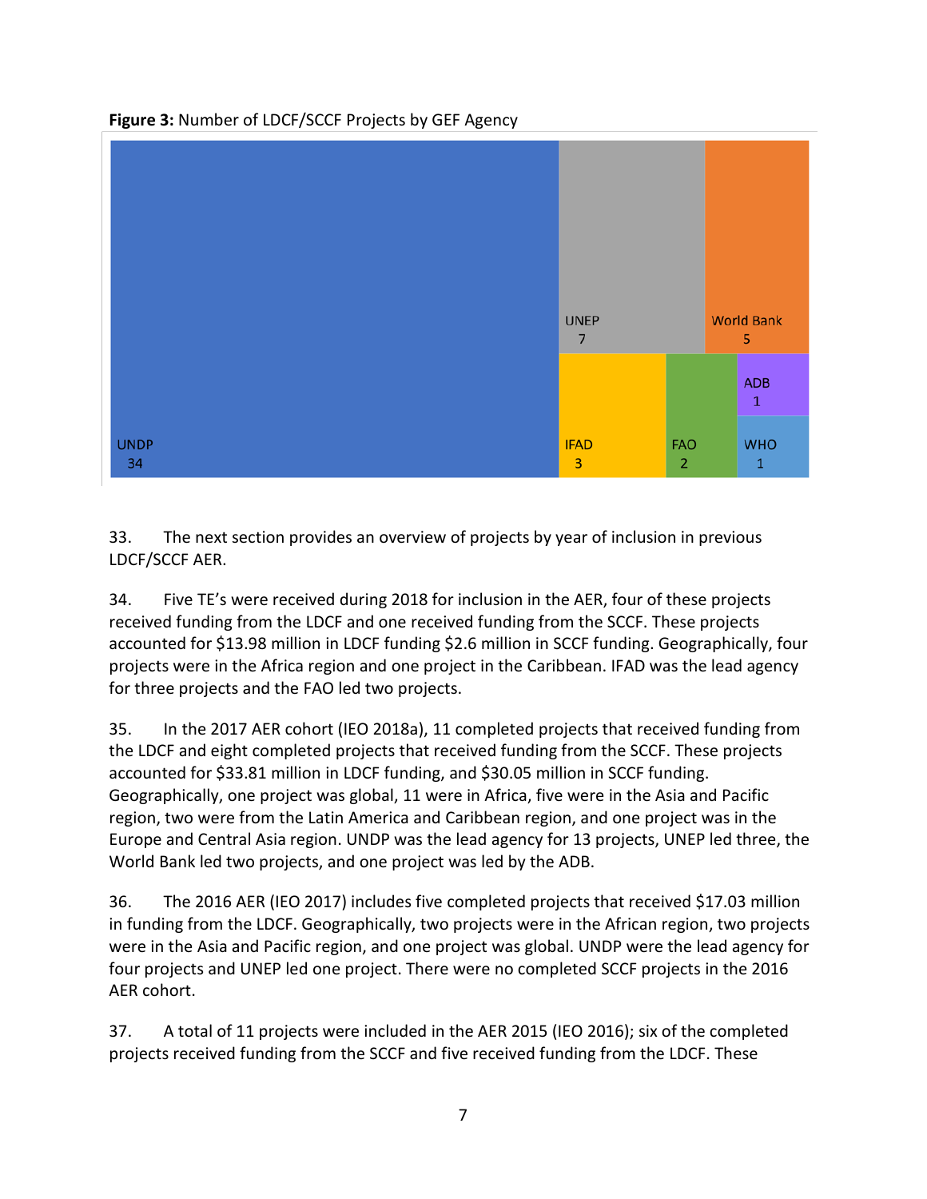**Figure 3:** Number of LDCF/SCCF Projects by GEF Agency

UNDP 34

UNEP 7

World Bank 5

IFAD 3

FAO 2

ADB 1

WHO 1

33. The next section provides an overview of projects by year of inclusion in previous LDCF/SCCF AER.

34. Five TE's were received during 2018 for inclusion in the AER, four of these projects received funding from the LDCF and one received funding from the SCCF. These projects accounted for $13.98 million in LDCF funding $2.6 million in SCCF funding. Geographically, four projects were in the Africa region and one project in the Caribbean. IFAD was the lead agency for three projects and the FAO led two projects.

35. In the 2017 AER cohort (IEO 2018a), 11 completed projects that received funding from the LDCF and eight completed projects that received funding from the SCCF. These projects accounted for $33.81 million in LDCF funding, and $30.05 million in SCCF funding. Geographically, one project was global, 11 were in Africa, five were in the Asia and Pacific region, two were from the Latin America and Caribbean region, and one project was in the Europe and Central Asia region. UNDP was the lead agency for 13 projects, UNEP led three, the World Bank led two projects, and one project was led by the ADB.

36. The 2016 AER (IEO 2017) includes five completed projects that received $17.03 million in funding from the LDCF. Geographically, two projects were in the African region, two projects were in the Asia and Pacific region, and one project was global. UNDP were the lead agency for four projects and UNEP led one project. There were no completed SCCF projects in the 2016 AER cohort.

37. A total of 11 projects were included in the AER 2015 (IEO 2016); six of the completed projects received funding from the SCCF and five received funding from the LDCF. These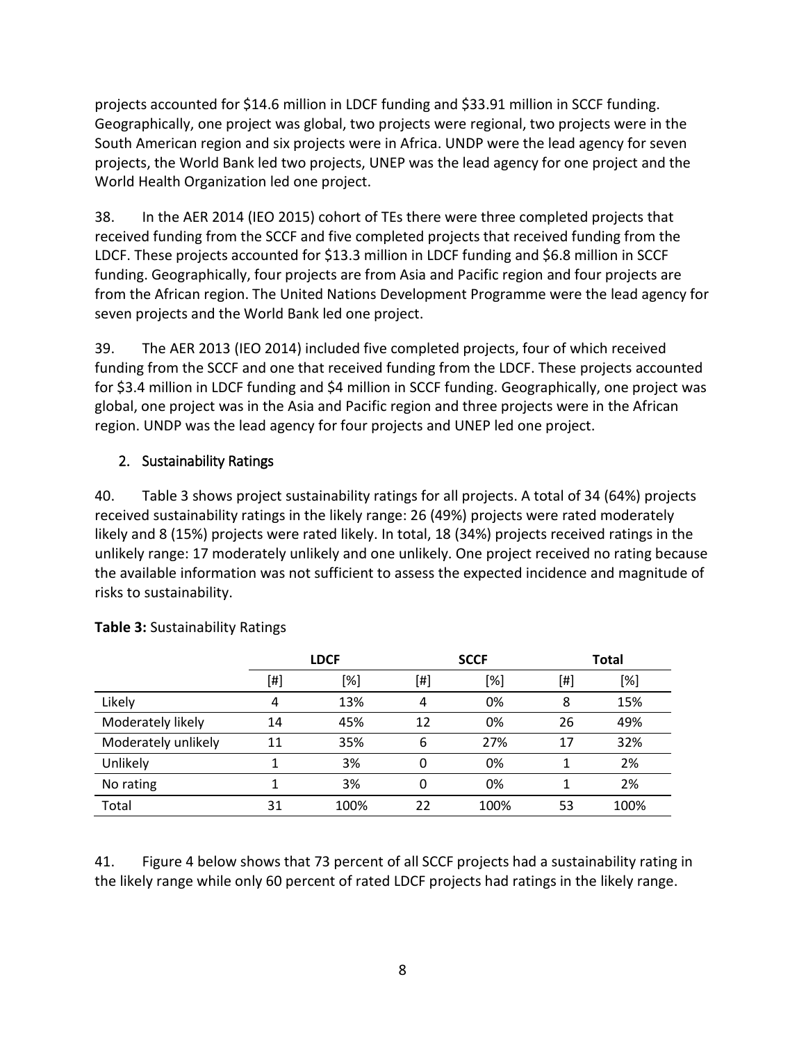projects accounted for \$14.6 million in LDCF funding and \$33.91 million in SCCF funding. Geographically, one project was global, two projects were regional, two projects were in the South American region and six projects were in Africa. UNDP were the lead agency for seven projects, the World Bank led two projects, UNEP was the lead agency for one project and the World Health Organization led one project.

38. In the AER 2014 (IEO 2015) cohort of TEs there were three completed projects that received funding from the SCCF and five completed projects that received funding from the LDCF. These projects accounted for \$13.3 million in LDCF funding and \$6.8 million in SCCF funding. Geographically, four projects are from Asia and Pacific region and four projects are from the African region. The United Nations Development Programme were the lead agency for seven projects and the World Bank led one project.

39. The AER 2013 (IEO 2014) included five completed projects, four of which received funding from the SCCF and one that received funding from the LDCF. These projects accounted for \$3.4 million in LDCF funding and \$4 million in SCCF funding. Geographically, one project was global, one project was in the Asia and Pacific region and three projects were in the African region. UNDP was the lead agency for four projects and UNEP led one project.

## 2. Sustainability Ratings

40. Table 3 shows project sustainability ratings for all projects. A total of 34 (64%) projects received sustainability ratings in the likely range: 26 (49%) projects were rated moderately likely and 8 (15%) projects were rated likely. In total, 18 (34%) projects received ratings in the unlikely range: 17 moderately unlikely and one unlikely. One project received no rating because the available information was not sufficient to assess the expected incidence and magnitude of risks to sustainability.

**Table 3:** Sustainability Ratings

| | LDCF | | SCCF | | Total | |
|---|---|---|---|---|---|---|
| | [#] | [%] | [#] | [%] | [#] | [%] |
| Likely | 4 | 13% | 4 | 0% | 8 | 15% |
| Moderately likely | 14 | 45% | 12 | 0% | 26 | 49% |
| Moderately unlikely | 11 | 35% | 6 | 27% | 17 | 32% |
| Unlikely | 1 | 3% | 0 | 0% | 1 | 2% |
| No rating | 1 | 3% | 0 | 0% | 1 | 2% |
| Total | 31 | 100% | 22 | 100% | 53 | 100% |

41. Figure 4 below shows that 73 percent of all SCCF projects had a sustainability rating in the likely range while only 60 percent of rated LDCF projects had ratings in the likely range.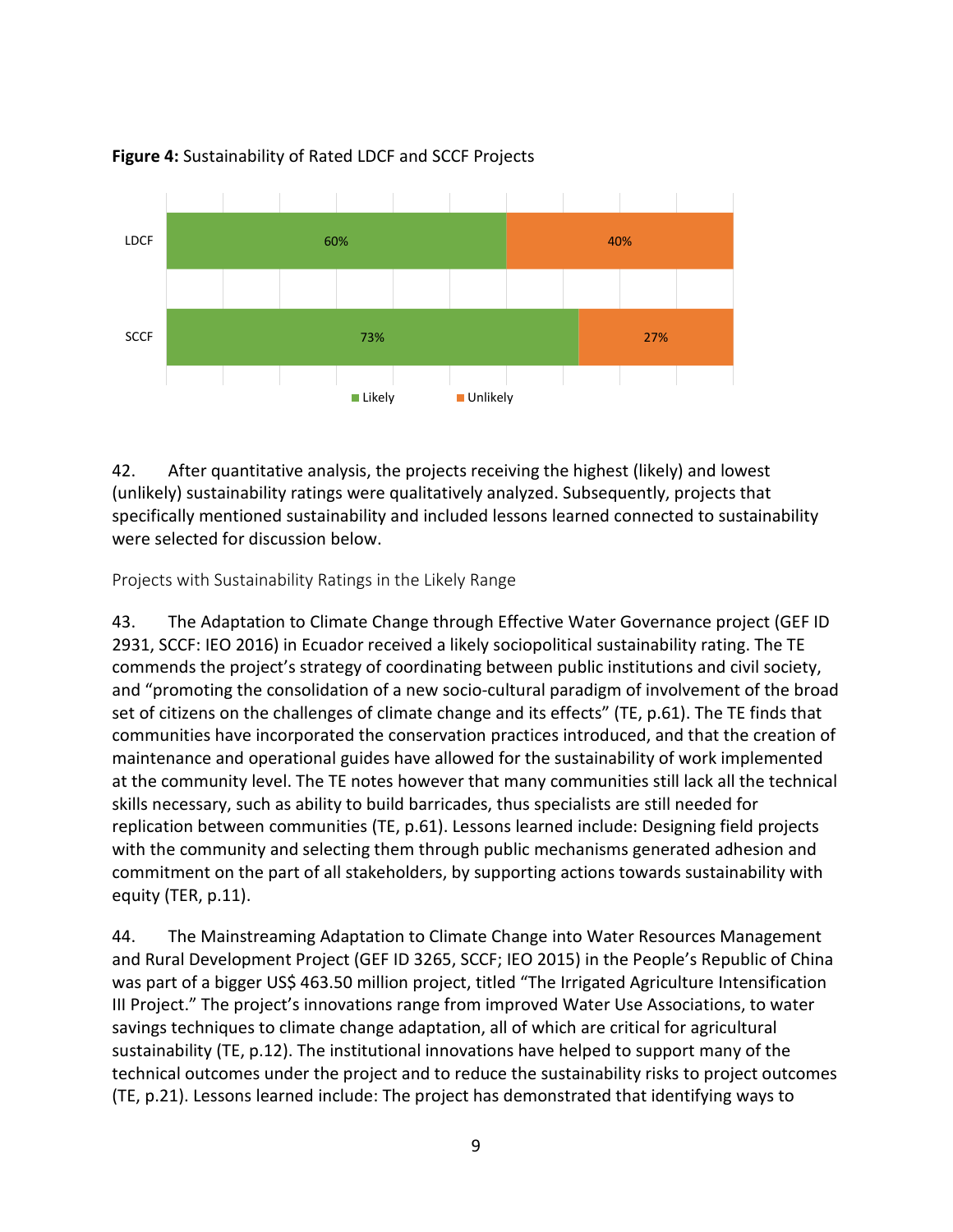**Figure 4:** Sustainability of Rated LDCF and SCCF Projects

| | Likely | Unlikely |
|---|---|---|
| LDCF | 60% | 40% |
| SCCF | 73% | 27% |

42. After quantitative analysis, the projects receiving the highest (likely) and lowest (unlikely) sustainability ratings were qualitatively analyzed. Subsequently, projects that specifically mentioned sustainability and included lessons learned connected to sustainability were selected for discussion below.

### Projects with Sustainability Ratings in the Likely Range

43. The Adaptation to Climate Change through Effective Water Governance project (GEF ID 2931, SCCF: IEO 2016) in Ecuador received a likely sociopolitical sustainability rating. The TE commends the project's strategy of coordinating between public institutions and civil society, and "promoting the consolidation of a new socio-cultural paradigm of involvement of the broad set of citizens on the challenges of climate change and its effects" (TE, p.61). The TE finds that communities have incorporated the conservation practices introduced, and that the creation of maintenance and operational guides have allowed for the sustainability of work implemented at the community level. The TE notes however that many communities still lack all the technical skills necessary, such as ability to build barricades, thus specialists are still needed for replication between communities (TE, p.61). Lessons learned include: Designing field projects with the community and selecting them through public mechanisms generated adhesion and commitment on the part of all stakeholders, by supporting actions towards sustainability with equity (TER, p.11).

44. The Mainstreaming Adaptation to Climate Change into Water Resources Management and Rural Development Project (GEF ID 3265, SCCF; IEO 2015) in the People's Republic of China was part of a bigger US$ 463.50 million project, titled "The Irrigated Agriculture Intensification III Project." The project's innovations range from improved Water Use Associations, to water savings techniques to climate change adaptation, all of which are critical for agricultural sustainability (TE, p.12). The institutional innovations have helped to support many of the technical outcomes under the project and to reduce the sustainability risks to project outcomes (TE, p.21). Lessons learned include: The project has demonstrated that identifying ways to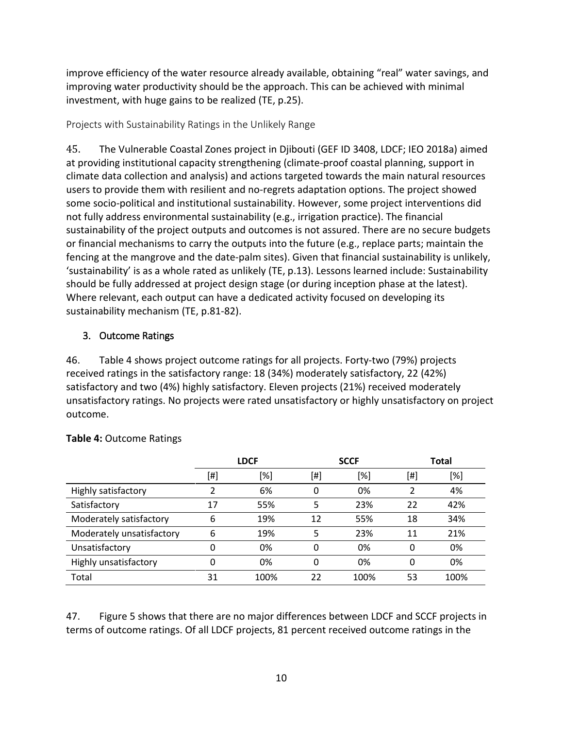improve efficiency of the water resource already available, obtaining "real" water savings, and improving water productivity should be the approach. This can be achieved with minimal investment, with huge gains to be realized (TE, p.25).

#### Projects with Sustainability Ratings in the Unlikely Range

45. The Vulnerable Coastal Zones project in Djibouti (GEF ID 3408, LDCF; IEO 2018a) aimed at providing institutional capacity strengthening (climate-proof coastal planning, support in climate data collection and analysis) and actions targeted towards the main natural resources users to provide them with resilient and no-regrets adaptation options. The project showed some socio-political and institutional sustainability. However, some project interventions did not fully address environmental sustainability (e.g., irrigation practice). The financial sustainability of the project outputs and outcomes is not assured. There are no secure budgets or financial mechanisms to carry the outputs into the future (e.g., replace parts; maintain the fencing at the mangrove and the date-palm sites). Given that financial sustainability is unlikely, 'sustainability' is as a whole rated as unlikely (TE, p.13). Lessons learned include: Sustainability should be fully addressed at project design stage (or during inception phase at the latest). Where relevant, each output can have a dedicated activity focused on developing its sustainability mechanism (TE, p.81-82).

### 3. Outcome Ratings

46. Table 4 shows project outcome ratings for all projects. Forty-two (79%) projects received ratings in the satisfactory range: 18 (34%) moderately satisfactory, 22 (42%) satisfactory and two (4%) highly satisfactory. Eleven projects (21%) received moderately unsatisfactory ratings. No projects were rated unsatisfactory or highly unsatisfactory on project outcome.

**Table 4:** Outcome Ratings

| | LDCF | | SCCF | | Total | |
|---|---|---|---|---|---|---|
| | [#] | [%] | [#] | [%] | [#] | [%] |
| Highly satisfactory | 2 | 6% | 0 | 0% | 2 | 4% |
| Satisfactory | 17 | 55% | 5 | 23% | 22 | 42% |
| Moderately satisfactory | 6 | 19% | 12 | 55% | 18 | 34% |
| Moderately unsatisfactory | 6 | 19% | 5 | 23% | 11 | 21% |
| Unsatisfactory | 0 | 0% | 0 | 0% | 0 | 0% |
| Highly unsatisfactory | 0 | 0% | 0 | 0% | 0 | 0% |
| Total | 31 | 100% | 22 | 100% | 53 | 100% |

47. Figure 5 shows that there are no major differences between LDCF and SCCF projects in terms of outcome ratings. Of all LDCF projects, 81 percent received outcome ratings in the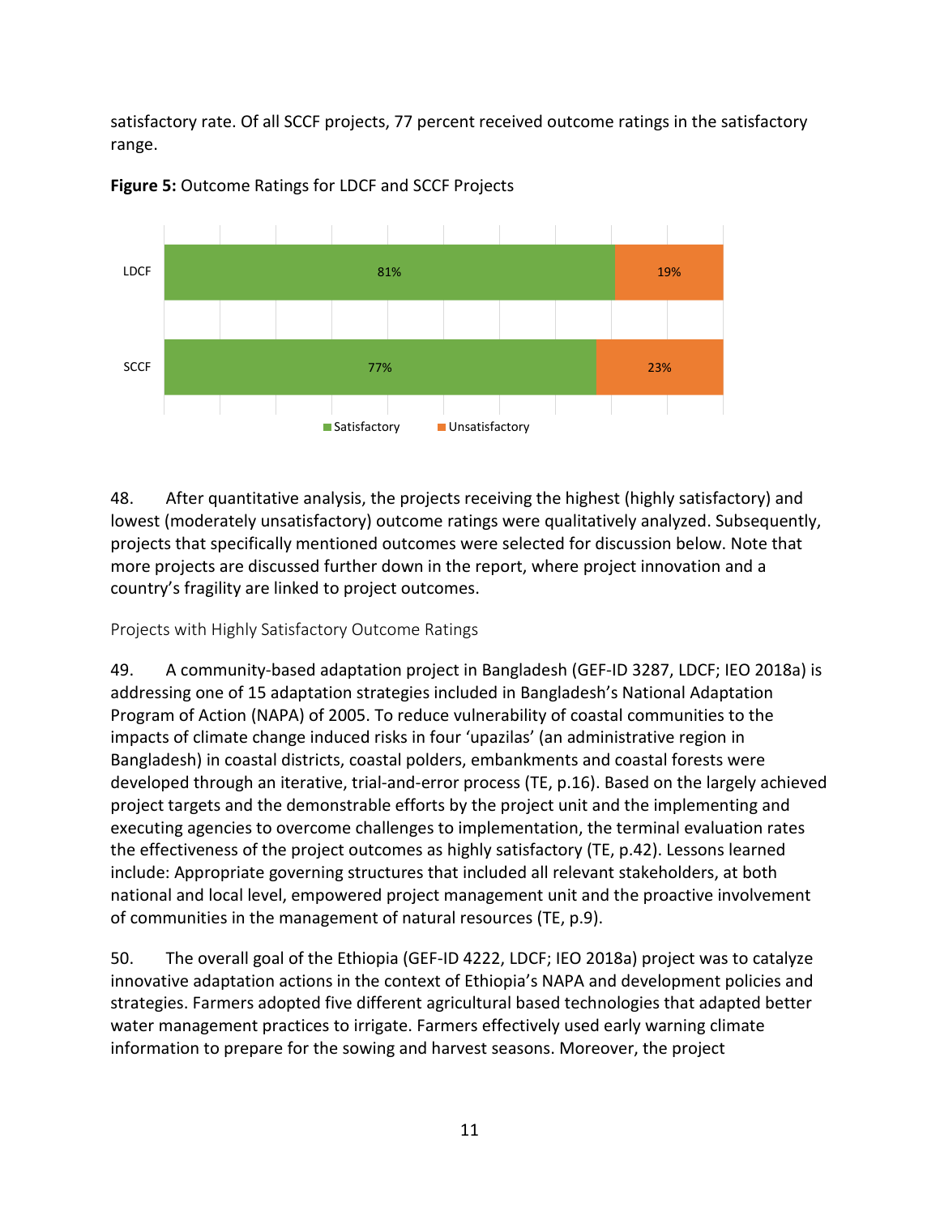satisfactory rate. Of all SCCF projects, 77 percent received outcome ratings in the satisfactory range.

**Figure 5:** Outcome Ratings for LDCF and SCCF Projects

| | Satisfactory | Unsatisfactory |
|---|---|---|
| LDCF | 81% | 19% |
| SCCF | 77% | 23% |

48. After quantitative analysis, the projects receiving the highest (highly satisfactory) and lowest (moderately unsatisfactory) outcome ratings were qualitatively analyzed. Subsequently, projects that specifically mentioned outcomes were selected for discussion below. Note that more projects are discussed further down in the report, where project innovation and a country's fragility are linked to project outcomes.

### Projects with Highly Satisfactory Outcome Ratings

49. A community-based adaptation project in Bangladesh (GEF-ID 3287, LDCF; IEO 2018a) is addressing one of 15 adaptation strategies included in Bangladesh's National Adaptation Program of Action (NAPA) of 2005. To reduce vulnerability of coastal communities to the impacts of climate change induced risks in four 'upazilas' (an administrative region in Bangladesh) in coastal districts, coastal polders, embankments and coastal forests were developed through an iterative, trial-and-error process (TE, p.16). Based on the largely achieved project targets and the demonstrable efforts by the project unit and the implementing and executing agencies to overcome challenges to implementation, the terminal evaluation rates the effectiveness of the project outcomes as highly satisfactory (TE, p.42). Lessons learned include: Appropriate governing structures that included all relevant stakeholders, at both national and local level, empowered project management unit and the proactive involvement of communities in the management of natural resources (TE, p.9).

50. The overall goal of the Ethiopia (GEF-ID 4222, LDCF; IEO 2018a) project was to catalyze innovative adaptation actions in the context of Ethiopia's NAPA and development policies and strategies. Farmers adopted five different agricultural based technologies that adapted better water management practices to irrigate. Farmers effectively used early warning climate information to prepare for the sowing and harvest seasons. Moreover, the project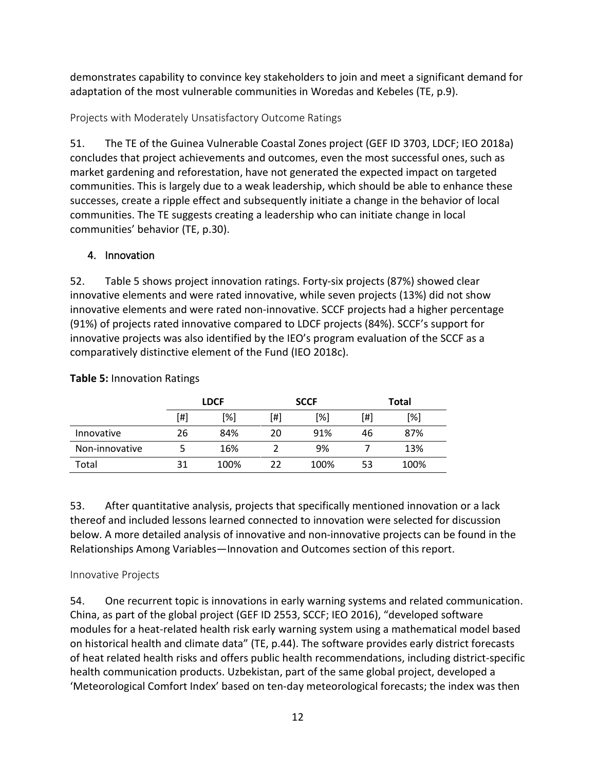demonstrates capability to convince key stakeholders to join and meet a significant demand for adaptation of the most vulnerable communities in Woredas and Kebeles (TE, p.9).

### Projects with Moderately Unsatisfactory Outcome Ratings

51. The TE of the Guinea Vulnerable Coastal Zones project (GEF ID 3703, LDCF; IEO 2018a) concludes that project achievements and outcomes, even the most successful ones, such as market gardening and reforestation, have not generated the expected impact on targeted communities. This is largely due to a weak leadership, which should be able to enhance these successes, create a ripple effect and subsequently initiate a change in the behavior of local communities. The TE suggests creating a leadership who can initiate change in local communities' behavior (TE, p.30).

## 4. Innovation

52. Table 5 shows project innovation ratings. Forty-six projects (87%) showed clear innovative elements and were rated innovative, while seven projects (13%) did not show innovative elements and were rated non-innovative. SCCF projects had a higher percentage (91%) of projects rated innovative compared to LDCF projects (84%). SCCF's support for innovative projects was also identified by the IEO's program evaluation of the SCCF as a comparatively distinctive element of the Fund (IEO 2018c).

**Table 5:** Innovation Ratings

| | LDCF | | SCCF | | Total | |
|---|---|---|---|---|---|---|
| | [#] | [%] | [#] | [%] | [#] | [%] |
| Innovative | 26 | 84% | 20 | 91% | 46 | 87% |
| Non-innovative | 5 | 16% | 2 | 9% | 7 | 13% |
| Total | 31 | 100% | 22 | 100% | 53 | 100% |

53. After quantitative analysis, projects that specifically mentioned innovation or a lack thereof and included lessons learned connected to innovation were selected for discussion below. A more detailed analysis of innovative and non-innovative projects can be found in the Relationships Among Variables—Innovation and Outcomes section of this report.

### Innovative Projects

54. One recurrent topic is innovations in early warning systems and related communication. China, as part of the global project (GEF ID 2553, SCCF; IEO 2016), "developed software modules for a heat-related health risk early warning system using a mathematical model based on historical health and climate data" (TE, p.44). The software provides early district forecasts of heat related health risks and offers public health recommendations, including district-specific health communication products. Uzbekistan, part of the same global project, developed a 'Meteorological Comfort Index' based on ten-day meteorological forecasts; the index was then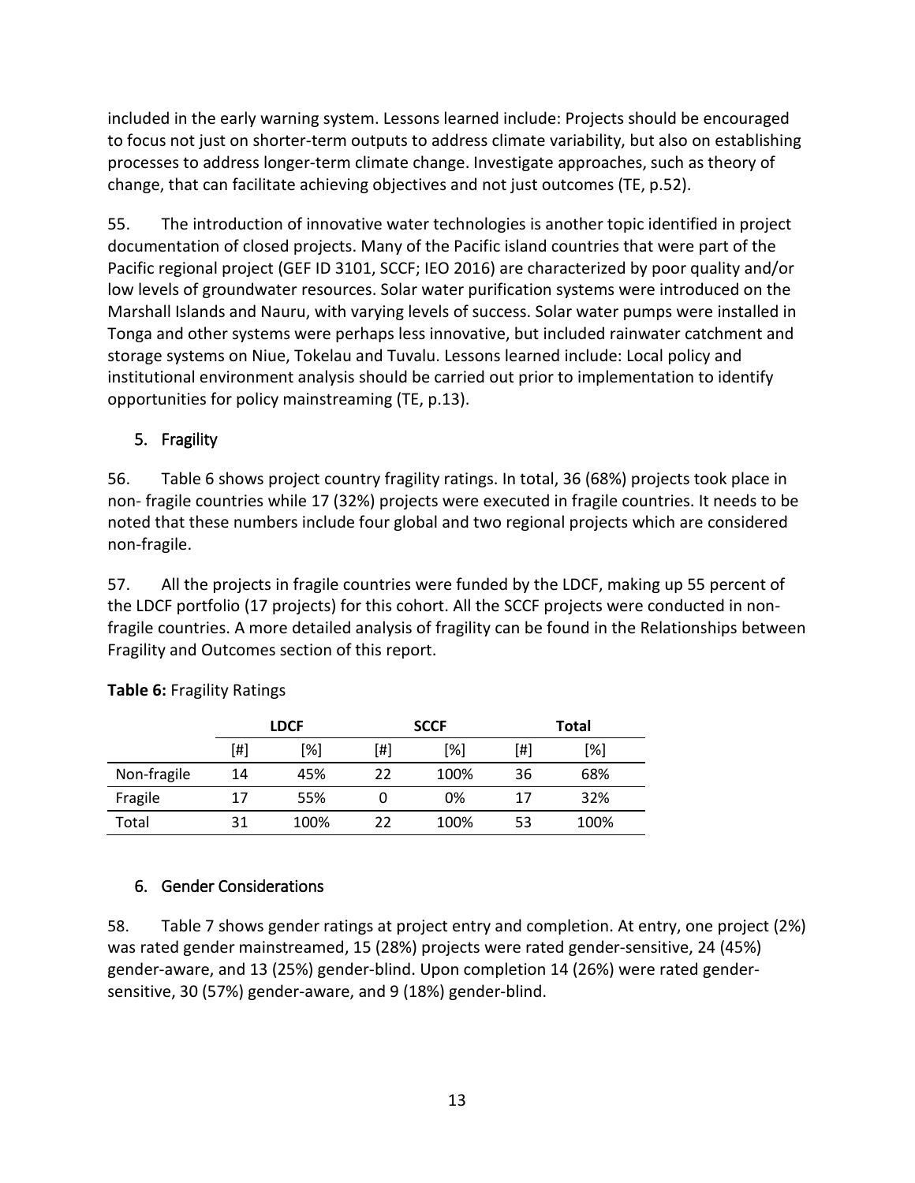included in the early warning system. Lessons learned include: Projects should be encouraged to focus not just on shorter-term outputs to address climate variability, but also on establishing processes to address longer-term climate change. Investigate approaches, such as theory of change, that can facilitate achieving objectives and not just outcomes (TE, p.52).

55. The introduction of innovative water technologies is another topic identified in project documentation of closed projects. Many of the Pacific island countries that were part of the Pacific regional project (GEF ID 3101, SCCF; IEO 2016) are characterized by poor quality and/or low levels of groundwater resources. Solar water purification systems were introduced on the Marshall Islands and Nauru, with varying levels of success. Solar water pumps were installed in Tonga and other systems were perhaps less innovative, but included rainwater catchment and storage systems on Niue, Tokelau and Tuvalu. Lessons learned include: Local policy and institutional environment analysis should be carried out prior to implementation to identify opportunities for policy mainstreaming (TE, p.13).

## 5. Fragility

56. Table 6 shows project country fragility ratings. In total, 36 (68%) projects took place in non- fragile countries while 17 (32%) projects were executed in fragile countries. It needs to be noted that these numbers include four global and two regional projects which are considered non-fragile.

57. All the projects in fragile countries were funded by the LDCF, making up 55 percent of the LDCF portfolio (17 projects) for this cohort. All the SCCF projects were conducted in non-fragile countries. A more detailed analysis of fragility can be found in the Relationships between Fragility and Outcomes section of this report.

**Table 6:** Fragility Ratings

| | LDCF | | SCCF | | Total | |
|---|---|---|---|---|---|---|
| | [#] | [%] | [#] | [%] | [#] | [%] |
| Non-fragile | 14 | 45% | 22 | 100% | 36 | 68% |
| Fragile | 17 | 55% | 0 | 0% | 17 | 32% |
| Total | 31 | 100% | 22 | 100% | 53 | 100% |

## 6. Gender Considerations

58. Table 7 shows gender ratings at project entry and completion. At entry, one project (2%) was rated gender mainstreamed, 15 (28%) projects were rated gender-sensitive, 24 (45%) gender-aware, and 13 (25%) gender-blind. Upon completion 14 (26%) were rated gender-sensitive, 30 (57%) gender-aware, and 9 (18%) gender-blind.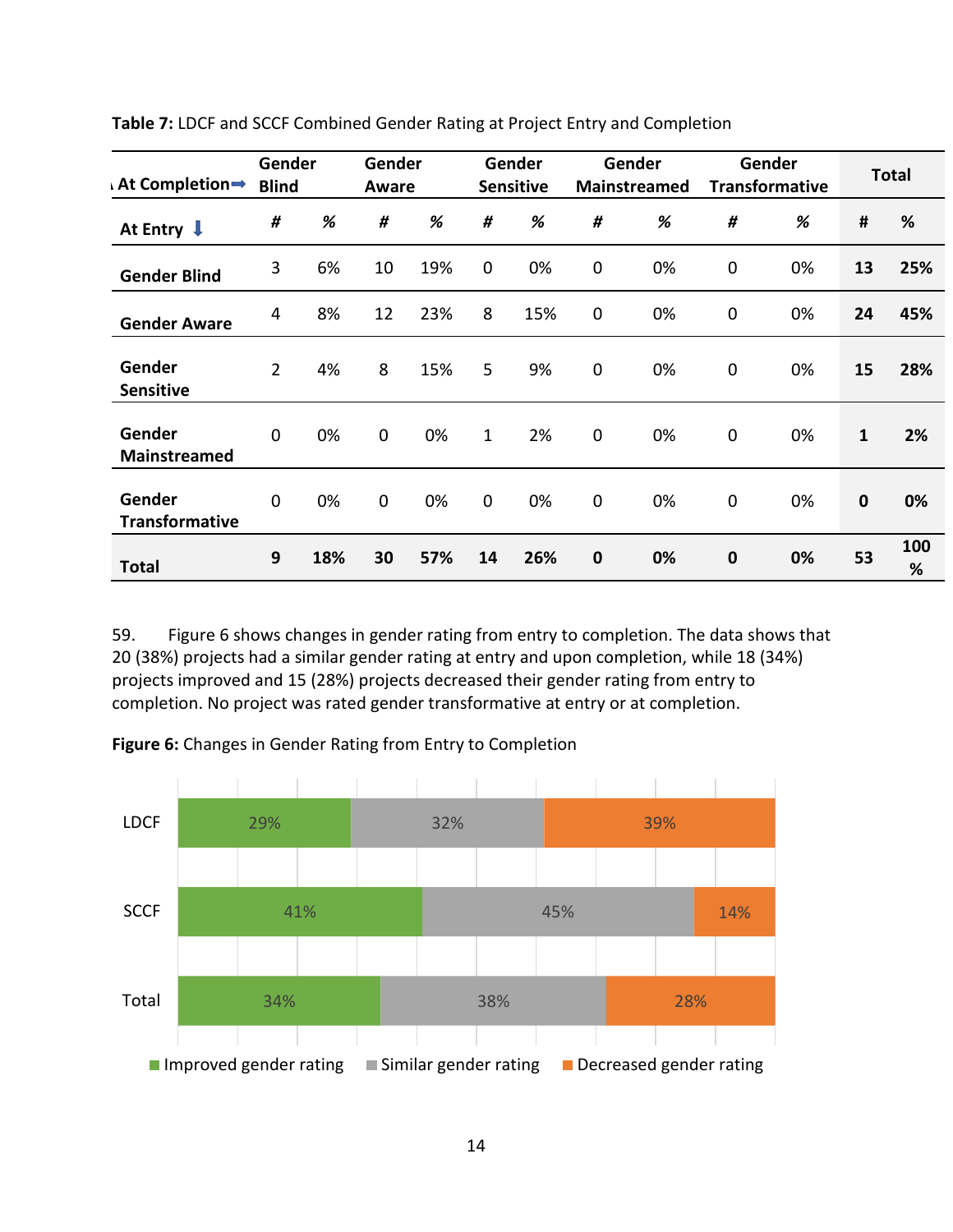**Table 7:** LDCF and SCCF Combined Gender Rating at Project Entry and Completion

| At Completion➡ | Gender Blind | | Gender Aware | | Gender Sensitive | | Gender Mainstreamed | | Gender Transformative | | Total | |
|---|---|---|---|---|---|---|---|---|---|---|---|---|
| **At Entry ⬇** | # | % | # | % | # | % | # | % | # | % | # | % |
| **Gender Blind** | 3 | 6% | 10 | 19% | 0 | 0% | 0 | 0% | 0 | 0% | **13** | **25%** |
| **Gender Aware** | 4 | 8% | 12 | 23% | 8 | 15% | 0 | 0% | 0 | 0% | **24** | **45%** |
| **Gender Sensitive** | 2 | 4% | 8 | 15% | 5 | 9% | 0 | 0% | 0 | 0% | **15** | **28%** |
| **Gender Mainstreamed** | 0 | 0% | 0 | 0% | 1 | 2% | 0 | 0% | 0 | 0% | **1** | **2%** |
| **Gender Transformative** | 0 | 0% | 0 | 0% | 0 | 0% | 0 | 0% | 0 | 0% | **0** | **0%** |
| **Total** | **9** | **18%** | **30** | **57%** | **14** | **26%** | **0** | **0%** | **0** | **0%** | **53** | **100 %** |

59. Figure 6 shows changes in gender rating from entry to completion. The data shows that 20 (38%) projects had a similar gender rating at entry and upon completion, while 18 (34%) projects improved and 15 (28%) projects decreased their gender rating from entry to completion. No project was rated gender transformative at entry or at completion.

**Figure 6:** Changes in Gender Rating from Entry to Completion

| | Improved gender rating | Similar gender rating | Decreased gender rating |
|---|---|---|---|
| LDCF | 29% | 32% | 39% |
| SCCF | 41% | 45% | 14% |
| Total | 34% | 38% | 28% |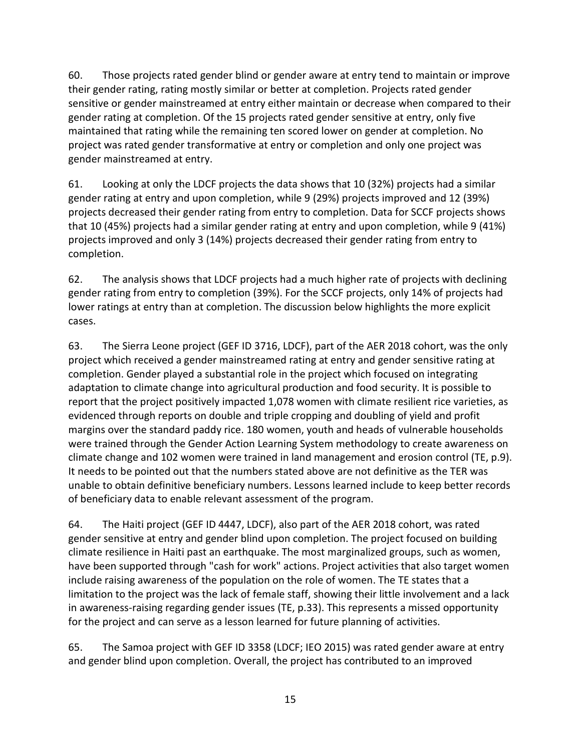60. Those projects rated gender blind or gender aware at entry tend to maintain or improve their gender rating, rating mostly similar or better at completion. Projects rated gender sensitive or gender mainstreamed at entry either maintain or decrease when compared to their gender rating at completion. Of the 15 projects rated gender sensitive at entry, only five maintained that rating while the remaining ten scored lower on gender at completion. No project was rated gender transformative at entry or completion and only one project was gender mainstreamed at entry.

61. Looking at only the LDCF projects the data shows that 10 (32%) projects had a similar gender rating at entry and upon completion, while 9 (29%) projects improved and 12 (39%) projects decreased their gender rating from entry to completion. Data for SCCF projects shows that 10 (45%) projects had a similar gender rating at entry and upon completion, while 9 (41%) projects improved and only 3 (14%) projects decreased their gender rating from entry to completion.

62. The analysis shows that LDCF projects had a much higher rate of projects with declining gender rating from entry to completion (39%). For the SCCF projects, only 14% of projects had lower ratings at entry than at completion. The discussion below highlights the more explicit cases.

63. The Sierra Leone project (GEF ID 3716, LDCF), part of the AER 2018 cohort, was the only project which received a gender mainstreamed rating at entry and gender sensitive rating at completion. Gender played a substantial role in the project which focused on integrating adaptation to climate change into agricultural production and food security. It is possible to report that the project positively impacted 1,078 women with climate resilient rice varieties, as evidenced through reports on double and triple cropping and doubling of yield and profit margins over the standard paddy rice. 180 women, youth and heads of vulnerable households were trained through the Gender Action Learning System methodology to create awareness on climate change and 102 women were trained in land management and erosion control (TE, p.9). It needs to be pointed out that the numbers stated above are not definitive as the TER was unable to obtain definitive beneficiary numbers. Lessons learned include to keep better records of beneficiary data to enable relevant assessment of the program.

64. The Haiti project (GEF ID 4447, LDCF), also part of the AER 2018 cohort, was rated gender sensitive at entry and gender blind upon completion. The project focused on building climate resilience in Haiti past an earthquake. The most marginalized groups, such as women, have been supported through "cash for work" actions. Project activities that also target women include raising awareness of the population on the role of women. The TE states that a limitation to the project was the lack of female staff, showing their little involvement and a lack in awareness-raising regarding gender issues (TE, p.33). This represents a missed opportunity for the project and can serve as a lesson learned for future planning of activities.

65. The Samoa project with GEF ID 3358 (LDCF; IEO 2015) was rated gender aware at entry and gender blind upon completion. Overall, the project has contributed to an improved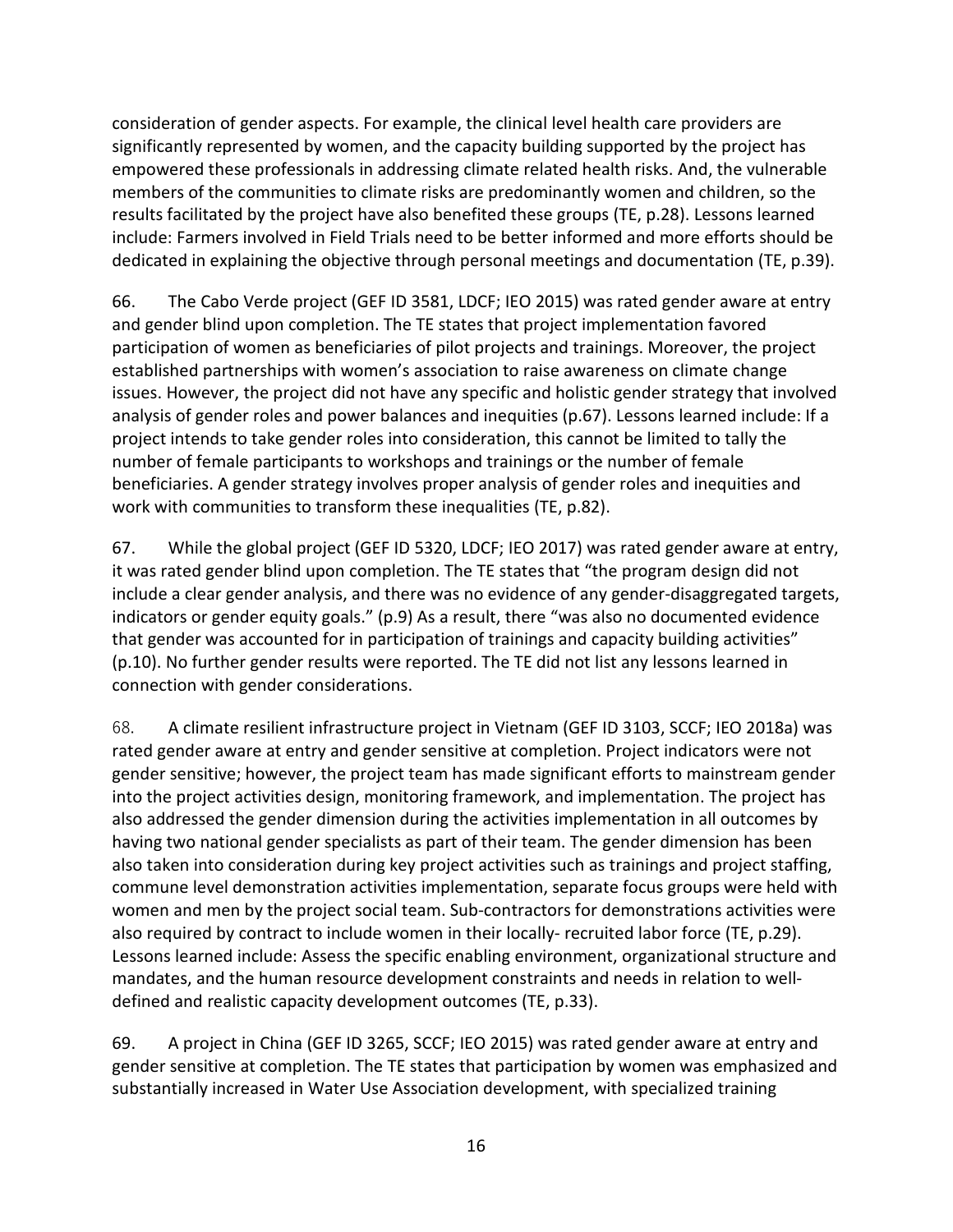consideration of gender aspects. For example, the clinical level health care providers are significantly represented by women, and the capacity building supported by the project has empowered these professionals in addressing climate related health risks. And, the vulnerable members of the communities to climate risks are predominantly women and children, so the results facilitated by the project have also benefited these groups (TE, p.28). Lessons learned include: Farmers involved in Field Trials need to be better informed and more efforts should be dedicated in explaining the objective through personal meetings and documentation (TE, p.39).

66. The Cabo Verde project (GEF ID 3581, LDCF; IEO 2015) was rated gender aware at entry and gender blind upon completion. The TE states that project implementation favored participation of women as beneficiaries of pilot projects and trainings. Moreover, the project established partnerships with women's association to raise awareness on climate change issues. However, the project did not have any specific and holistic gender strategy that involved analysis of gender roles and power balances and inequities (p.67). Lessons learned include: If a project intends to take gender roles into consideration, this cannot be limited to tally the number of female participants to workshops and trainings or the number of female beneficiaries. A gender strategy involves proper analysis of gender roles and inequities and work with communities to transform these inequalities (TE, p.82).

67. While the global project (GEF ID 5320, LDCF; IEO 2017) was rated gender aware at entry, it was rated gender blind upon completion. The TE states that "the program design did not include a clear gender analysis, and there was no evidence of any gender-disaggregated targets, indicators or gender equity goals." (p.9) As a result, there "was also no documented evidence that gender was accounted for in participation of trainings and capacity building activities" (p.10). No further gender results were reported. The TE did not list any lessons learned in connection with gender considerations.

68. A climate resilient infrastructure project in Vietnam (GEF ID 3103, SCCF; IEO 2018a) was rated gender aware at entry and gender sensitive at completion. Project indicators were not gender sensitive; however, the project team has made significant efforts to mainstream gender into the project activities design, monitoring framework, and implementation. The project has also addressed the gender dimension during the activities implementation in all outcomes by having two national gender specialists as part of their team. The gender dimension has been also taken into consideration during key project activities such as trainings and project staffing, commune level demonstration activities implementation, separate focus groups were held with women and men by the project social team. Sub-contractors for demonstrations activities were also required by contract to include women in their locally- recruited labor force (TE, p.29). Lessons learned include: Assess the specific enabling environment, organizational structure and mandates, and the human resource development constraints and needs in relation to well-defined and realistic capacity development outcomes (TE, p.33).

69. A project in China (GEF ID 3265, SCCF; IEO 2015) was rated gender aware at entry and gender sensitive at completion. The TE states that participation by women was emphasized and substantially increased in Water Use Association development, with specialized training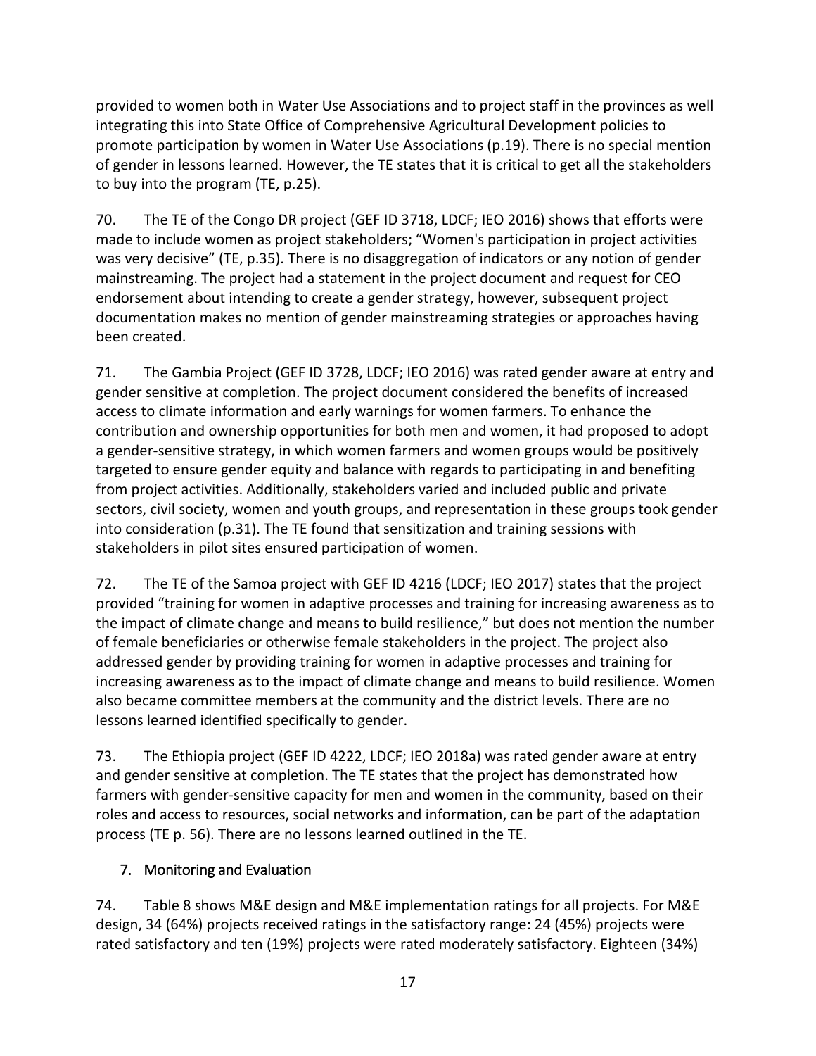provided to women both in Water Use Associations and to project staff in the provinces as well integrating this into State Office of Comprehensive Agricultural Development policies to promote participation by women in Water Use Associations (p.19). There is no special mention of gender in lessons learned. However, the TE states that it is critical to get all the stakeholders to buy into the program (TE, p.25).

70. The TE of the Congo DR project (GEF ID 3718, LDCF; IEO 2016) shows that efforts were made to include women as project stakeholders; "Women's participation in project activities was very decisive" (TE, p.35). There is no disaggregation of indicators or any notion of gender mainstreaming. The project had a statement in the project document and request for CEO endorsement about intending to create a gender strategy, however, subsequent project documentation makes no mention of gender mainstreaming strategies or approaches having been created.

71. The Gambia Project (GEF ID 3728, LDCF; IEO 2016) was rated gender aware at entry and gender sensitive at completion. The project document considered the benefits of increased access to climate information and early warnings for women farmers. To enhance the contribution and ownership opportunities for both men and women, it had proposed to adopt a gender-sensitive strategy, in which women farmers and women groups would be positively targeted to ensure gender equity and balance with regards to participating in and benefiting from project activities. Additionally, stakeholders varied and included public and private sectors, civil society, women and youth groups, and representation in these groups took gender into consideration (p.31). The TE found that sensitization and training sessions with stakeholders in pilot sites ensured participation of women.

72. The TE of the Samoa project with GEF ID 4216 (LDCF; IEO 2017) states that the project provided "training for women in adaptive processes and training for increasing awareness as to the impact of climate change and means to build resilience," but does not mention the number of female beneficiaries or otherwise female stakeholders in the project. The project also addressed gender by providing training for women in adaptive processes and training for increasing awareness as to the impact of climate change and means to build resilience. Women also became committee members at the community and the district levels. There are no lessons learned identified specifically to gender.

73. The Ethiopia project (GEF ID 4222, LDCF; IEO 2018a) was rated gender aware at entry and gender sensitive at completion. The TE states that the project has demonstrated how farmers with gender-sensitive capacity for men and women in the community, based on their roles and access to resources, social networks and information, can be part of the adaptation process (TE p. 56). There are no lessons learned outlined in the TE.

### 7. Monitoring and Evaluation

74. Table 8 shows M&E design and M&E implementation ratings for all projects. For M&E design, 34 (64%) projects received ratings in the satisfactory range: 24 (45%) projects were rated satisfactory and ten (19%) projects were rated moderately satisfactory. Eighteen (34%)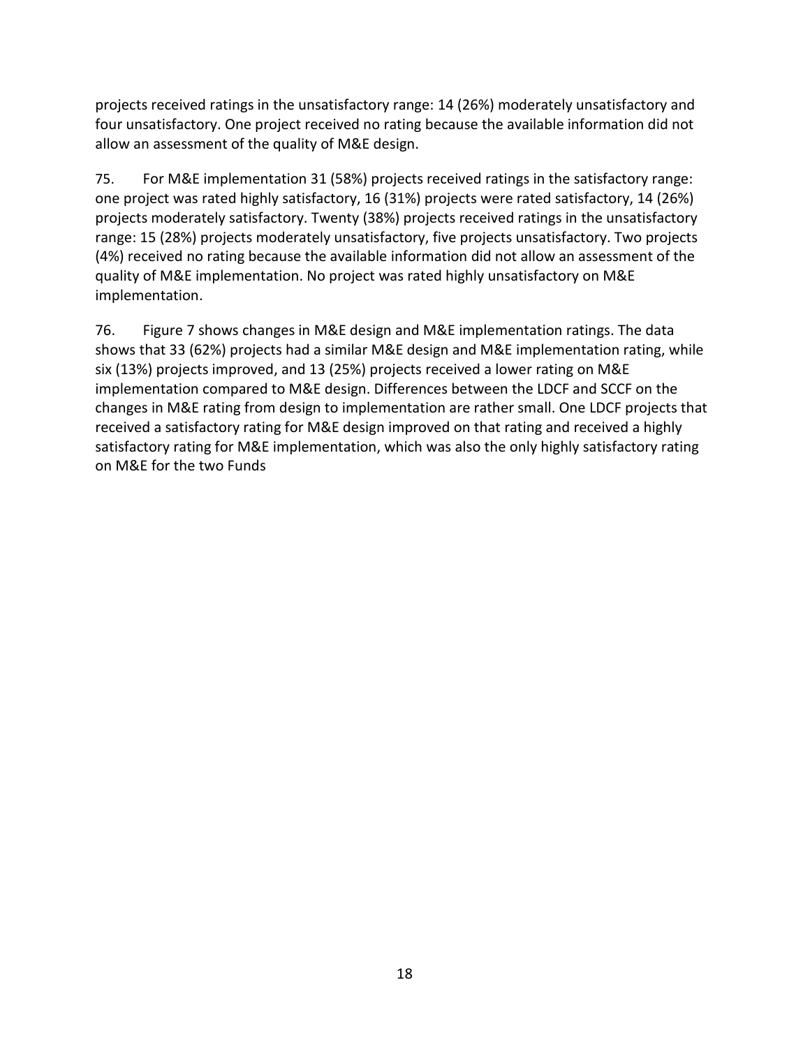projects received ratings in the unsatisfactory range: 14 (26%) moderately unsatisfactory and four unsatisfactory. One project received no rating because the available information did not allow an assessment of the quality of M&E design.

75. For M&E implementation 31 (58%) projects received ratings in the satisfactory range: one project was rated highly satisfactory, 16 (31%) projects were rated satisfactory, 14 (26%) projects moderately satisfactory. Twenty (38%) projects received ratings in the unsatisfactory range: 15 (28%) projects moderately unsatisfactory, five projects unsatisfactory. Two projects (4%) received no rating because the available information did not allow an assessment of the quality of M&E implementation. No project was rated highly unsatisfactory on M&E implementation.

76. Figure 7 shows changes in M&E design and M&E implementation ratings. The data shows that 33 (62%) projects had a similar M&E design and M&E implementation rating, while six (13%) projects improved, and 13 (25%) projects received a lower rating on M&E implementation compared to M&E design. Differences between the LDCF and SCCF on the changes in M&E rating from design to implementation are rather small. One LDCF projects that received a satisfactory rating for M&E design improved on that rating and received a highly satisfactory rating for M&E implementation, which was also the only highly satisfactory rating on M&E for the two Funds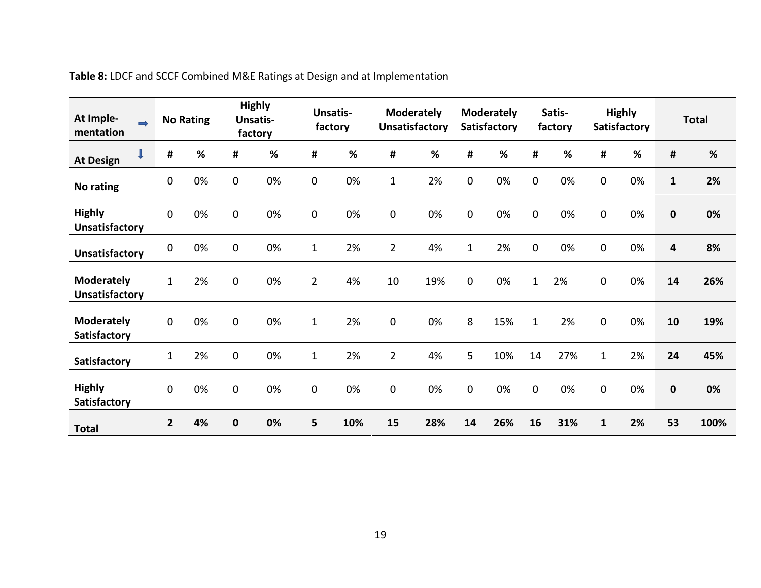**Table 8:** LDCF and SCCF Combined M&E Ratings at Design and at Implementation

| At Implementation ➡ | No Rating | | Highly Unsatisfactory | | Unsatisfactory | | Moderately Unsatisfactory | | Moderately Satisfactory | | Satisfactory | | Highly Satisfactory | | Total | |
|---|---|---|---|---|---|---|---|---|---|---|---|---|---|---|---|---|
| **At Design** ⬇ | **#** | **%** | **#** | **%** | **#** | **%** | **#** | **%** | **#** | **%** | **#** | **%** | **#** | **%** | **#** | **%** |
| **No rating** | 0 | 0% | 0 | 0% | 0 | 0% | 1 | 2% | 0 | 0% | 0 | 0% | 0 | 0% | **1** | **2%** |
| **Highly Unsatisfactory** | 0 | 0% | 0 | 0% | 0 | 0% | 0 | 0% | 0 | 0% | 0 | 0% | 0 | 0% | **0** | **0%** |
| **Unsatisfactory** | 0 | 0% | 0 | 0% | 1 | 2% | 2 | 4% | 1 | 2% | 0 | 0% | 0 | 0% | **4** | **8%** |
| **Moderately Unsatisfactory** | 1 | 2% | 0 | 0% | 2 | 4% | 10 | 19% | 0 | 0% | 1 | 2% | 0 | 0% | **14** | **26%** |
| **Moderately Satisfactory** | 0 | 0% | 0 | 0% | 1 | 2% | 0 | 0% | 8 | 15% | 1 | 2% | 0 | 0% | **10** | **19%** |
| **Satisfactory** | 1 | 2% | 0 | 0% | 1 | 2% | 2 | 4% | 5 | 10% | 14 | 27% | 1 | 2% | **24** | **45%** |
| **Highly Satisfactory** | 0 | 0% | 0 | 0% | 0 | 0% | 0 | 0% | 0 | 0% | 0 | 0% | 0 | 0% | **0** | **0%** |
| **Total** | **2** | **4%** | **0** | **0%** | **5** | **10%** | **15** | **28%** | **14** | **26%** | **16** | **31%** | **1** | **2%** | **53** | **100%** |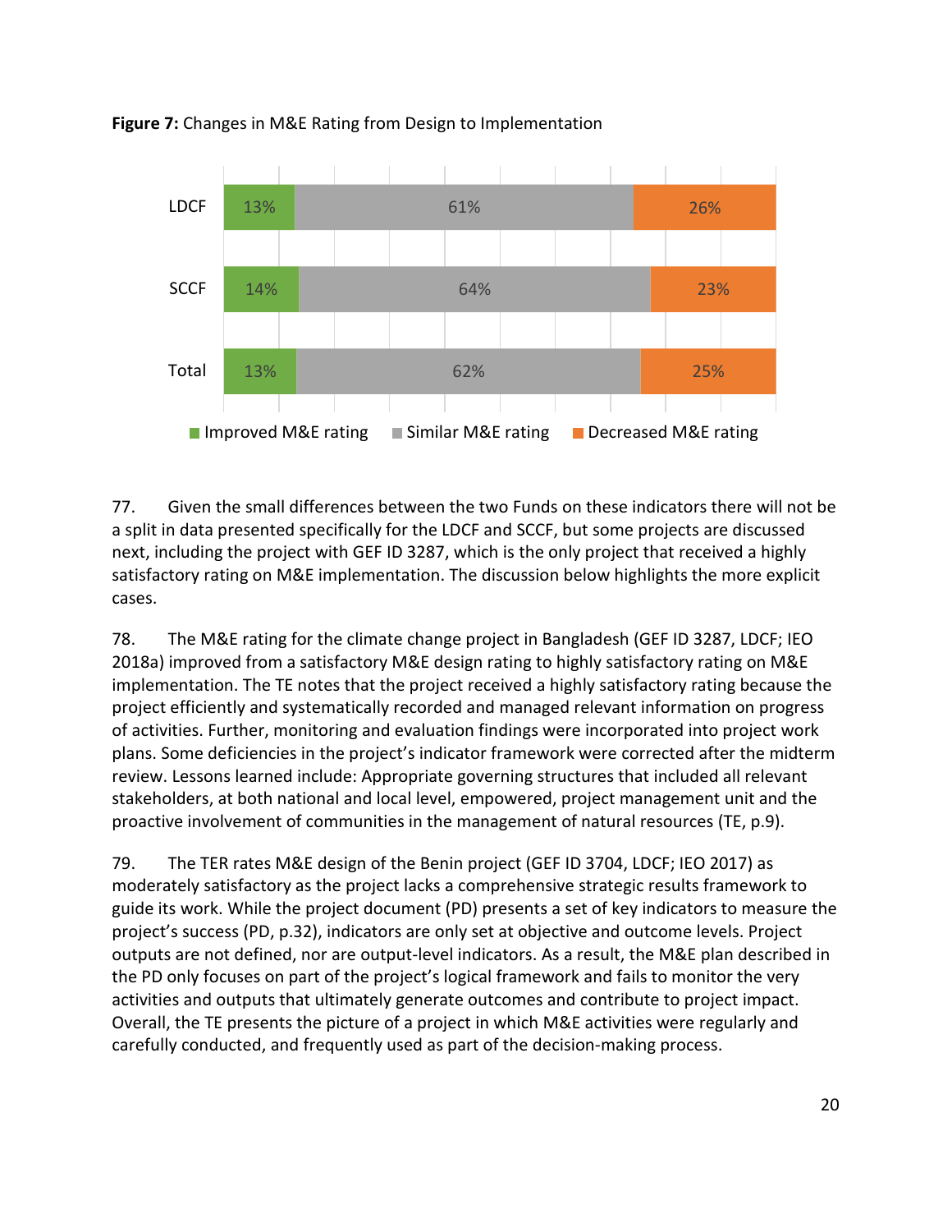**Figure 7:** Changes in M&E Rating from Design to Implementation

| | Improved M&E rating | Similar M&E rating | Decreased M&E rating |
|---|---|---|---|
| LDCF | 13% | 61% | 26% |
| SCCF | 14% | 64% | 23% |
| Total | 13% | 62% | 25% |

77. Given the small differences between the two Funds on these indicators there will not be a split in data presented specifically for the LDCF and SCCF, but some projects are discussed next, including the project with GEF ID 3287, which is the only project that received a highly satisfactory rating on M&E implementation. The discussion below highlights the more explicit cases.

78. The M&E rating for the climate change project in Bangladesh (GEF ID 3287, LDCF; IEO 2018a) improved from a satisfactory M&E design rating to highly satisfactory rating on M&E implementation. The TE notes that the project received a highly satisfactory rating because the project efficiently and systematically recorded and managed relevant information on progress of activities. Further, monitoring and evaluation findings were incorporated into project work plans. Some deficiencies in the project's indicator framework were corrected after the midterm review. Lessons learned include: Appropriate governing structures that included all relevant stakeholders, at both national and local level, empowered, project management unit and the proactive involvement of communities in the management of natural resources (TE, p.9).

79. The TER rates M&E design of the Benin project (GEF ID 3704, LDCF; IEO 2017) as moderately satisfactory as the project lacks a comprehensive strategic results framework to guide its work. While the project document (PD) presents a set of key indicators to measure the project's success (PD, p.32), indicators are only set at objective and outcome levels. Project outputs are not defined, nor are output-level indicators. As a result, the M&E plan described in the PD only focuses on part of the project's logical framework and fails to monitor the very activities and outputs that ultimately generate outcomes and contribute to project impact. Overall, the TE presents the picture of a project in which M&E activities were regularly and carefully conducted, and frequently used as part of the decision-making process.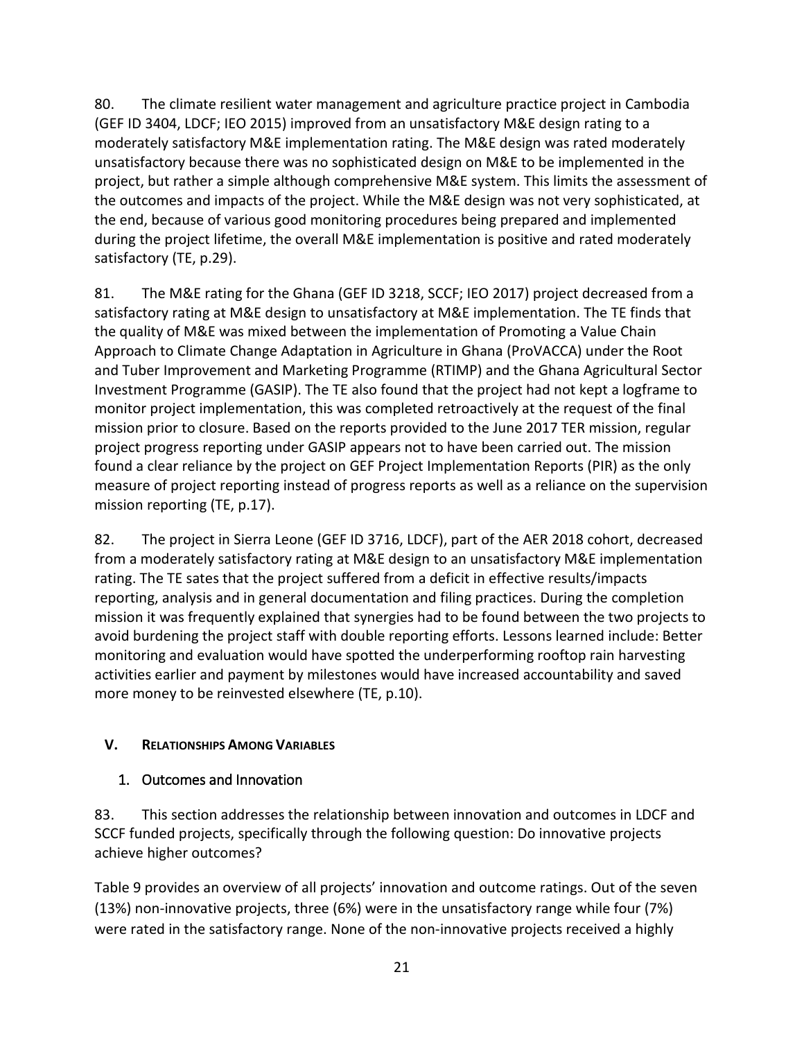80. The climate resilient water management and agriculture practice project in Cambodia (GEF ID 3404, LDCF; IEO 2015) improved from an unsatisfactory M&E design rating to a moderately satisfactory M&E implementation rating. The M&E design was rated moderately unsatisfactory because there was no sophisticated design on M&E to be implemented in the project, but rather a simple although comprehensive M&E system. This limits the assessment of the outcomes and impacts of the project. While the M&E design was not very sophisticated, at the end, because of various good monitoring procedures being prepared and implemented during the project lifetime, the overall M&E implementation is positive and rated moderately satisfactory (TE, p.29).

81. The M&E rating for the Ghana (GEF ID 3218, SCCF; IEO 2017) project decreased from a satisfactory rating at M&E design to unsatisfactory at M&E implementation. The TE finds that the quality of M&E was mixed between the implementation of Promoting a Value Chain Approach to Climate Change Adaptation in Agriculture in Ghana (ProVACCA) under the Root and Tuber Improvement and Marketing Programme (RTIMP) and the Ghana Agricultural Sector Investment Programme (GASIP). The TE also found that the project had not kept a logframe to monitor project implementation, this was completed retroactively at the request of the final mission prior to closure. Based on the reports provided to the June 2017 TER mission, regular project progress reporting under GASIP appears not to have been carried out. The mission found a clear reliance by the project on GEF Project Implementation Reports (PIR) as the only measure of project reporting instead of progress reports as well as a reliance on the supervision mission reporting (TE, p.17).

82. The project in Sierra Leone (GEF ID 3716, LDCF), part of the AER 2018 cohort, decreased from a moderately satisfactory rating at M&E design to an unsatisfactory M&E implementation rating. The TE sates that the project suffered from a deficit in effective results/impacts reporting, analysis and in general documentation and filing practices. During the completion mission it was frequently explained that synergies had to be found between the two projects to avoid burdening the project staff with double reporting efforts. Lessons learned include: Better monitoring and evaluation would have spotted the underperforming rooftop rain harvesting activities earlier and payment by milestones would have increased accountability and saved more money to be reinvested elsewhere (TE, p.10).

## V. Relationships Among Variables

### 1. Outcomes and Innovation

83. This section addresses the relationship between innovation and outcomes in LDCF and SCCF funded projects, specifically through the following question: Do innovative projects achieve higher outcomes?

Table 9 provides an overview of all projects' innovation and outcome ratings. Out of the seven (13%) non-innovative projects, three (6%) were in the unsatisfactory range while four (7%) were rated in the satisfactory range. None of the non-innovative projects received a highly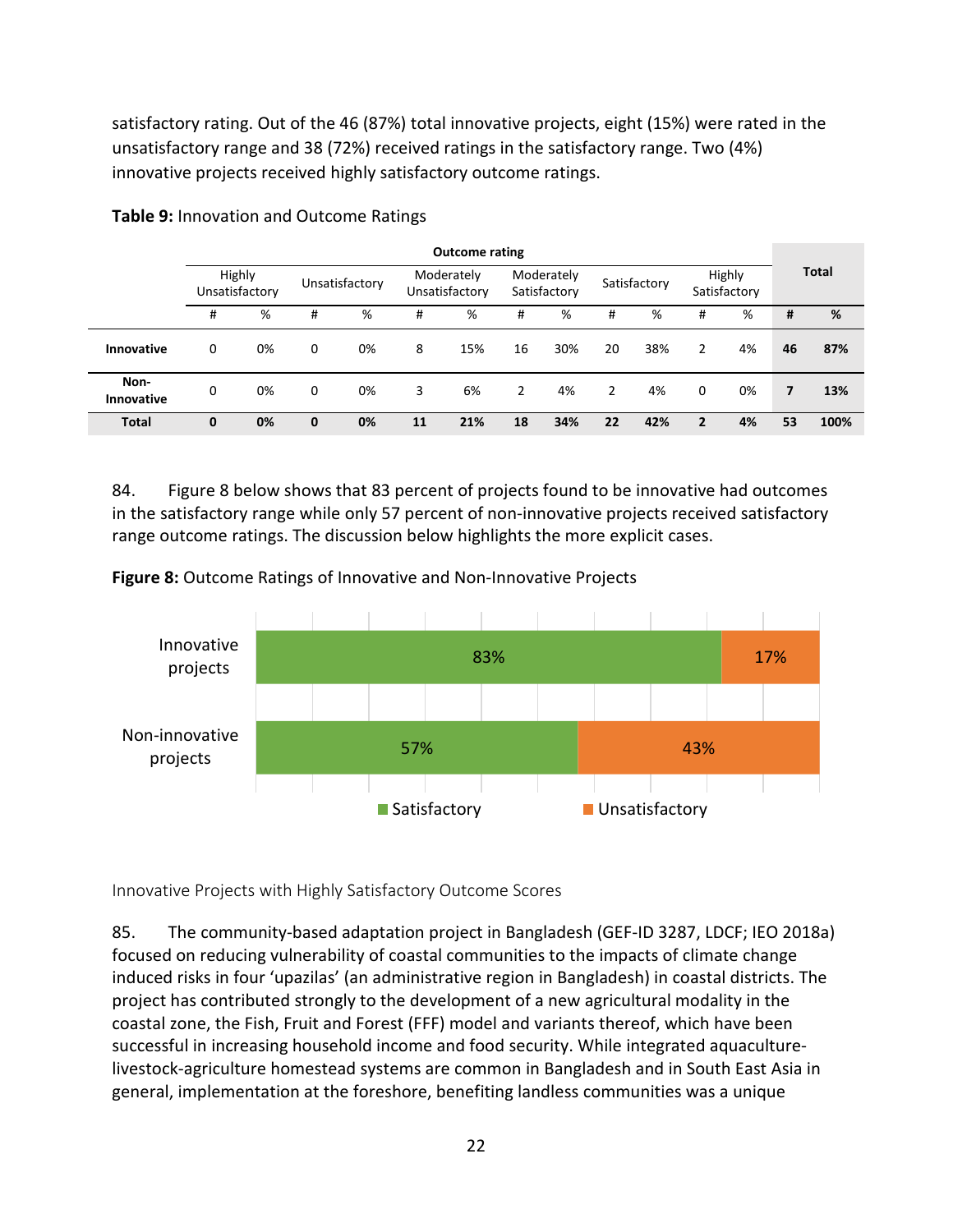satisfactory rating. Out of the 46 (87%) total innovative projects, eight (15%) were rated in the unsatisfactory range and 38 (72%) received ratings in the satisfactory range. Two (4%) innovative projects received highly satisfactory outcome ratings.

**Table 9:** Innovation and Outcome Ratings

| | Outcome rating | | | | | | | | | | | | Total | |
|---|---|---|---|---|---|---|---|---|---|---|---|---|---|---|
| | Highly Unsatisfactory | | Unsatisfactory | | Moderately Unsatisfactory | | Moderately Satisfactory | | Satisfactory | | Highly Satisfactory | | | |
| | # | % | # | % | # | % | # | % | # | % | # | % | **#** | **%** |
| **Innovative** | 0 | 0% | 0 | 0% | 8 | 15% | 16 | 30% | 20 | 38% | 2 | 4% | **46** | **87%** |
| **Non-Innovative** | 0 | 0% | 0 | 0% | 3 | 6% | 2 | 4% | 2 | 4% | 0 | 0% | **7** | **13%** |
| **Total** | **0** | **0%** | **0** | **0%** | **11** | **21%** | **18** | **34%** | **22** | **42%** | **2** | **4%** | **53** | **100%** |

84. Figure 8 below shows that 83 percent of projects found to be innovative had outcomes in the satisfactory range while only 57 percent of non-innovative projects received satisfactory range outcome ratings. The discussion below highlights the more explicit cases.

**Figure 8:** Outcome Ratings of Innovative and Non-Innovative Projects

| | Satisfactory | Unsatisfactory |
|---|---|---|
| Innovative projects | 83% | 17% |
| Non-innovative projects | 57% | 43% |

Innovative Projects with Highly Satisfactory Outcome Scores

85. The community-based adaptation project in Bangladesh (GEF-ID 3287, LDCF; IEO 2018a) focused on reducing vulnerability of coastal communities to the impacts of climate change induced risks in four 'upazilas' (an administrative region in Bangladesh) in coastal districts. The project has contributed strongly to the development of a new agricultural modality in the coastal zone, the Fish, Fruit and Forest (FFF) model and variants thereof, which have been successful in increasing household income and food security. While integrated aquaculture-livestock-agriculture homestead systems are common in Bangladesh and in South East Asia in general, implementation at the foreshore, benefiting landless communities was a unique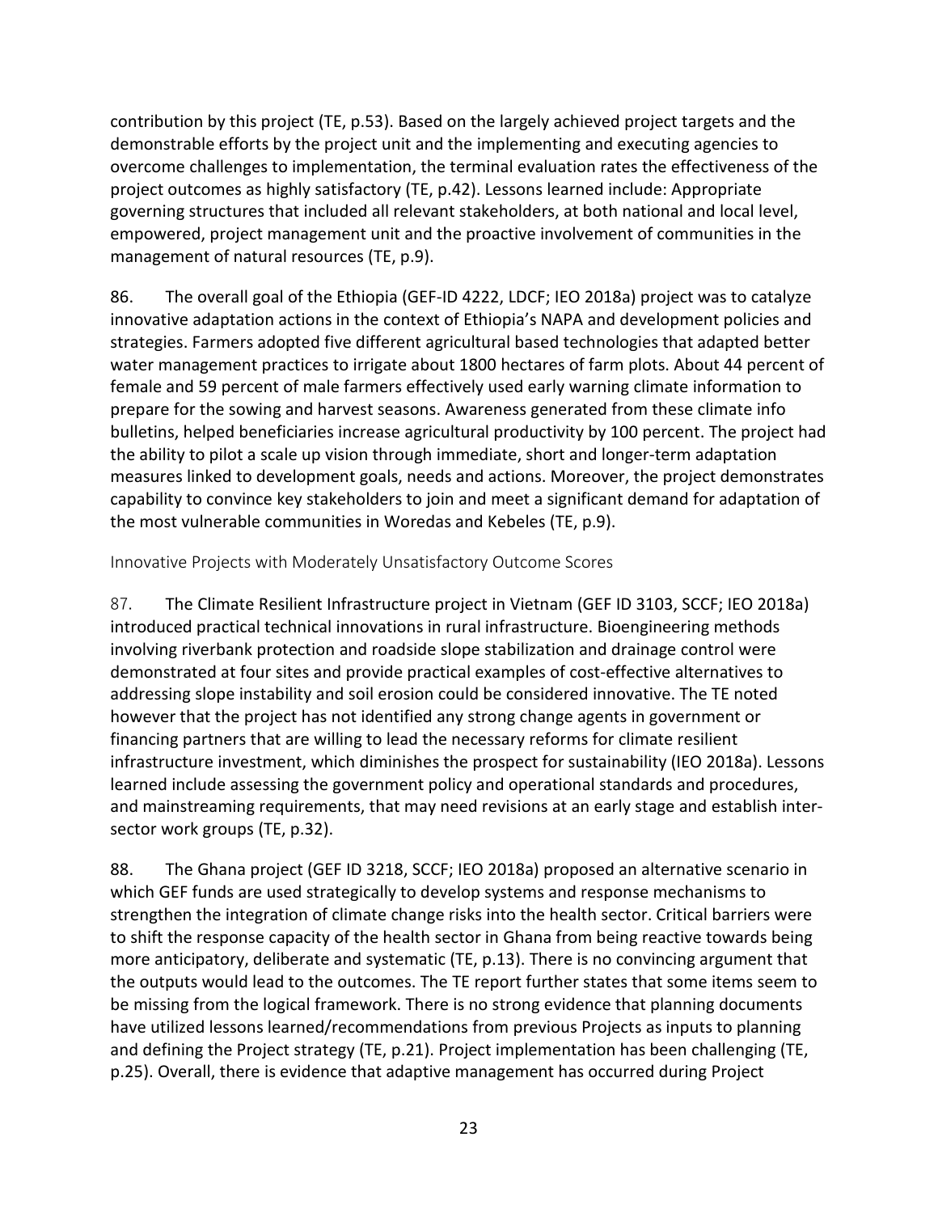contribution by this project (TE, p.53). Based on the largely achieved project targets and the demonstrable efforts by the project unit and the implementing and executing agencies to overcome challenges to implementation, the terminal evaluation rates the effectiveness of the project outcomes as highly satisfactory (TE, p.42). Lessons learned include: Appropriate governing structures that included all relevant stakeholders, at both national and local level, empowered, project management unit and the proactive involvement of communities in the management of natural resources (TE, p.9).

86. The overall goal of the Ethiopia (GEF-ID 4222, LDCF; IEO 2018a) project was to catalyze innovative adaptation actions in the context of Ethiopia's NAPA and development policies and strategies. Farmers adopted five different agricultural based technologies that adapted better water management practices to irrigate about 1800 hectares of farm plots. About 44 percent of female and 59 percent of male farmers effectively used early warning climate information to prepare for the sowing and harvest seasons. Awareness generated from these climate info bulletins, helped beneficiaries increase agricultural productivity by 100 percent. The project had the ability to pilot a scale up vision through immediate, short and longer-term adaptation measures linked to development goals, needs and actions. Moreover, the project demonstrates capability to convince key stakeholders to join and meet a significant demand for adaptation of the most vulnerable communities in Woredas and Kebeles (TE, p.9).

### Innovative Projects with Moderately Unsatisfactory Outcome Scores

87. The Climate Resilient Infrastructure project in Vietnam (GEF ID 3103, SCCF; IEO 2018a) introduced practical technical innovations in rural infrastructure. Bioengineering methods involving riverbank protection and roadside slope stabilization and drainage control were demonstrated at four sites and provide practical examples of cost-effective alternatives to addressing slope instability and soil erosion could be considered innovative. The TE noted however that the project has not identified any strong change agents in government or financing partners that are willing to lead the necessary reforms for climate resilient infrastructure investment, which diminishes the prospect for sustainability (IEO 2018a). Lessons learned include assessing the government policy and operational standards and procedures, and mainstreaming requirements, that may need revisions at an early stage and establish inter-sector work groups (TE, p.32).

88. The Ghana project (GEF ID 3218, SCCF; IEO 2018a) proposed an alternative scenario in which GEF funds are used strategically to develop systems and response mechanisms to strengthen the integration of climate change risks into the health sector. Critical barriers were to shift the response capacity of the health sector in Ghana from being reactive towards being more anticipatory, deliberate and systematic (TE, p.13). There is no convincing argument that the outputs would lead to the outcomes. The TE report further states that some items seem to be missing from the logical framework. There is no strong evidence that planning documents have utilized lessons learned/recommendations from previous Projects as inputs to planning and defining the Project strategy (TE, p.21). Project implementation has been challenging (TE, p.25). Overall, there is evidence that adaptive management has occurred during Project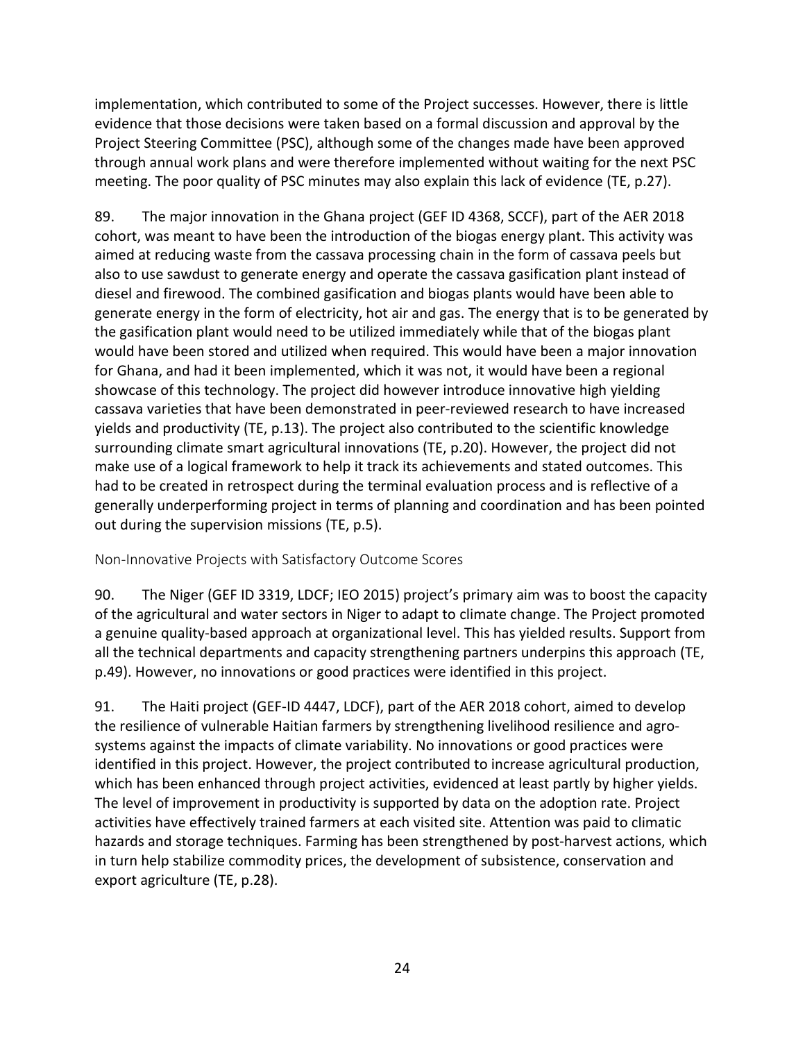implementation, which contributed to some of the Project successes. However, there is little evidence that those decisions were taken based on a formal discussion and approval by the Project Steering Committee (PSC), although some of the changes made have been approved through annual work plans and were therefore implemented without waiting for the next PSC meeting. The poor quality of PSC minutes may also explain this lack of evidence (TE, p.27).

89. The major innovation in the Ghana project (GEF ID 4368, SCCF), part of the AER 2018 cohort, was meant to have been the introduction of the biogas energy plant. This activity was aimed at reducing waste from the cassava processing chain in the form of cassava peels but also to use sawdust to generate energy and operate the cassava gasification plant instead of diesel and firewood. The combined gasification and biogas plants would have been able to generate energy in the form of electricity, hot air and gas. The energy that is to be generated by the gasification plant would need to be utilized immediately while that of the biogas plant would have been stored and utilized when required. This would have been a major innovation for Ghana, and had it been implemented, which it was not, it would have been a regional showcase of this technology. The project did however introduce innovative high yielding cassava varieties that have been demonstrated in peer-reviewed research to have increased yields and productivity (TE, p.13). The project also contributed to the scientific knowledge surrounding climate smart agricultural innovations (TE, p.20). However, the project did not make use of a logical framework to help it track its achievements and stated outcomes. This had to be created in retrospect during the terminal evaluation process and is reflective of a generally underperforming project in terms of planning and coordination and has been pointed out during the supervision missions (TE, p.5).

### Non-Innovative Projects with Satisfactory Outcome Scores

90. The Niger (GEF ID 3319, LDCF; IEO 2015) project's primary aim was to boost the capacity of the agricultural and water sectors in Niger to adapt to climate change. The Project promoted a genuine quality-based approach at organizational level. This has yielded results. Support from all the technical departments and capacity strengthening partners underpins this approach (TE, p.49). However, no innovations or good practices were identified in this project.

91. The Haiti project (GEF-ID 4447, LDCF), part of the AER 2018 cohort, aimed to develop the resilience of vulnerable Haitian farmers by strengthening livelihood resilience and agro-systems against the impacts of climate variability. No innovations or good practices were identified in this project. However, the project contributed to increase agricultural production, which has been enhanced through project activities, evidenced at least partly by higher yields. The level of improvement in productivity is supported by data on the adoption rate. Project activities have effectively trained farmers at each visited site. Attention was paid to climatic hazards and storage techniques. Farming has been strengthened by post-harvest actions, which in turn help stabilize commodity prices, the development of subsistence, conservation and export agriculture (TE, p.28).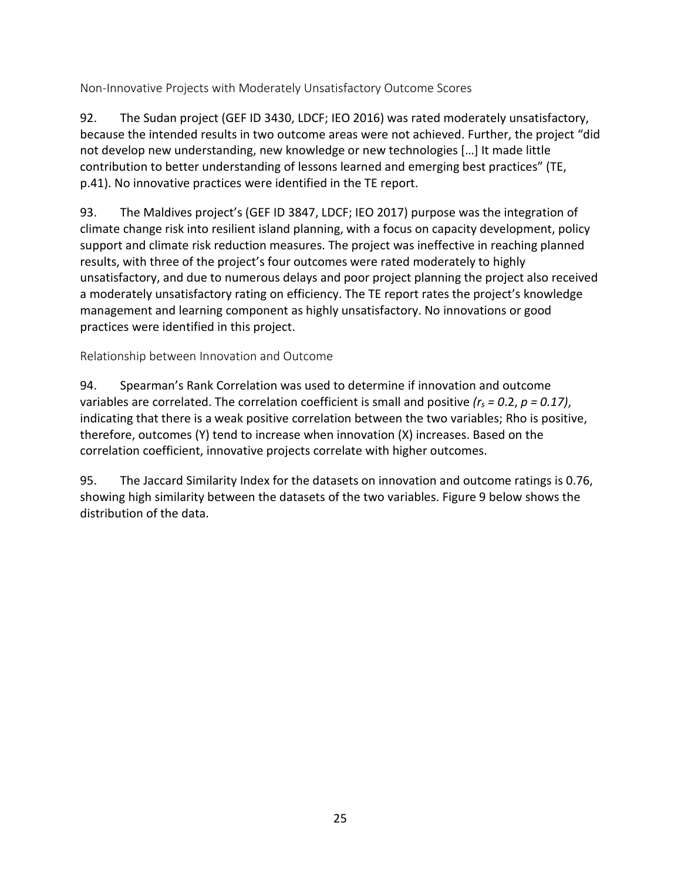### Non-Innovative Projects with Moderately Unsatisfactory Outcome Scores

92. The Sudan project (GEF ID 3430, LDCF; IEO 2016) was rated moderately unsatisfactory, because the intended results in two outcome areas were not achieved. Further, the project "did not develop new understanding, new knowledge or new technologies […] It made little contribution to better understanding of lessons learned and emerging best practices" (TE, p.41). No innovative practices were identified in the TE report.

93. The Maldives project's (GEF ID 3847, LDCF; IEO 2017) purpose was the integration of climate change risk into resilient island planning, with a focus on capacity development, policy support and climate risk reduction measures. The project was ineffective in reaching planned results, with three of the project's four outcomes were rated moderately to highly unsatisfactory, and due to numerous delays and poor project planning the project also received a moderately unsatisfactory rating on efficiency. The TE report rates the project's knowledge management and learning component as highly unsatisfactory. No innovations or good practices were identified in this project.

### Relationship between Innovation and Outcome

94. Spearman's Rank Correlation was used to determine if innovation and outcome variables are correlated. The correlation coefficient is small and positive ($r_s = 0.2$, $p = 0.17$), indicating that there is a weak positive correlation between the two variables; Rho is positive, therefore, outcomes (Y) tend to increase when innovation (X) increases. Based on the correlation coefficient, innovative projects correlate with higher outcomes.

95. The Jaccard Similarity Index for the datasets on innovation and outcome ratings is 0.76, showing high similarity between the datasets of the two variables. Figure 9 below shows the distribution of the data.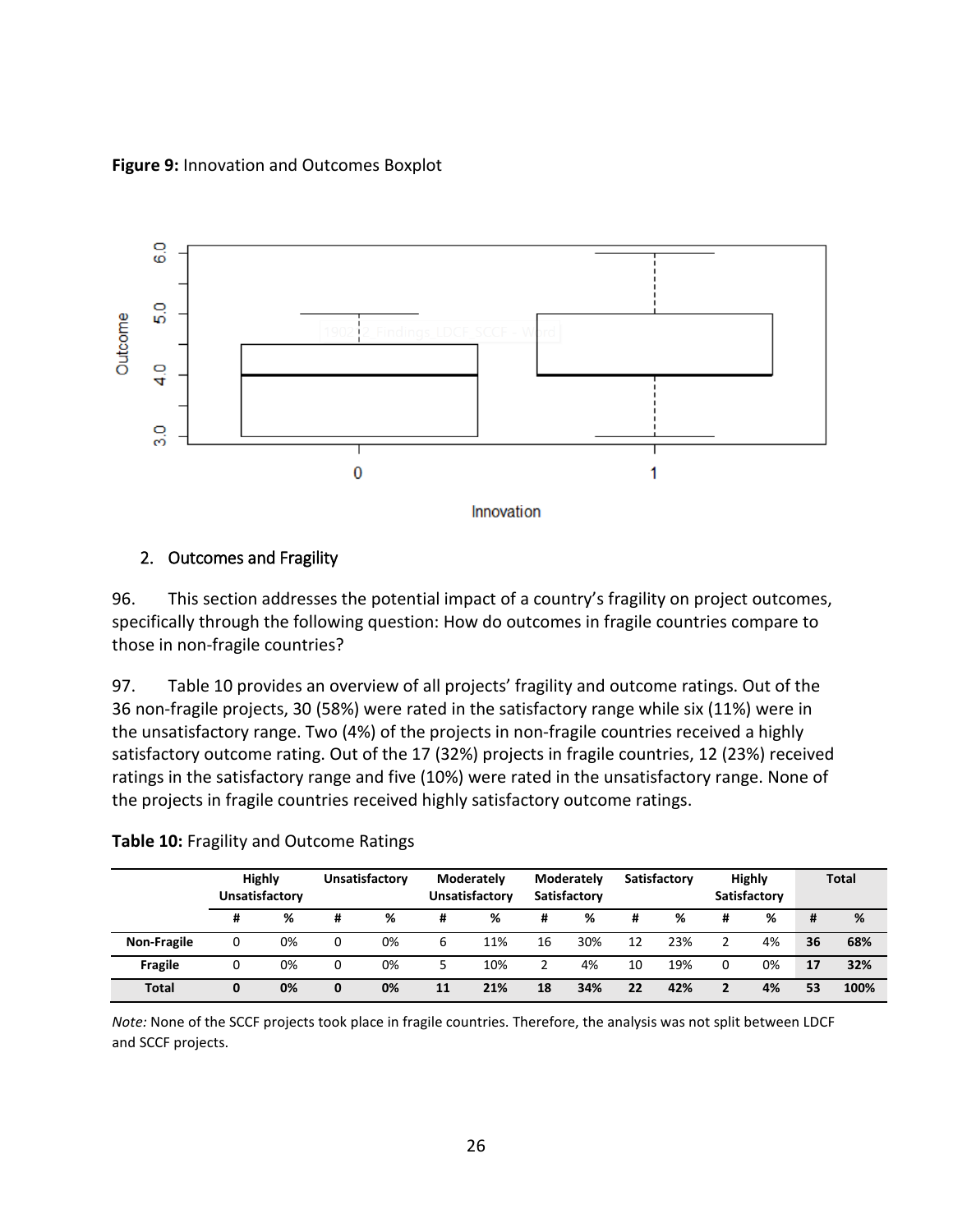**Figure 9:** Innovation and Outcomes Boxplot

## 2. Outcomes and Fragility

96. This section addresses the potential impact of a country's fragility on project outcomes, specifically through the following question: How do outcomes in fragile countries compare to those in non-fragile countries?

97. Table 10 provides an overview of all projects' fragility and outcome ratings. Out of the 36 non-fragile projects, 30 (58%) were rated in the satisfactory range while six (11%) were in the unsatisfactory range. Two (4%) of the projects in non-fragile countries received a highly satisfactory outcome rating. Out of the 17 (32%) projects in fragile countries, 12 (23%) received ratings in the satisfactory range and five (10%) were rated in the unsatisfactory range. None of the projects in fragile countries received highly satisfactory outcome ratings.

**Table 10:** Fragility and Outcome Ratings

| | Highly Unsatisfactory | | Unsatisfactory | | Moderately Unsatisfactory | | Moderately Satisfactory | | Satisfactory | | Highly Satisfactory | | Total | |
|---|---|---|---|---|---|---|---|---|---|---|---|---|---|---|
| | # | % | # | % | # | % | # | % | # | % | # | % | # | % |
| **Non-Fragile** | 0 | 0% | 0 | 0% | 6 | 11% | 16 | 30% | 12 | 23% | 2 | 4% | **36** | **68%** |
| **Fragile** | 0 | 0% | 0 | 0% | 5 | 10% | 2 | 4% | 10 | 19% | 0 | 0% | **17** | **32%** |
| **Total** | **0** | **0%** | **0** | **0%** | **11** | **21%** | **18** | **34%** | **22** | **42%** | **2** | **4%** | **53** | **100%** |

*Note:* None of the SCCF projects took place in fragile countries. Therefore, the analysis was not split between LDCF and SCCF projects.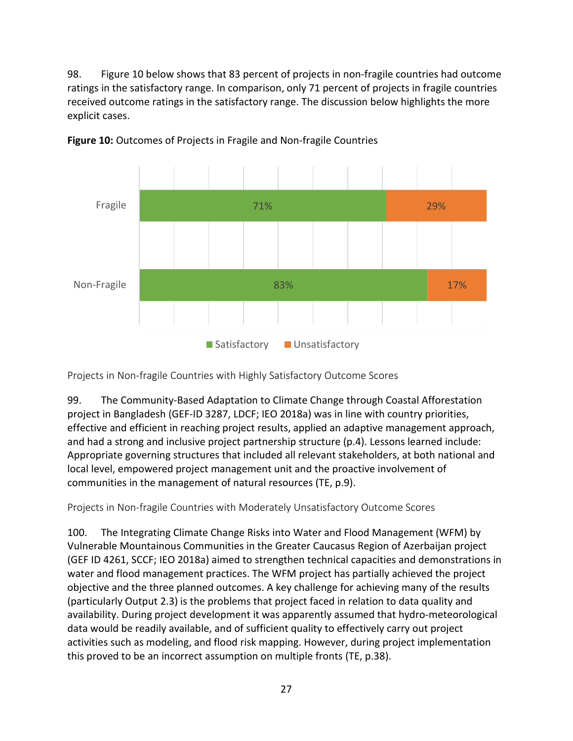98. Figure 10 below shows that 83 percent of projects in non-fragile countries had outcome ratings in the satisfactory range. In comparison, only 71 percent of projects in fragile countries received outcome ratings in the satisfactory range. The discussion below highlights the more explicit cases.

**Figure 10:** Outcomes of Projects in Fragile and Non-fragile Countries

| | Satisfactory | Unsatisfactory |
|---|---|---|
| Fragile | 71% | 29% |
| Non-Fragile | 83% | 17% |

Projects in Non-fragile Countries with Highly Satisfactory Outcome Scores

99. The Community-Based Adaptation to Climate Change through Coastal Afforestation project in Bangladesh (GEF-ID 3287, LDCF; IEO 2018a) was in line with country priorities, effective and efficient in reaching project results, applied an adaptive management approach, and had a strong and inclusive project partnership structure (p.4). Lessons learned include: Appropriate governing structures that included all relevant stakeholders, at both national and local level, empowered project management unit and the proactive involvement of communities in the management of natural resources (TE, p.9).

Projects in Non-fragile Countries with Moderately Unsatisfactory Outcome Scores

100. The Integrating Climate Change Risks into Water and Flood Management (WFM) by Vulnerable Mountainous Communities in the Greater Caucasus Region of Azerbaijan project (GEF ID 4261, SCCF; IEO 2018a) aimed to strengthen technical capacities and demonstrations in water and flood management practices. The WFM project has partially achieved the project objective and the three planned outcomes. A key challenge for achieving many of the results (particularly Output 2.3) is the problems that project faced in relation to data quality and availability. During project development it was apparently assumed that hydro-meteorological data would be readily available, and of sufficient quality to effectively carry out project activities such as modeling, and flood risk mapping. However, during project implementation this proved to be an incorrect assumption on multiple fronts (TE, p.38).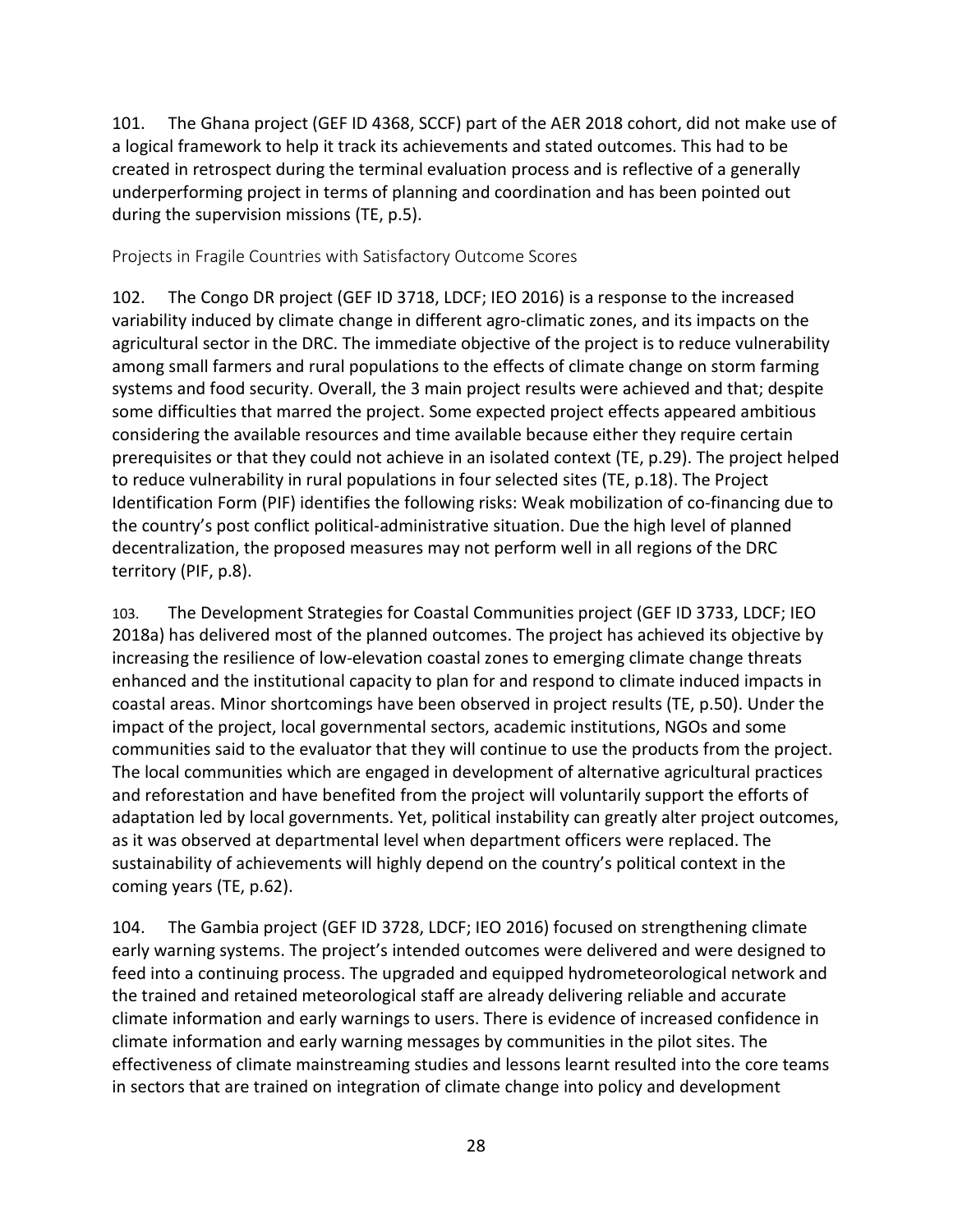101. The Ghana project (GEF ID 4368, SCCF) part of the AER 2018 cohort, did not make use of a logical framework to help it track its achievements and stated outcomes. This had to be created in retrospect during the terminal evaluation process and is reflective of a generally underperforming project in terms of planning and coordination and has been pointed out during the supervision missions (TE, p.5).

### Projects in Fragile Countries with Satisfactory Outcome Scores

102. The Congo DR project (GEF ID 3718, LDCF; IEO 2016) is a response to the increased variability induced by climate change in different agro-climatic zones, and its impacts on the agricultural sector in the DRC. The immediate objective of the project is to reduce vulnerability among small farmers and rural populations to the effects of climate change on storm farming systems and food security. Overall, the 3 main project results were achieved and that; despite some difficulties that marred the project. Some expected project effects appeared ambitious considering the available resources and time available because either they require certain prerequisites or that they could not achieve in an isolated context (TE, p.29). The project helped to reduce vulnerability in rural populations in four selected sites (TE, p.18). The Project Identification Form (PIF) identifies the following risks: Weak mobilization of co-financing due to the country's post conflict political-administrative situation. Due the high level of planned decentralization, the proposed measures may not perform well in all regions of the DRC territory (PIF, p.8).

103. The Development Strategies for Coastal Communities project (GEF ID 3733, LDCF; IEO 2018a) has delivered most of the planned outcomes. The project has achieved its objective by increasing the resilience of low-elevation coastal zones to emerging climate change threats enhanced and the institutional capacity to plan for and respond to climate induced impacts in coastal areas. Minor shortcomings have been observed in project results (TE, p.50). Under the impact of the project, local governmental sectors, academic institutions, NGOs and some communities said to the evaluator that they will continue to use the products from the project. The local communities which are engaged in development of alternative agricultural practices and reforestation and have benefited from the project will voluntarily support the efforts of adaptation led by local governments. Yet, political instability can greatly alter project outcomes, as it was observed at departmental level when department officers were replaced. The sustainability of achievements will highly depend on the country's political context in the coming years (TE, p.62).

104. The Gambia project (GEF ID 3728, LDCF; IEO 2016) focused on strengthening climate early warning systems. The project's intended outcomes were delivered and were designed to feed into a continuing process. The upgraded and equipped hydrometeorological network and the trained and retained meteorological staff are already delivering reliable and accurate climate information and early warnings to users. There is evidence of increased confidence in climate information and early warning messages by communities in the pilot sites. The effectiveness of climate mainstreaming studies and lessons learnt resulted into the core teams in sectors that are trained on integration of climate change into policy and development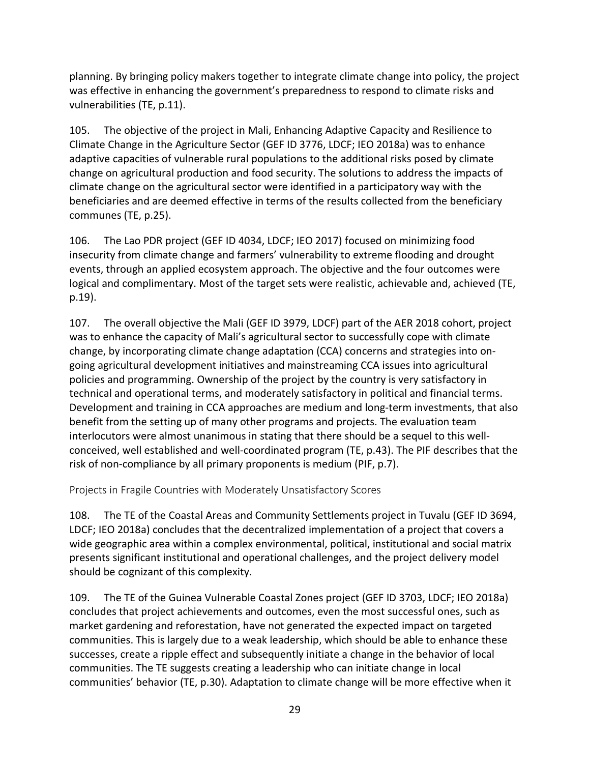planning. By bringing policy makers together to integrate climate change into policy, the project was effective in enhancing the government's preparedness to respond to climate risks and vulnerabilities (TE, p.11).

105. The objective of the project in Mali, Enhancing Adaptive Capacity and Resilience to Climate Change in the Agriculture Sector (GEF ID 3776, LDCF; IEO 2018a) was to enhance adaptive capacities of vulnerable rural populations to the additional risks posed by climate change on agricultural production and food security. The solutions to address the impacts of climate change on the agricultural sector were identified in a participatory way with the beneficiaries and are deemed effective in terms of the results collected from the beneficiary communes (TE, p.25).

106. The Lao PDR project (GEF ID 4034, LDCF; IEO 2017) focused on minimizing food insecurity from climate change and farmers' vulnerability to extreme flooding and drought events, through an applied ecosystem approach. The objective and the four outcomes were logical and complimentary. Most of the target sets were realistic, achievable and, achieved (TE, p.19).

107. The overall objective the Mali (GEF ID 3979, LDCF) part of the AER 2018 cohort, project was to enhance the capacity of Mali's agricultural sector to successfully cope with climate change, by incorporating climate change adaptation (CCA) concerns and strategies into on-going agricultural development initiatives and mainstreaming CCA issues into agricultural policies and programming. Ownership of the project by the country is very satisfactory in technical and operational terms, and moderately satisfactory in political and financial terms. Development and training in CCA approaches are medium and long-term investments, that also benefit from the setting up of many other programs and projects. The evaluation team interlocutors were almost unanimous in stating that there should be a sequel to this well-conceived, well established and well-coordinated program (TE, p.43). The PIF describes that the risk of non-compliance by all primary proponents is medium (PIF, p.7).

### Projects in Fragile Countries with Moderately Unsatisfactory Scores

108. The TE of the Coastal Areas and Community Settlements project in Tuvalu (GEF ID 3694, LDCF; IEO 2018a) concludes that the decentralized implementation of a project that covers a wide geographic area within a complex environmental, political, institutional and social matrix presents significant institutional and operational challenges, and the project delivery model should be cognizant of this complexity.

109. The TE of the Guinea Vulnerable Coastal Zones project (GEF ID 3703, LDCF; IEO 2018a) concludes that project achievements and outcomes, even the most successful ones, such as market gardening and reforestation, have not generated the expected impact on targeted communities. This is largely due to a weak leadership, which should be able to enhance these successes, create a ripple effect and subsequently initiate a change in the behavior of local communities. The TE suggests creating a leadership who can initiate change in local communities' behavior (TE, p.30). Adaptation to climate change will be more effective when it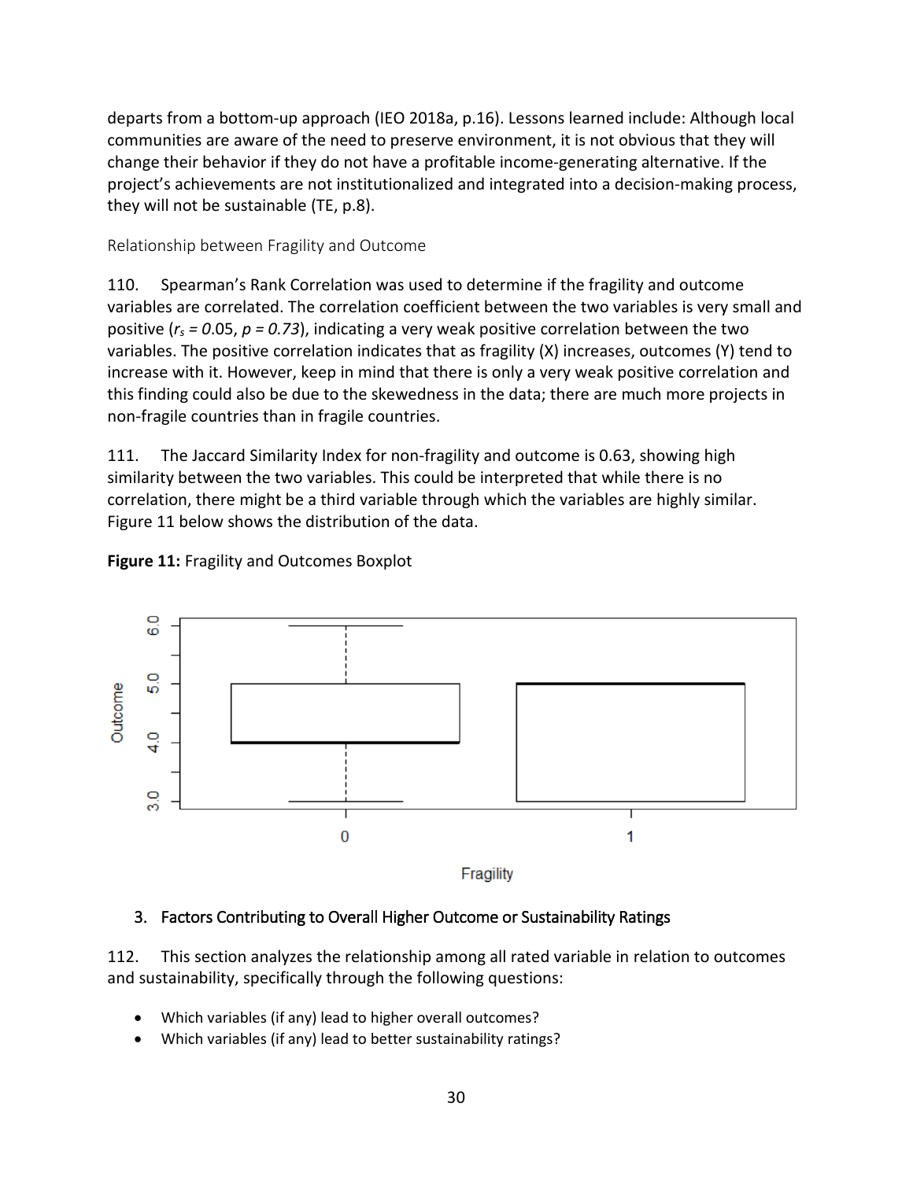departs from a bottom-up approach (IEO 2018a, p.16). Lessons learned include: Although local communities are aware of the need to preserve environment, it is not obvious that they will change their behavior if they do not have a profitable income-generating alternative. If the project's achievements are not institutionalized and integrated into a decision-making process, they will not be sustainable (TE, p.8).

### Relationship between Fragility and Outcome

110. Spearman's Rank Correlation was used to determine if the fragility and outcome variables are correlated. The correlation coefficient between the two variables is very small and positive ($r_s = 0.05$, $p = 0.73$), indicating a very weak positive correlation between the two variables. The positive correlation indicates that as fragility (X) increases, outcomes (Y) tend to increase with it. However, keep in mind that there is only a very weak positive correlation and this finding could also be due to the skewedness in the data; there are much more projects in non-fragile countries than in fragile countries.

111. The Jaccard Similarity Index for non-fragility and outcome is 0.63, showing high similarity between the two variables. This could be interpreted that while there is no correlation, there might be a third variable through which the variables are highly similar. Figure 11 below shows the distribution of the data.

**Figure 11:** Fragility and Outcomes Boxplot

## 3. Factors Contributing to Overall Higher Outcome or Sustainability Ratings

112. This section analyzes the relationship among all rated variable in relation to outcomes and sustainability, specifically through the following questions:

- Which variables (if any) lead to higher overall outcomes?
- Which variables (if any) lead to better sustainability ratings?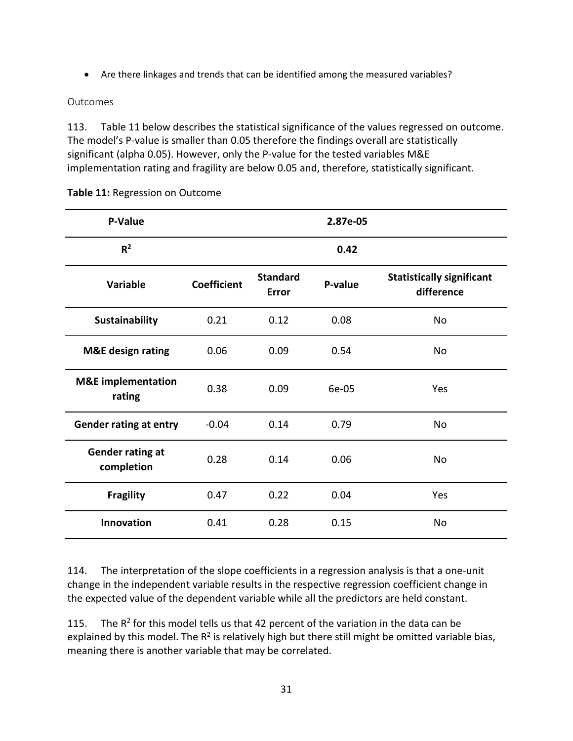- Are there linkages and trends that can be identified among the measured variables?

### Outcomes

113. Table 11 below describes the statistical significance of the values regressed on outcome. The model's P-value is smaller than 0.05 therefore the findings overall are statistically significant (alpha 0.05). However, only the P-value for the tested variables M&E implementation rating and fragility are below 0.05 and, therefore, statistically significant.

**Table 11:** Regression on Outcome

| **P-Value** | | **2.87e-05** | | |
|---|---|---|---|---|
| **$R^2$** | | **0.42** | | |
| **Variable** | **Coefficient** | **Standard Error** | **P-value** | **Statistically significant difference** |
| **Sustainability** | 0.21 | 0.12 | 0.08 | No |
| **M&E design rating** | 0.06 | 0.09 | 0.54 | No |
| **M&E implementation rating** | 0.38 | 0.09 | 6e-05 | Yes |
| **Gender rating at entry** | -0.04 | 0.14 | 0.79 | No |
| **Gender rating at completion** | 0.28 | 0.14 | 0.06 | No |
| **Fragility** | 0.47 | 0.22 | 0.04 | Yes |
| **Innovation** | 0.41 | 0.28 | 0.15 | No |

114. The interpretation of the slope coefficients in a regression analysis is that a one-unit change in the independent variable results in the respective regression coefficient change in the expected value of the dependent variable while all the predictors are held constant.

115. The $R^2$ for this model tells us that 42 percent of the variation in the data can be explained by this model. The $R^2$ is relatively high but there still might be omitted variable bias, meaning there is another variable that may be correlated.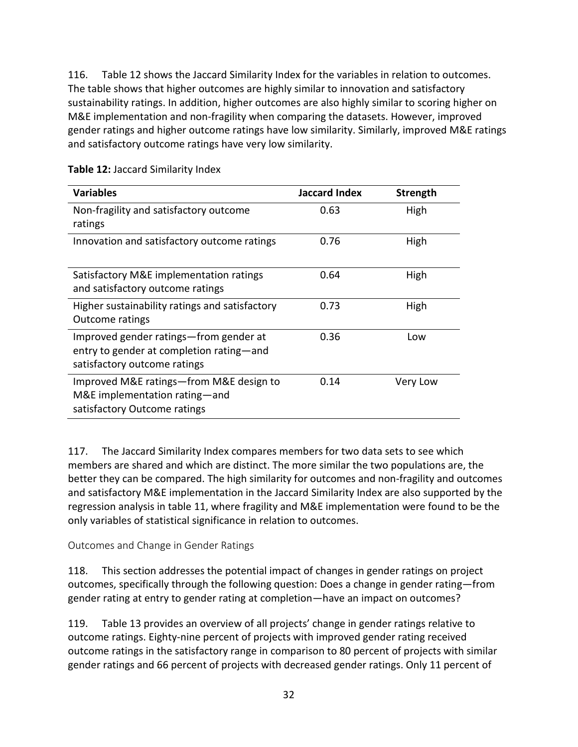116. Table 12 shows the Jaccard Similarity Index for the variables in relation to outcomes. The table shows that higher outcomes are highly similar to innovation and satisfactory sustainability ratings. In addition, higher outcomes are also highly similar to scoring higher on M&E implementation and non-fragility when comparing the datasets. However, improved gender ratings and higher outcome ratings have low similarity. Similarly, improved M&E ratings and satisfactory outcome ratings have very low similarity.

**Table 12:** Jaccard Similarity Index

| Variables | Jaccard Index | Strength |
|---|---|---|
| Non-fragility and satisfactory outcome ratings | 0.63 | High |
| Innovation and satisfactory outcome ratings | 0.76 | High |
| Satisfactory M&E implementation ratings and satisfactory outcome ratings | 0.64 | High |
| Higher sustainability ratings and satisfactory Outcome ratings | 0.73 | High |
| Improved gender ratings—from gender at entry to gender at completion rating—and satisfactory outcome ratings | 0.36 | Low |
| Improved M&E ratings—from M&E design to M&E implementation rating—and satisfactory Outcome ratings | 0.14 | Very Low |

117. The Jaccard Similarity Index compares members for two data sets to see which members are shared and which are distinct. The more similar the two populations are, the better they can be compared. The high similarity for outcomes and non-fragility and outcomes and satisfactory M&E implementation in the Jaccard Similarity Index are also supported by the regression analysis in table 11, where fragility and M&E implementation were found to be the only variables of statistical significance in relation to outcomes.

### Outcomes and Change in Gender Ratings

118. This section addresses the potential impact of changes in gender ratings on project outcomes, specifically through the following question: Does a change in gender rating—from gender rating at entry to gender rating at completion—have an impact on outcomes?

119. Table 13 provides an overview of all projects' change in gender ratings relative to outcome ratings. Eighty-nine percent of projects with improved gender rating received outcome ratings in the satisfactory range in comparison to 80 percent of projects with similar gender ratings and 66 percent of projects with decreased gender ratings. Only 11 percent of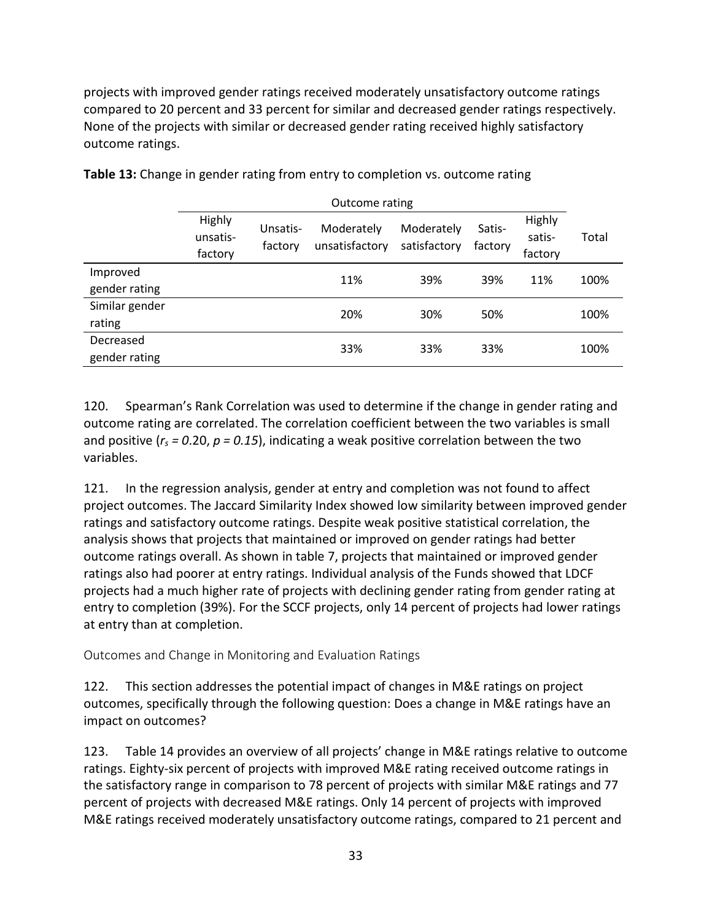projects with improved gender ratings received moderately unsatisfactory outcome ratings compared to 20 percent and 33 percent for similar and decreased gender ratings respectively. None of the projects with similar or decreased gender rating received highly satisfactory outcome ratings.

**Table 13:** Change in gender rating from entry to completion vs. outcome rating

| | Outcome rating | | | | | | |
|---|---|---|---|---|---|---|---|
| | Highly unsatis-factory | Unsatis-factory | Moderately unsatisfactory | Moderately satisfactory | Satis-factory | Highly satis-factory | Total |
| Improved gender rating | | | 11% | 39% | 39% | 11% | 100% |
| Similar gender rating | | | 20% | 30% | 50% | | 100% |
| Decreased gender rating | | | 33% | 33% | 33% | | 100% |

120. Spearman's Rank Correlation was used to determine if the change in gender rating and outcome rating are correlated. The correlation coefficient between the two variables is small and positive ($r_s = 0.20$, $p = 0.15$), indicating a weak positive correlation between the two variables.

121. In the regression analysis, gender at entry and completion was not found to affect project outcomes. The Jaccard Similarity Index showed low similarity between improved gender ratings and satisfactory outcome ratings. Despite weak positive statistical correlation, the analysis shows that projects that maintained or improved on gender ratings had better outcome ratings overall. As shown in table 7, projects that maintained or improved gender ratings also had poorer at entry ratings. Individual analysis of the Funds showed that LDCF projects had a much higher rate of projects with declining gender rating from gender rating at entry to completion (39%). For the SCCF projects, only 14 percent of projects had lower ratings at entry than at completion.

### Outcomes and Change in Monitoring and Evaluation Ratings

122. This section addresses the potential impact of changes in M&E ratings on project outcomes, specifically through the following question: Does a change in M&E ratings have an impact on outcomes?

123. Table 14 provides an overview of all projects' change in M&E ratings relative to outcome ratings. Eighty-six percent of projects with improved M&E rating received outcome ratings in the satisfactory range in comparison to 78 percent of projects with similar M&E ratings and 77 percent of projects with decreased M&E ratings. Only 14 percent of projects with improved M&E ratings received moderately unsatisfactory outcome ratings, compared to 21 percent and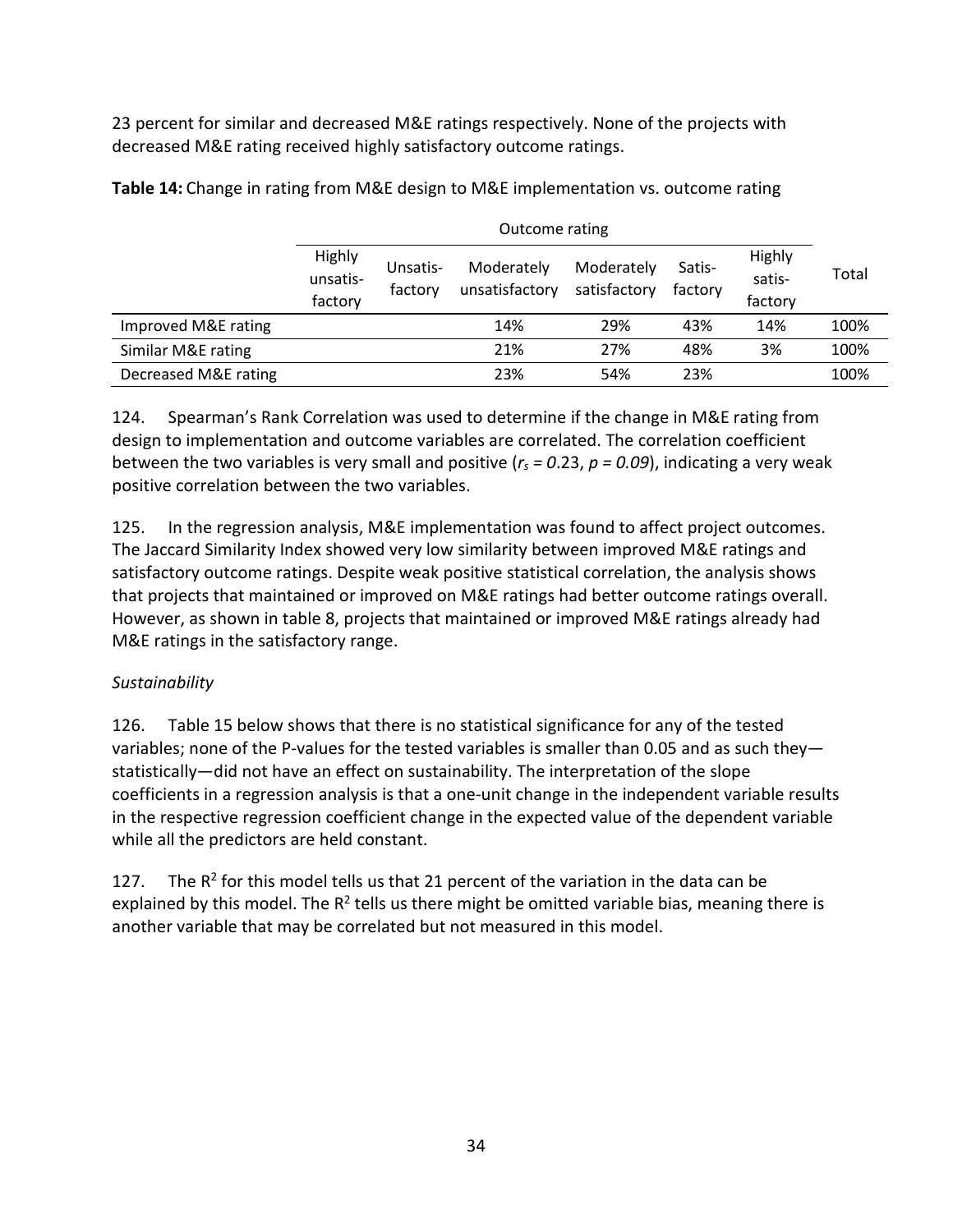23 percent for similar and decreased M&E ratings respectively. None of the projects with decreased M&E rating received highly satisfactory outcome ratings.

**Table 14:** Change in rating from M&E design to M&E implementation vs. outcome rating

| | Outcome rating | | | | | | |
|---|---|---|---|---|---|---|---|
| | Highly unsatis-factory | Unsatis-factory | Moderately unsatisfactory | Moderately satisfactory | Satis-factory | Highly satis-factory | Total |
| Improved M&E rating | | | 14% | 29% | 43% | 14% | 100% |
| Similar M&E rating | | | 21% | 27% | 48% | 3% | 100% |
| Decreased M&E rating | | | 23% | 54% | 23% | | 100% |

124. Spearman's Rank Correlation was used to determine if the change in M&E rating from design to implementation and outcome variables are correlated. The correlation coefficient between the two variables is very small and positive ($r_s = 0.23$, $p = 0.09$), indicating a very weak positive correlation between the two variables.

125. In the regression analysis, M&E implementation was found to affect project outcomes. The Jaccard Similarity Index showed very low similarity between improved M&E ratings and satisfactory outcome ratings. Despite weak positive statistical correlation, the analysis shows that projects that maintained or improved on M&E ratings had better outcome ratings overall. However, as shown in table 8, projects that maintained or improved M&E ratings already had M&E ratings in the satisfactory range.

*Sustainability*

126. Table 15 below shows that there is no statistical significance for any of the tested variables; none of the P-values for the tested variables is smaller than 0.05 and as such they—statistically—did not have an effect on sustainability. The interpretation of the slope coefficients in a regression analysis is that a one-unit change in the independent variable results in the respective regression coefficient change in the expected value of the dependent variable while all the predictors are held constant.

127. The $R^2$ for this model tells us that 21 percent of the variation in the data can be explained by this model. The $R^2$ tells us there might be omitted variable bias, meaning there is another variable that may be correlated but not measured in this model.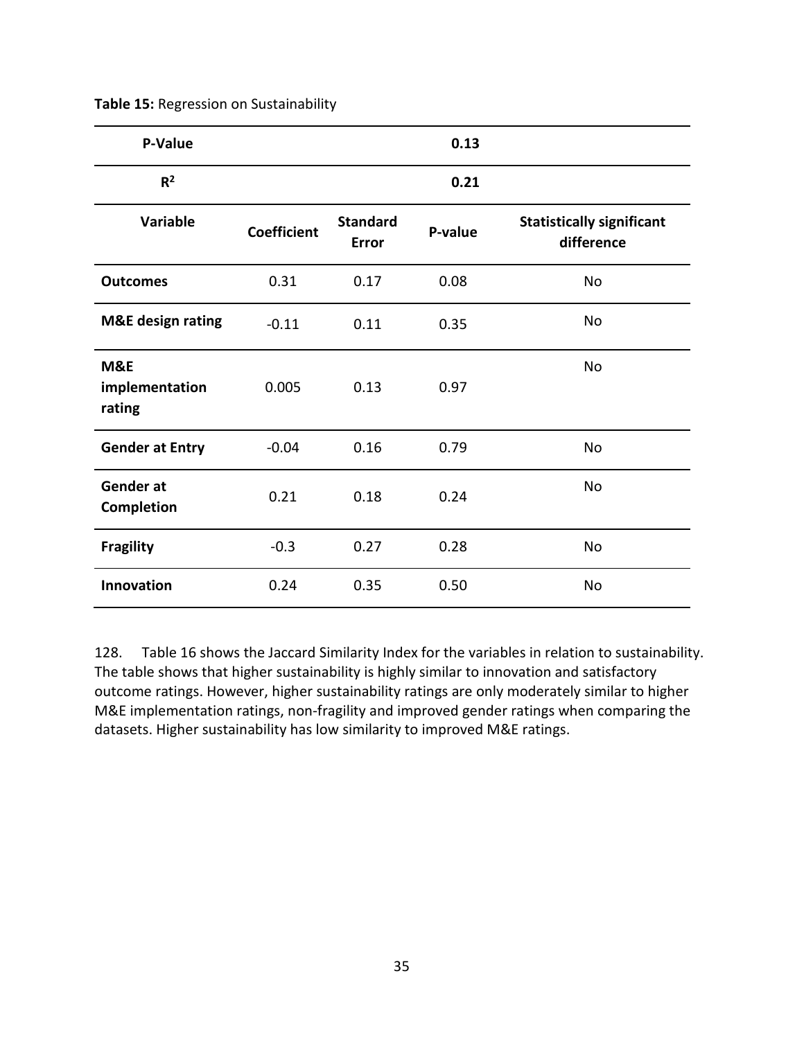**Table 15:** Regression on Sustainability

| P-Value | | 0.13 | | |
|---|---|---|---|---|
| $R^2$ | | 0.21 | | |
| **Variable** | **Coefficient** | **Standard Error** | **P-value** | **Statistically significant difference** |
| **Outcomes** | 0.31 | 0.17 | 0.08 | No |
| **M&E design rating** | -0.11 | 0.11 | 0.35 | No |
| **M&E implementation rating** | 0.005 | 0.13 | 0.97 | No |
| **Gender at Entry** | -0.04 | 0.16 | 0.79 | No |
| **Gender at Completion** | 0.21 | 0.18 | 0.24 | No |
| **Fragility** | -0.3 | 0.27 | 0.28 | No |
| **Innovation** | 0.24 | 0.35 | 0.50 | No |

128. Table 16 shows the Jaccard Similarity Index for the variables in relation to sustainability. The table shows that higher sustainability is highly similar to innovation and satisfactory outcome ratings. However, higher sustainability ratings are only moderately similar to higher M&E implementation ratings, non-fragility and improved gender ratings when comparing the datasets. Higher sustainability has low similarity to improved M&E ratings.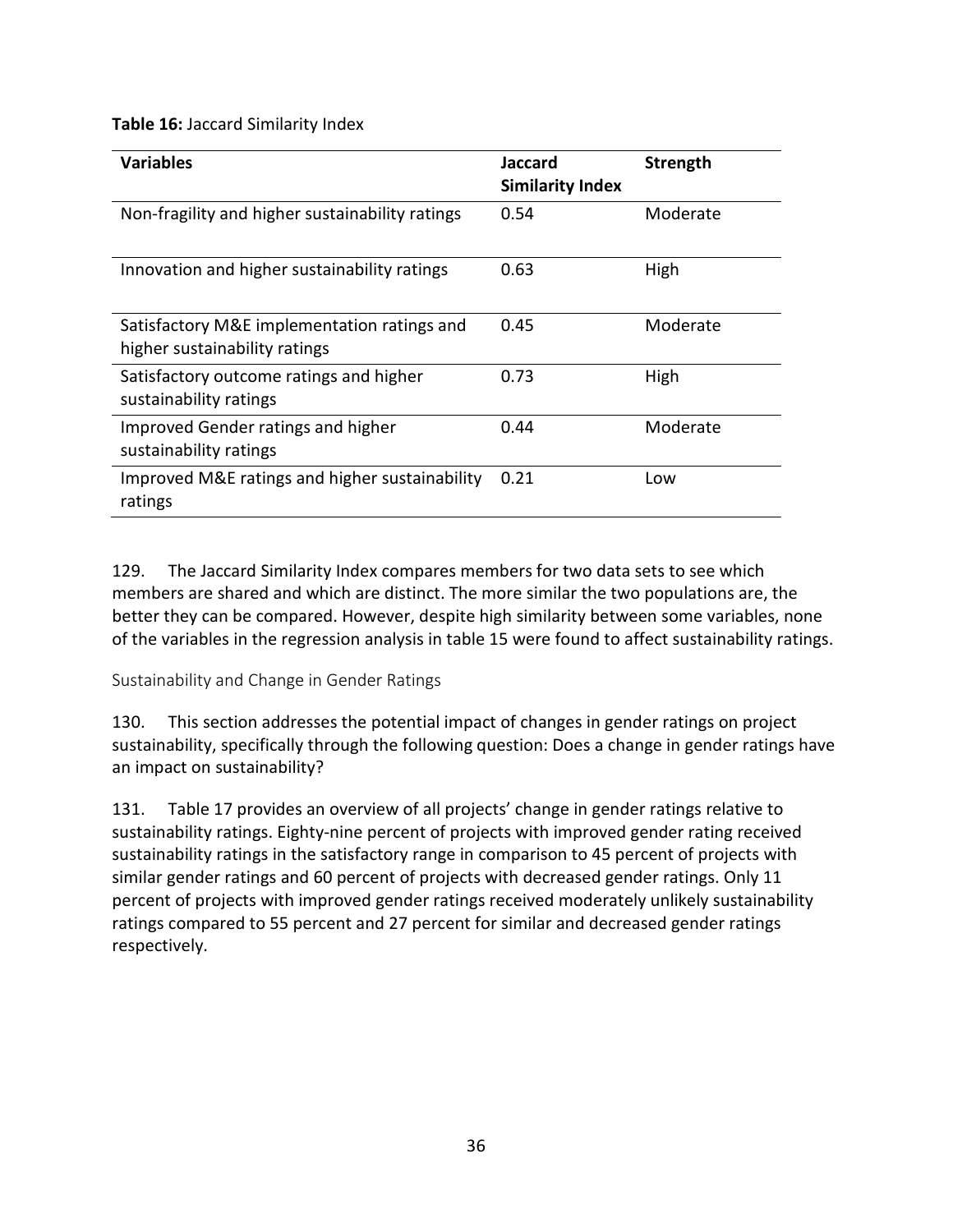**Table 16:** Jaccard Similarity Index

| Variables | Jaccard Similarity Index | Strength |
|---|---|---|
| Non-fragility and higher sustainability ratings | 0.54 | Moderate |
| Innovation and higher sustainability ratings | 0.63 | High |
| Satisfactory M&E implementation ratings and higher sustainability ratings | 0.45 | Moderate |
| Satisfactory outcome ratings and higher sustainability ratings | 0.73 | High |
| Improved Gender ratings and higher sustainability ratings | 0.44 | Moderate |
| Improved M&E ratings and higher sustainability ratings | 0.21 | Low |

129. The Jaccard Similarity Index compares members for two data sets to see which members are shared and which are distinct. The more similar the two populations are, the better they can be compared. However, despite high similarity between some variables, none of the variables in the regression analysis in table 15 were found to affect sustainability ratings.

### Sustainability and Change in Gender Ratings

130. This section addresses the potential impact of changes in gender ratings on project sustainability, specifically through the following question: Does a change in gender ratings have an impact on sustainability?

131. Table 17 provides an overview of all projects' change in gender ratings relative to sustainability ratings. Eighty-nine percent of projects with improved gender rating received sustainability ratings in the satisfactory range in comparison to 45 percent of projects with similar gender ratings and 60 percent of projects with decreased gender ratings. Only 11 percent of projects with improved gender ratings received moderately unlikely sustainability ratings compared to 55 percent and 27 percent for similar and decreased gender ratings respectively.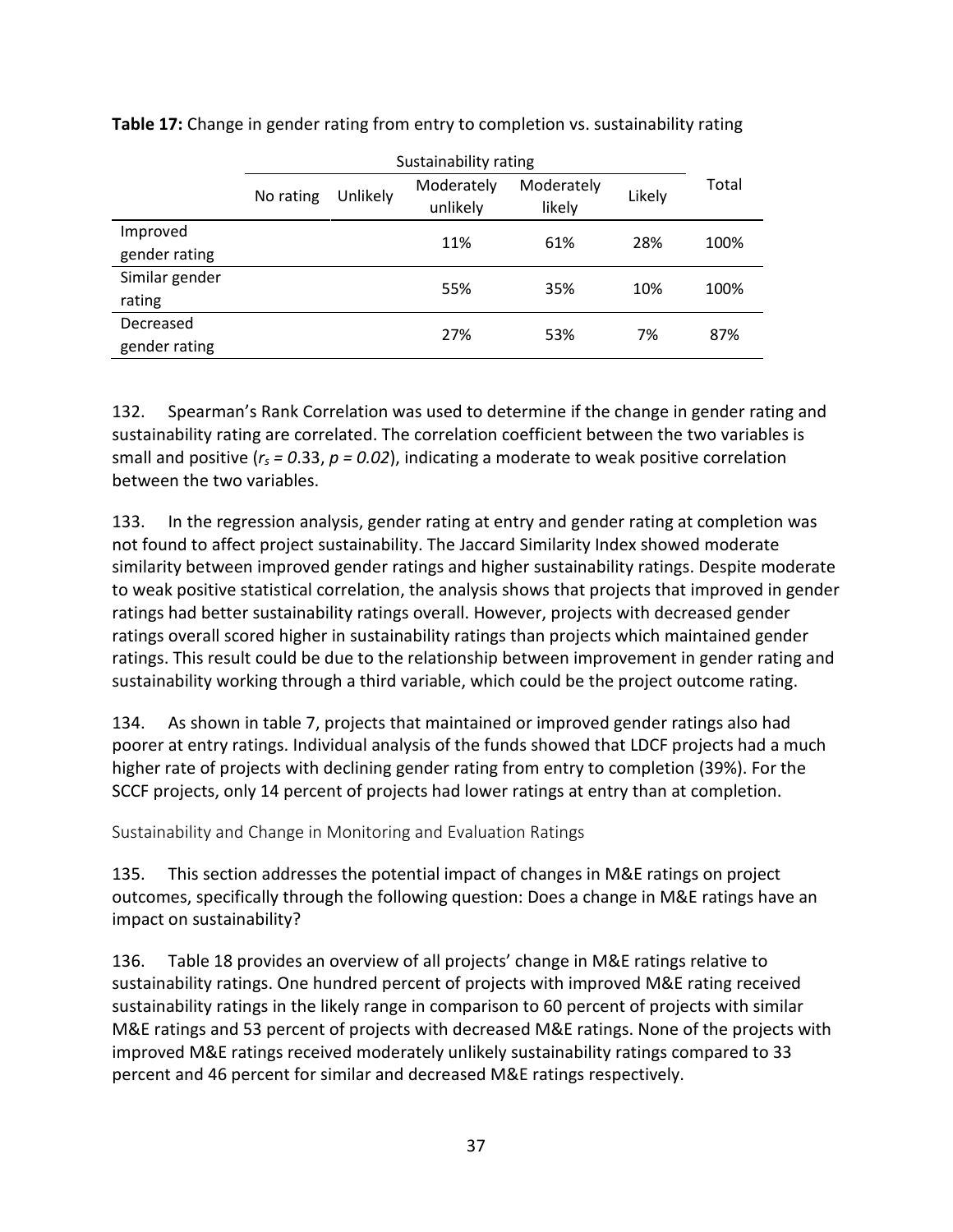**Table 17:** Change in gender rating from entry to completion vs. sustainability rating

| | Sustainability rating | | | | | Total |
|---|---|---|---|---|---|---|
| | No rating | Unlikely | Moderately unlikely | Moderately likely | Likely | |
| Improved gender rating | | | 11% | 61% | 28% | 100% |
| Similar gender rating | | | 55% | 35% | 10% | 100% |
| Decreased gender rating | | | 27% | 53% | 7% | 87% |

132. Spearman's Rank Correlation was used to determine if the change in gender rating and sustainability rating are correlated. The correlation coefficient between the two variables is small and positive ($r_s = 0.33$, $p = 0.02$), indicating a moderate to weak positive correlation between the two variables.

133. In the regression analysis, gender rating at entry and gender rating at completion was not found to affect project sustainability. The Jaccard Similarity Index showed moderate similarity between improved gender ratings and higher sustainability ratings. Despite moderate to weak positive statistical correlation, the analysis shows that projects that improved in gender ratings had better sustainability ratings overall. However, projects with decreased gender ratings overall scored higher in sustainability ratings than projects which maintained gender ratings. This result could be due to the relationship between improvement in gender rating and sustainability working through a third variable, which could be the project outcome rating.

134. As shown in table 7, projects that maintained or improved gender ratings also had poorer at entry ratings. Individual analysis of the funds showed that LDCF projects had a much higher rate of projects with declining gender rating from entry to completion (39%). For the SCCF projects, only 14 percent of projects had lower ratings at entry than at completion.

### Sustainability and Change in Monitoring and Evaluation Ratings

135. This section addresses the potential impact of changes in M&E ratings on project outcomes, specifically through the following question: Does a change in M&E ratings have an impact on sustainability?

136. Table 18 provides an overview of all projects' change in M&E ratings relative to sustainability ratings. One hundred percent of projects with improved M&E rating received sustainability ratings in the likely range in comparison to 60 percent of projects with similar M&E ratings and 53 percent of projects with decreased M&E ratings. None of the projects with improved M&E ratings received moderately unlikely sustainability ratings compared to 33 percent and 46 percent for similar and decreased M&E ratings respectively.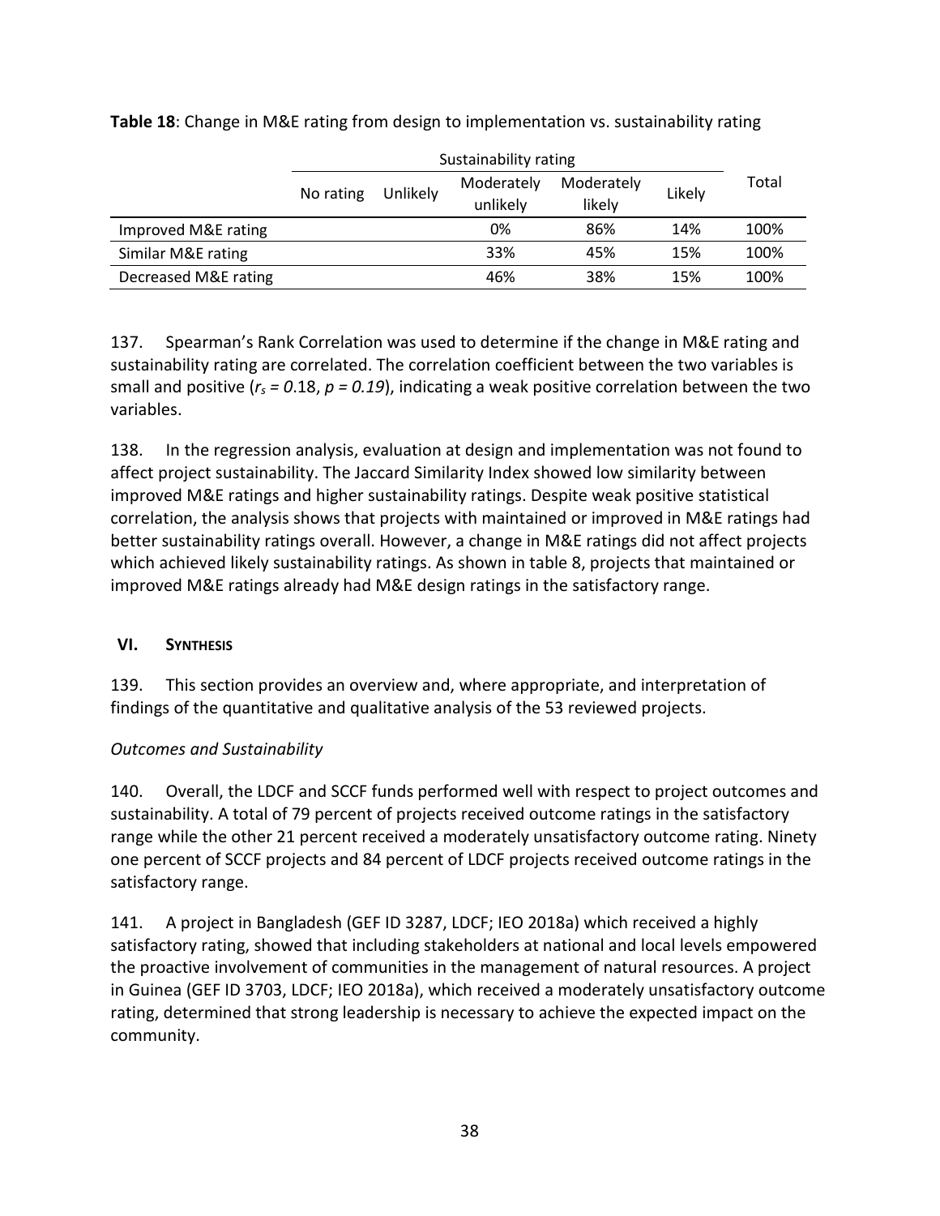**Table 18**: Change in M&E rating from design to implementation vs. sustainability rating

| | Sustainability rating | | | | | Total |
|---|---|---|---|---|---|---|
| | No rating | Unlikely | Moderately unlikely | Moderately likely | Likely | |
| Improved M&E rating | | | 0% | 86% | 14% | 100% |
| Similar M&E rating | | | 33% | 45% | 15% | 100% |
| Decreased M&E rating | | | 46% | 38% | 15% | 100% |

137. Spearman's Rank Correlation was used to determine if the change in M&E rating and sustainability rating are correlated. The correlation coefficient between the two variables is small and positive ($r_s = 0.18$, $p = 0.19$), indicating a weak positive correlation between the two variables.

138. In the regression analysis, evaluation at design and implementation was not found to affect project sustainability. The Jaccard Similarity Index showed low similarity between improved M&E ratings and higher sustainability ratings. Despite weak positive statistical correlation, the analysis shows that projects with maintained or improved in M&E ratings had better sustainability ratings overall. However, a change in M&E ratings did not affect projects which achieved likely sustainability ratings. As shown in table 8, projects that maintained or improved M&E ratings already had M&E design ratings in the satisfactory range.

## VI. SYNTHESIS

139. This section provides an overview and, where appropriate, and interpretation of findings of the quantitative and qualitative analysis of the 53 reviewed projects.

*Outcomes and Sustainability*

140. Overall, the LDCF and SCCF funds performed well with respect to project outcomes and sustainability. A total of 79 percent of projects received outcome ratings in the satisfactory range while the other 21 percent received a moderately unsatisfactory outcome rating. Ninety one percent of SCCF projects and 84 percent of LDCF projects received outcome ratings in the satisfactory range.

141. A project in Bangladesh (GEF ID 3287, LDCF; IEO 2018a) which received a highly satisfactory rating, showed that including stakeholders at national and local levels empowered the proactive involvement of communities in the management of natural resources. A project in Guinea (GEF ID 3703, LDCF; IEO 2018a), which received a moderately unsatisfactory outcome rating, determined that strong leadership is necessary to achieve the expected impact on the community.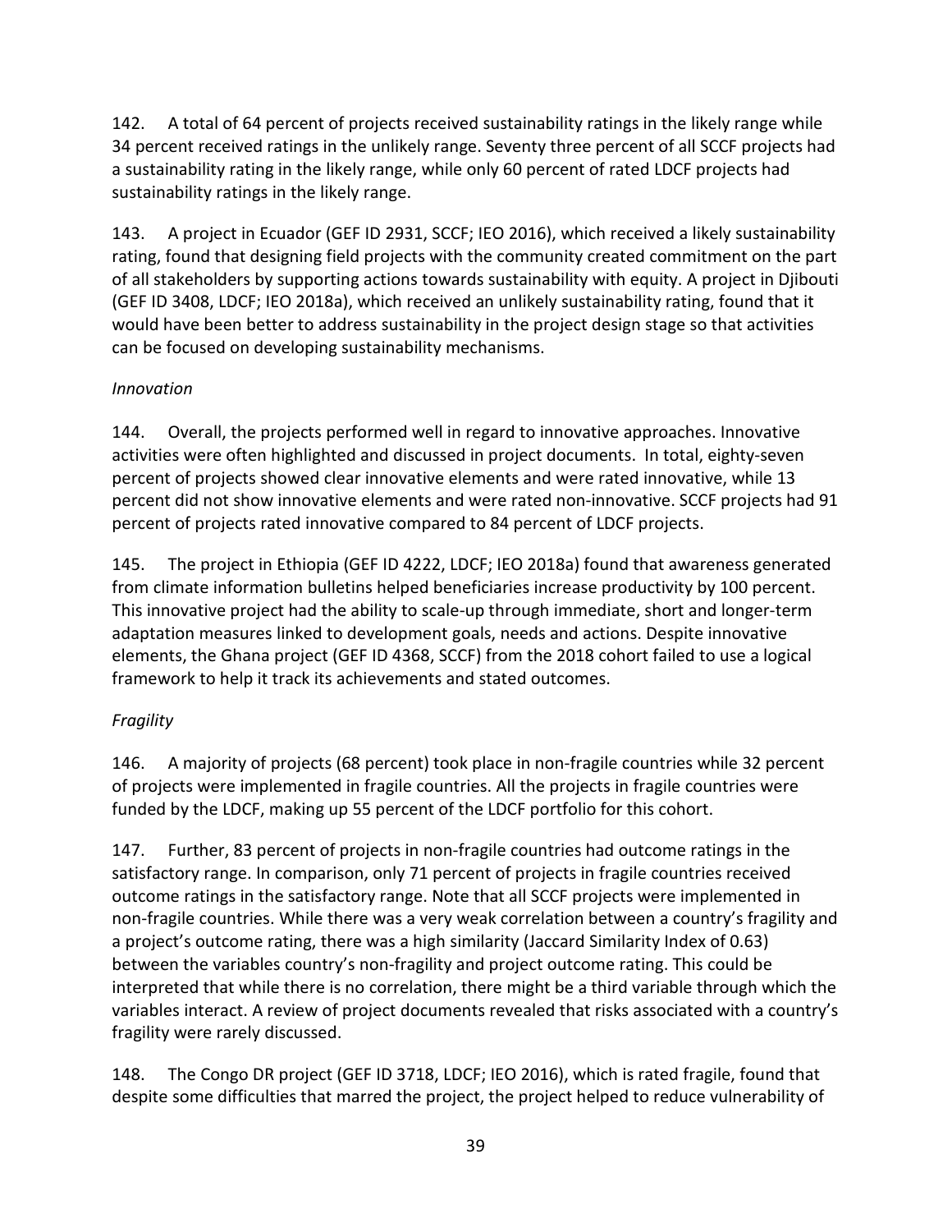142. A total of 64 percent of projects received sustainability ratings in the likely range while 34 percent received ratings in the unlikely range. Seventy three percent of all SCCF projects had a sustainability rating in the likely range, while only 60 percent of rated LDCF projects had sustainability ratings in the likely range.

143. A project in Ecuador (GEF ID 2931, SCCF; IEO 2016), which received a likely sustainability rating, found that designing field projects with the community created commitment on the part of all stakeholders by supporting actions towards sustainability with equity. A project in Djibouti (GEF ID 3408, LDCF; IEO 2018a), which received an unlikely sustainability rating, found that it would have been better to address sustainability in the project design stage so that activities can be focused on developing sustainability mechanisms.

*Innovation*

144. Overall, the projects performed well in regard to innovative approaches. Innovative activities were often highlighted and discussed in project documents. In total, eighty-seven percent of projects showed clear innovative elements and were rated innovative, while 13 percent did not show innovative elements and were rated non-innovative. SCCF projects had 91 percent of projects rated innovative compared to 84 percent of LDCF projects.

145. The project in Ethiopia (GEF ID 4222, LDCF; IEO 2018a) found that awareness generated from climate information bulletins helped beneficiaries increase productivity by 100 percent. This innovative project had the ability to scale-up through immediate, short and longer-term adaptation measures linked to development goals, needs and actions. Despite innovative elements, the Ghana project (GEF ID 4368, SCCF) from the 2018 cohort failed to use a logical framework to help it track its achievements and stated outcomes.

*Fragility*

146. A majority of projects (68 percent) took place in non-fragile countries while 32 percent of projects were implemented in fragile countries. All the projects in fragile countries were funded by the LDCF, making up 55 percent of the LDCF portfolio for this cohort.

147. Further, 83 percent of projects in non-fragile countries had outcome ratings in the satisfactory range. In comparison, only 71 percent of projects in fragile countries received outcome ratings in the satisfactory range. Note that all SCCF projects were implemented in non-fragile countries. While there was a very weak correlation between a country's fragility and a project's outcome rating, there was a high similarity (Jaccard Similarity Index of 0.63) between the variables country's non-fragility and project outcome rating. This could be interpreted that while there is no correlation, there might be a third variable through which the variables interact. A review of project documents revealed that risks associated with a country's fragility were rarely discussed.

148. The Congo DR project (GEF ID 3718, LDCF; IEO 2016), which is rated fragile, found that despite some difficulties that marred the project, the project helped to reduce vulnerability of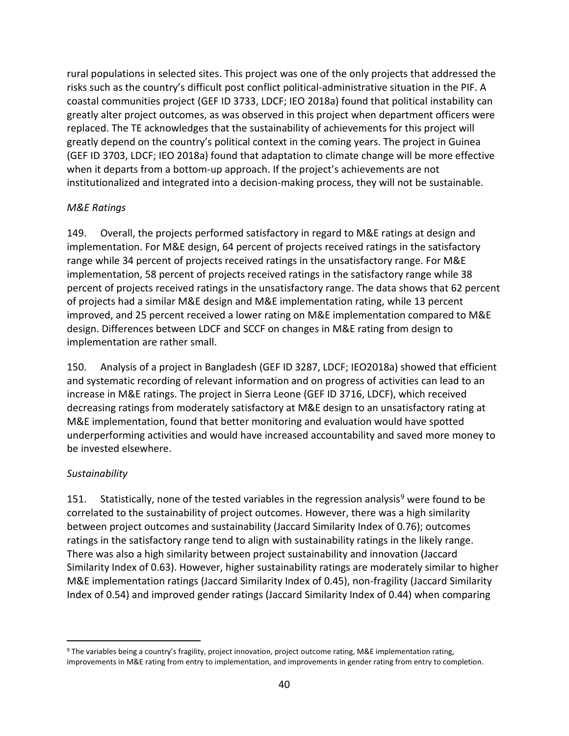rural populations in selected sites. This project was one of the only projects that addressed the risks such as the country's difficult post conflict political-administrative situation in the PIF. A coastal communities project (GEF ID 3733, LDCF; IEO 2018a) found that political instability can greatly alter project outcomes, as was observed in this project when department officers were replaced. The TE acknowledges that the sustainability of achievements for this project will greatly depend on the country's political context in the coming years. The project in Guinea (GEF ID 3703, LDCF; IEO 2018a) found that adaptation to climate change will be more effective when it departs from a bottom-up approach. If the project's achievements are not institutionalized and integrated into a decision-making process, they will not be sustainable.

*M&E Ratings*

149. Overall, the projects performed satisfactory in regard to M&E ratings at design and implementation. For M&E design, 64 percent of projects received ratings in the satisfactory range while 34 percent of projects received ratings in the unsatisfactory range. For M&E implementation, 58 percent of projects received ratings in the satisfactory range while 38 percent of projects received ratings in the unsatisfactory range. The data shows that 62 percent of projects had a similar M&E design and M&E implementation rating, while 13 percent improved, and 25 percent received a lower rating on M&E implementation compared to M&E design. Differences between LDCF and SCCF on changes in M&E rating from design to implementation are rather small.

150. Analysis of a project in Bangladesh (GEF ID 3287, LDCF; IEO2018a) showed that efficient and systematic recording of relevant information and on progress of activities can lead to an increase in M&E ratings. The project in Sierra Leone (GEF ID 3716, LDCF), which received decreasing ratings from moderately satisfactory at M&E design to an unsatisfactory rating at M&E implementation, found that better monitoring and evaluation would have spotted underperforming activities and would have increased accountability and saved more money to be invested elsewhere.

*Sustainability*

151. Statistically, none of the tested variables in the regression analysis[9] were found to be correlated to the sustainability of project outcomes. However, there was a high similarity between project outcomes and sustainability (Jaccard Similarity Index of 0.76); outcomes ratings in the satisfactory range tend to align with sustainability ratings in the likely range. There was also a high similarity between project sustainability and innovation (Jaccard Similarity Index of 0.63). However, higher sustainability ratings are moderately similar to higher M&E implementation ratings (Jaccard Similarity Index of 0.45), non-fragility (Jaccard Similarity Index of 0.54) and improved gender ratings (Jaccard Similarity Index of 0.44) when comparing

[9] The variables being a country's fragility, project innovation, project outcome rating, M&E implementation rating, improvements in M&E rating from entry to implementation, and improvements in gender rating from entry to completion.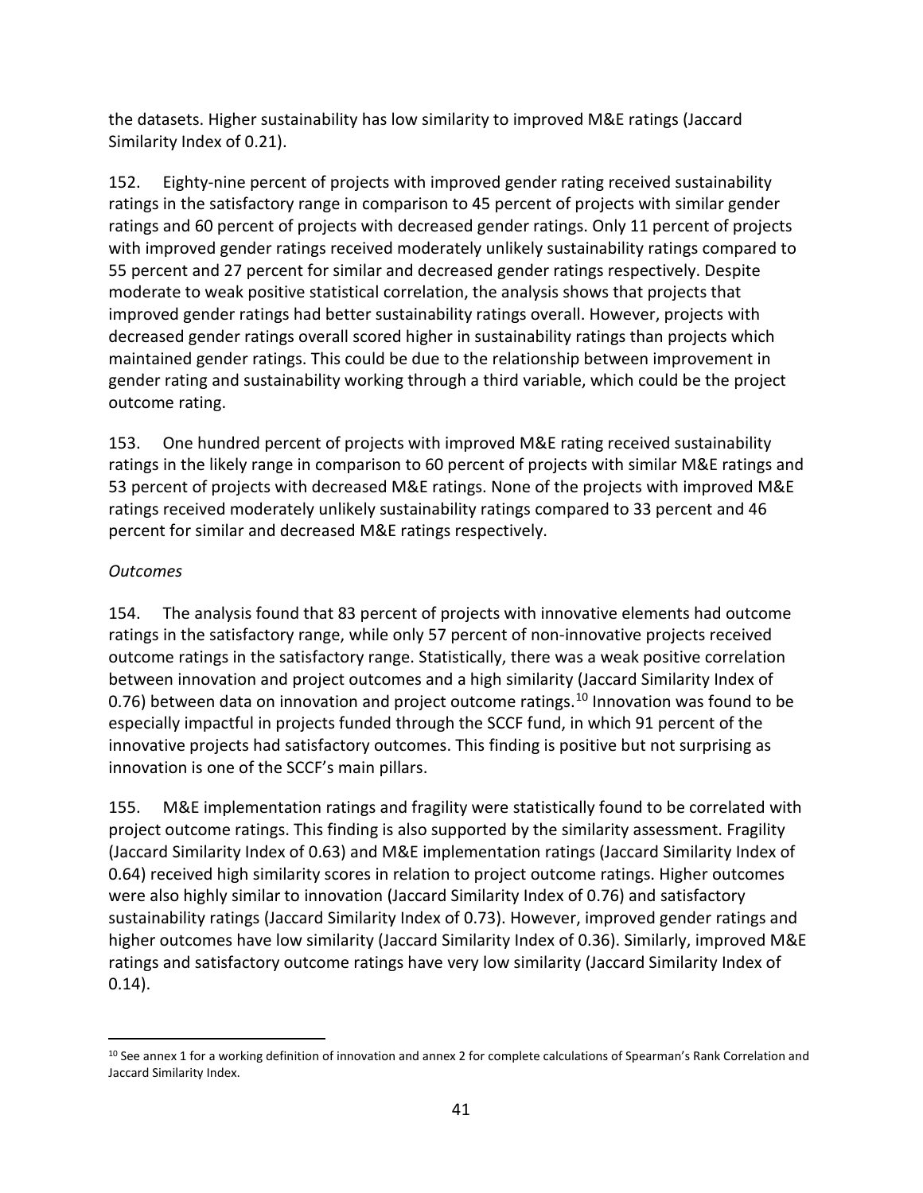the datasets. Higher sustainability has low similarity to improved M&E ratings (Jaccard Similarity Index of 0.21).

152. Eighty-nine percent of projects with improved gender rating received sustainability ratings in the satisfactory range in comparison to 45 percent of projects with similar gender ratings and 60 percent of projects with decreased gender ratings. Only 11 percent of projects with improved gender ratings received moderately unlikely sustainability ratings compared to 55 percent and 27 percent for similar and decreased gender ratings respectively. Despite moderate to weak positive statistical correlation, the analysis shows that projects that improved gender ratings had better sustainability ratings overall. However, projects with decreased gender ratings overall scored higher in sustainability ratings than projects which maintained gender ratings. This could be due to the relationship between improvement in gender rating and sustainability working through a third variable, which could be the project outcome rating.

153. One hundred percent of projects with improved M&E rating received sustainability ratings in the likely range in comparison to 60 percent of projects with similar M&E ratings and 53 percent of projects with decreased M&E ratings. None of the projects with improved M&E ratings received moderately unlikely sustainability ratings compared to 33 percent and 46 percent for similar and decreased M&E ratings respectively.

*Outcomes*

154. The analysis found that 83 percent of projects with innovative elements had outcome ratings in the satisfactory range, while only 57 percent of non-innovative projects received outcome ratings in the satisfactory range. Statistically, there was a weak positive correlation between innovation and project outcomes and a high similarity (Jaccard Similarity Index of 0.76) between data on innovation and project outcome ratings.[10] Innovation was found to be especially impactful in projects funded through the SCCF fund, in which 91 percent of the innovative projects had satisfactory outcomes. This finding is positive but not surprising as innovation is one of the SCCF's main pillars.

155. M&E implementation ratings and fragility were statistically found to be correlated with project outcome ratings. This finding is also supported by the similarity assessment. Fragility (Jaccard Similarity Index of 0.63) and M&E implementation ratings (Jaccard Similarity Index of 0.64) received high similarity scores in relation to project outcome ratings. Higher outcomes were also highly similar to innovation (Jaccard Similarity Index of 0.76) and satisfactory sustainability ratings (Jaccard Similarity Index of 0.73). However, improved gender ratings and higher outcomes have low similarity (Jaccard Similarity Index of 0.36). Similarly, improved M&E ratings and satisfactory outcome ratings have very low similarity (Jaccard Similarity Index of 0.14).

[10] See annex 1 for a working definition of innovation and annex 2 for complete calculations of Spearman's Rank Correlation and Jaccard Similarity Index.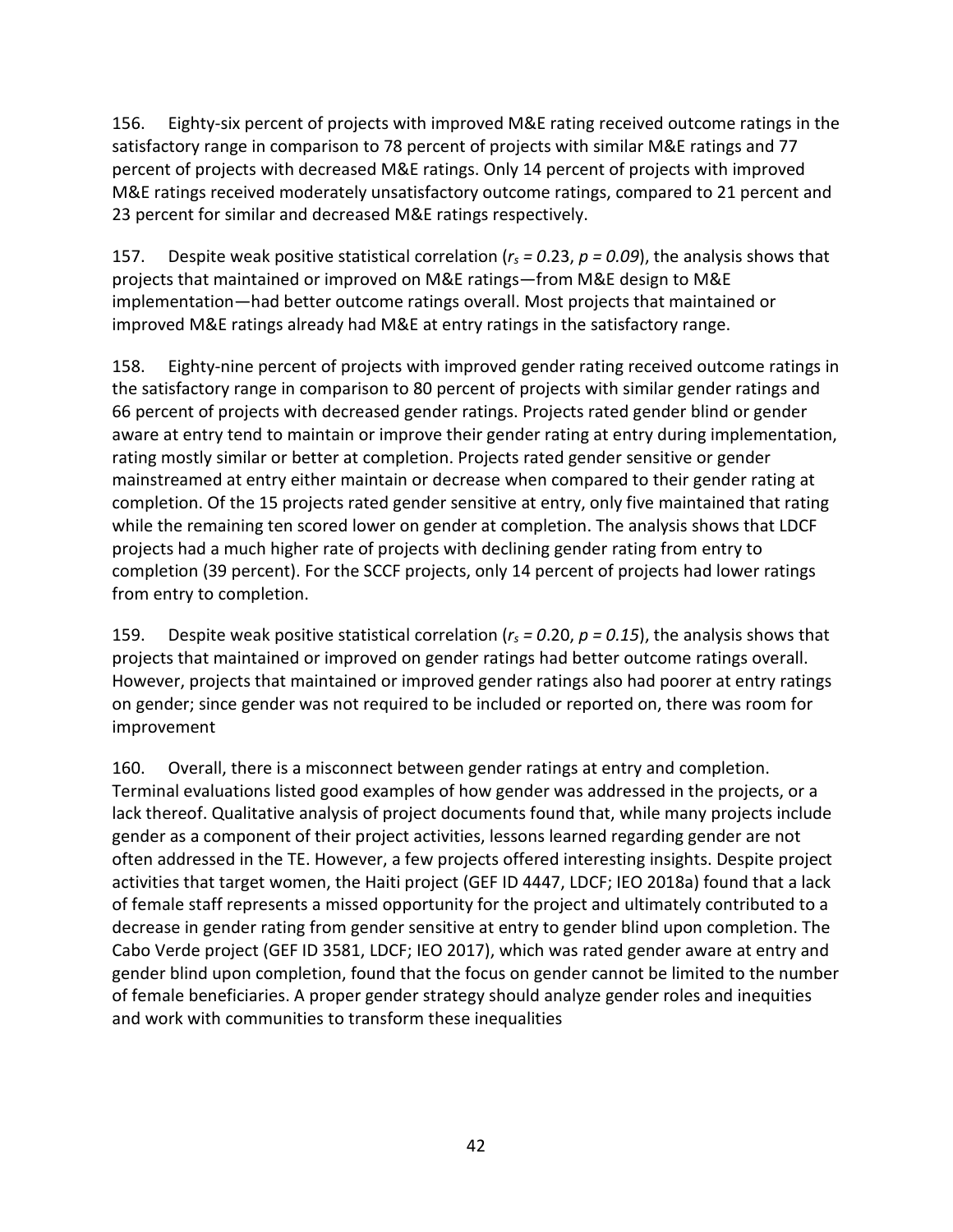156. Eighty-six percent of projects with improved M&E rating received outcome ratings in the satisfactory range in comparison to 78 percent of projects with similar M&E ratings and 77 percent of projects with decreased M&E ratings. Only 14 percent of projects with improved M&E ratings received moderately unsatisfactory outcome ratings, compared to 21 percent and 23 percent for similar and decreased M&E ratings respectively.

157. Despite weak positive statistical correlation ($r_s = 0.23$, $p = 0.09$), the analysis shows that projects that maintained or improved on M&E ratings—from M&E design to M&E implementation—had better outcome ratings overall. Most projects that maintained or improved M&E ratings already had M&E at entry ratings in the satisfactory range.

158. Eighty-nine percent of projects with improved gender rating received outcome ratings in the satisfactory range in comparison to 80 percent of projects with similar gender ratings and 66 percent of projects with decreased gender ratings. Projects rated gender blind or gender aware at entry tend to maintain or improve their gender rating at entry during implementation, rating mostly similar or better at completion. Projects rated gender sensitive or gender mainstreamed at entry either maintain or decrease when compared to their gender rating at completion. Of the 15 projects rated gender sensitive at entry, only five maintained that rating while the remaining ten scored lower on gender at completion. The analysis shows that LDCF projects had a much higher rate of projects with declining gender rating from entry to completion (39 percent). For the SCCF projects, only 14 percent of projects had lower ratings from entry to completion.

159. Despite weak positive statistical correlation ($r_s = 0.20$, $p = 0.15$), the analysis shows that projects that maintained or improved on gender ratings had better outcome ratings overall. However, projects that maintained or improved gender ratings also had poorer at entry ratings on gender; since gender was not required to be included or reported on, there was room for improvement

160. Overall, there is a misconnect between gender ratings at entry and completion. Terminal evaluations listed good examples of how gender was addressed in the projects, or a lack thereof. Qualitative analysis of project documents found that, while many projects include gender as a component of their project activities, lessons learned regarding gender are not often addressed in the TE. However, a few projects offered interesting insights. Despite project activities that target women, the Haiti project (GEF ID 4447, LDCF; IEO 2018a) found that a lack of female staff represents a missed opportunity for the project and ultimately contributed to a decrease in gender rating from gender sensitive at entry to gender blind upon completion. The Cabo Verde project (GEF ID 3581, LDCF; IEO 2017), which was rated gender aware at entry and gender blind upon completion, found that the focus on gender cannot be limited to the number of female beneficiaries. A proper gender strategy should analyze gender roles and inequities and work with communities to transform these inequalities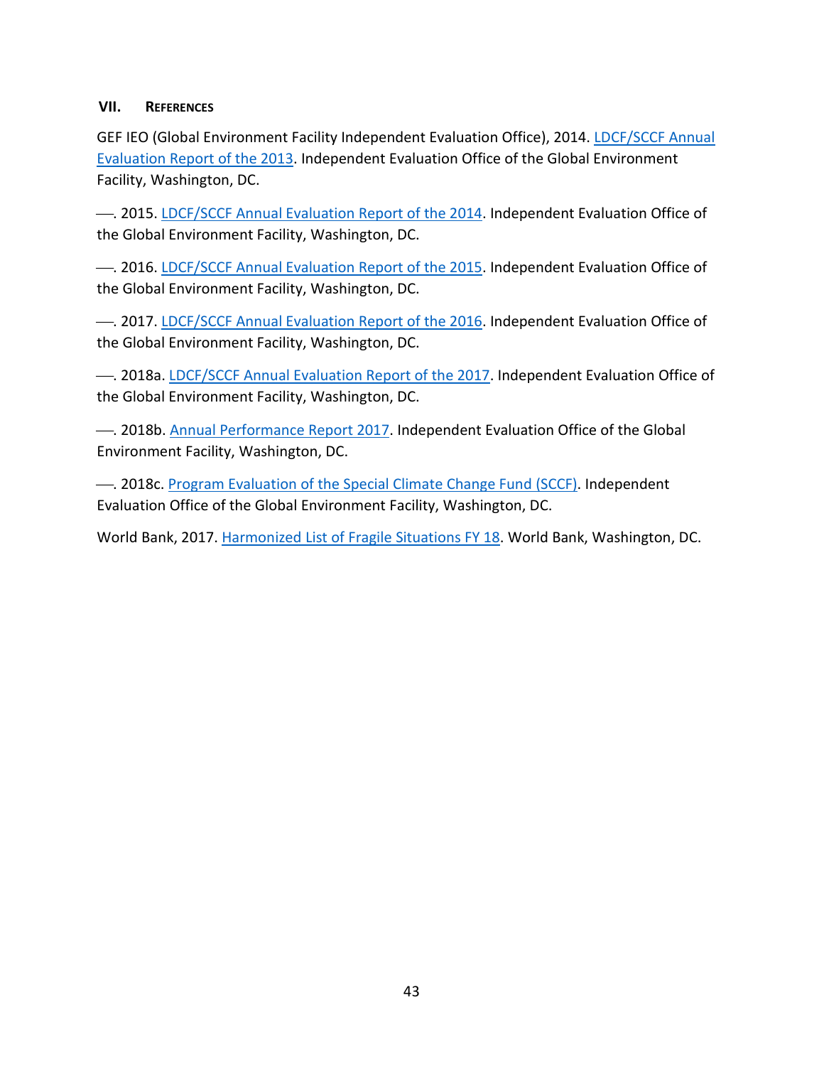## VII. References

GEF IEO (Global Environment Facility Independent Evaluation Office), 2014. LDCF/SCCF Annual Evaluation Report of the 2013. Independent Evaluation Office of the Global Environment Facility, Washington, DC.

—. 2015. LDCF/SCCF Annual Evaluation Report of the 2014. Independent Evaluation Office of the Global Environment Facility, Washington, DC.

—. 2016. LDCF/SCCF Annual Evaluation Report of the 2015. Independent Evaluation Office of the Global Environment Facility, Washington, DC.

—. 2017. LDCF/SCCF Annual Evaluation Report of the 2016. Independent Evaluation Office of the Global Environment Facility, Washington, DC.

—. 2018a. LDCF/SCCF Annual Evaluation Report of the 2017. Independent Evaluation Office of the Global Environment Facility, Washington, DC.

—. 2018b. Annual Performance Report 2017. Independent Evaluation Office of the Global Environment Facility, Washington, DC.

—. 2018c. Program Evaluation of the Special Climate Change Fund (SCCF). Independent Evaluation Office of the Global Environment Facility, Washington, DC.

World Bank, 2017. Harmonized List of Fragile Situations FY 18. World Bank, Washington, DC.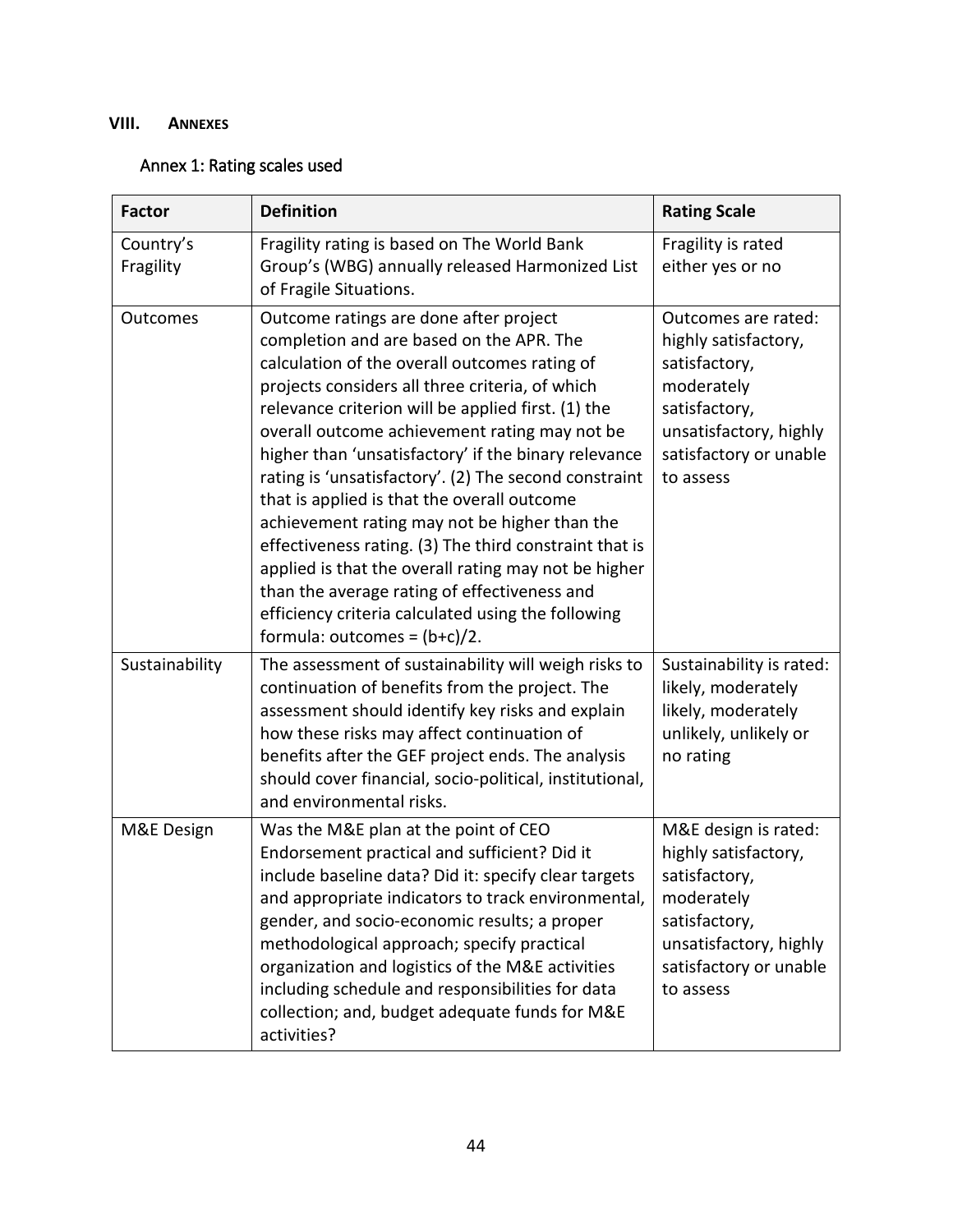## VIII. Annexes

### Annex 1: Rating scales used

| Factor | Definition | Rating Scale |
|---|---|---|
| Country's Fragility | Fragility rating is based on The World Bank Group's (WBG) annually released Harmonized List of Fragile Situations. | Fragility is rated either yes or no |
| Outcomes | Outcome ratings are done after project completion and are based on the APR. The calculation of the overall outcomes rating of projects considers all three criteria, of which relevance criterion will be applied first. (1) the overall outcome achievement rating may not be higher than 'unsatisfactory' if the binary relevance rating is 'unsatisfactory'. (2) The second constraint that is applied is that the overall outcome achievement rating may not be higher than the effectiveness rating. (3) The third constraint that is applied is that the overall rating may not be higher than the average rating of effectiveness and efficiency criteria calculated using the following formula: outcomes = (b+c)/2. | Outcomes are rated: highly satisfactory, satisfactory, moderately satisfactory, unsatisfactory, highly satisfactory or unable to assess |
| Sustainability | The assessment of sustainability will weigh risks to continuation of benefits from the project. The assessment should identify key risks and explain how these risks may affect continuation of benefits after the GEF project ends. The analysis should cover financial, socio-political, institutional, and environmental risks. | Sustainability is rated: likely, moderately likely, moderately unlikely, unlikely or no rating |
| M&E Design | Was the M&E plan at the point of CEO Endorsement practical and sufficient? Did it include baseline data? Did it: specify clear targets and appropriate indicators to track environmental, gender, and socio-economic results; a proper methodological approach; specify practical organization and logistics of the M&E activities including schedule and responsibilities for data collection; and, budget adequate funds for M&E activities? | M&E design is rated: highly satisfactory, satisfactory, moderately satisfactory, unsatisfactory, highly satisfactory or unable to assess |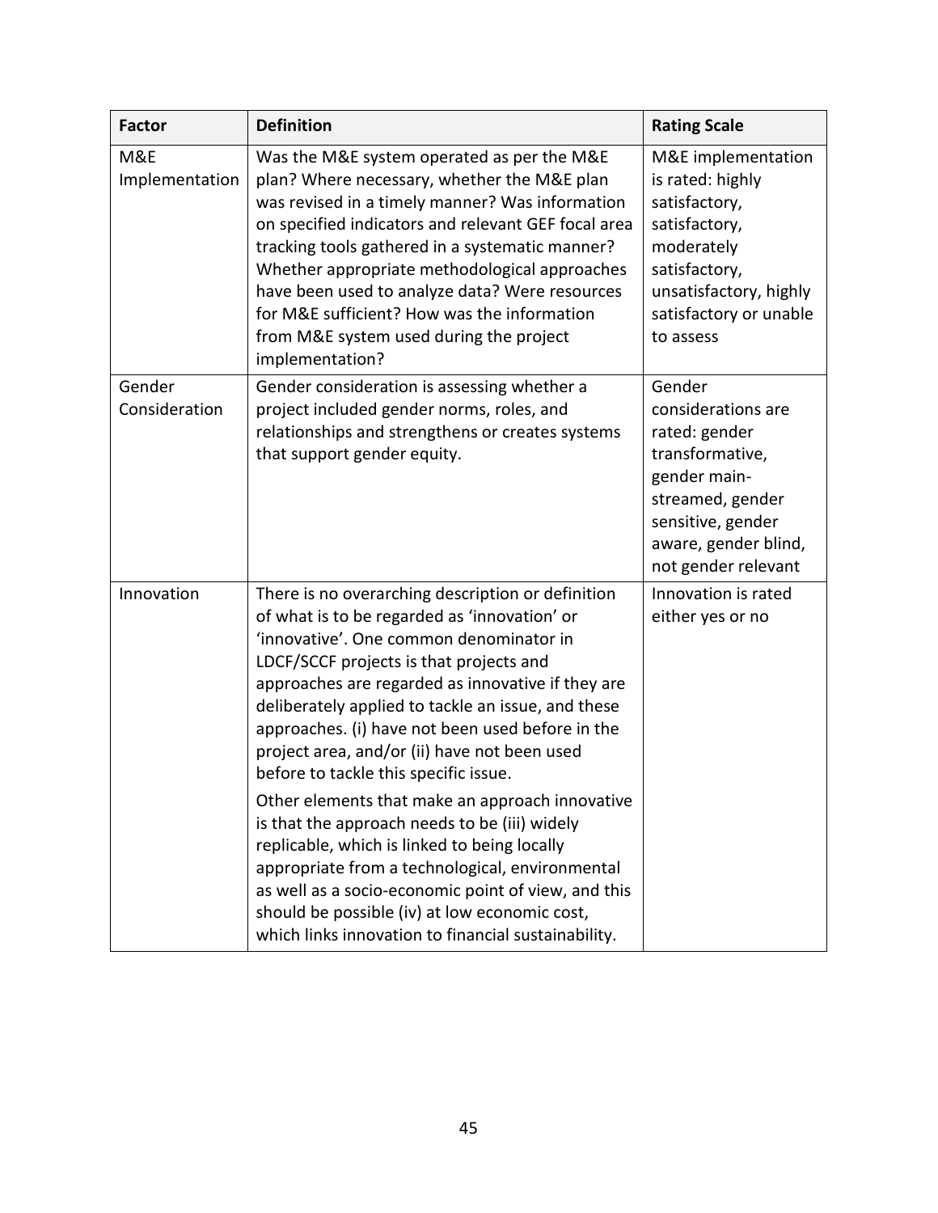| Factor | Definition | Rating Scale |
|---|---|---|
| M&E Implementation | Was the M&E system operated as per the M&E plan? Where necessary, whether the M&E plan was revised in a timely manner? Was information on specified indicators and relevant GEF focal area tracking tools gathered in a systematic manner? Whether appropriate methodological approaches have been used to analyze data? Were resources for M&E sufficient? How was the information from M&E system used during the project implementation? | M&E implementation is rated: highly satisfactory, satisfactory, moderately satisfactory, unsatisfactory, highly satisfactory or unable to assess |
| Gender Consideration | Gender consideration is assessing whether a project included gender norms, roles, and relationships and strengthens or creates systems that support gender equity. | Gender considerations are rated: gender transformative, gender main-streamed, gender sensitive, gender aware, gender blind, not gender relevant |
| Innovation | There is no overarching description or definition of what is to be regarded as 'innovation' or 'innovative'. One common denominator in LDCF/SCCF projects is that projects and approaches are regarded as innovative if they are deliberately applied to tackle an issue, and these approaches. (i) have not been used before in the project area, and/or (ii) have not been used before to tackle this specific issue.<br><br>Other elements that make an approach innovative is that the approach needs to be (iii) widely replicable, which is linked to being locally appropriate from a technological, environmental as well as a socio-economic point of view, and this should be possible (iv) at low economic cost, which links innovation to financial sustainability. | Innovation is rated either yes or no |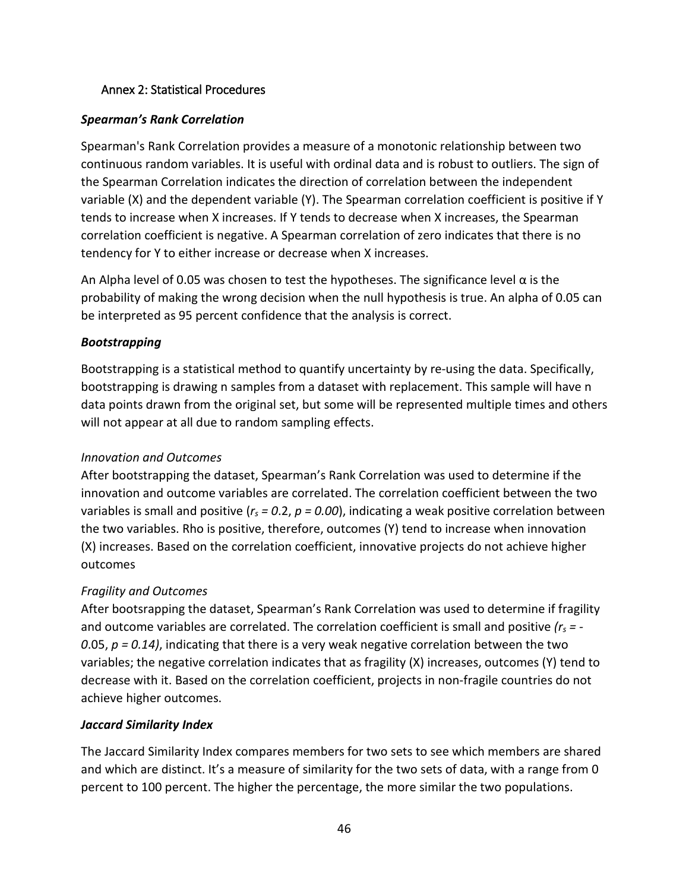## Annex 2: Statistical Procedures

### *Spearman's Rank Correlation*

Spearman's Rank Correlation provides a measure of a monotonic relationship between two continuous random variables. It is useful with ordinal data and is robust to outliers. The sign of the Spearman Correlation indicates the direction of correlation between the independent variable (X) and the dependent variable (Y). The Spearman correlation coefficient is positive if Y tends to increase when X increases. If Y tends to decrease when X increases, the Spearman correlation coefficient is negative. A Spearman correlation of zero indicates that there is no tendency for Y to either increase or decrease when X increases.

An Alpha level of 0.05 was chosen to test the hypotheses. The significance level α is the probability of making the wrong decision when the null hypothesis is true. An alpha of 0.05 can be interpreted as 95 percent confidence that the analysis is correct.

### *Bootstrapping*

Bootstrapping is a statistical method to quantify uncertainty by re-using the data. Specifically, bootstrapping is drawing n samples from a dataset with replacement. This sample will have n data points drawn from the original set, but some will be represented multiple times and others will not appear at all due to random sampling effects.

*Innovation and Outcomes*

After bootstrapping the dataset, Spearman's Rank Correlation was used to determine if the innovation and outcome variables are correlated. The correlation coefficient between the two variables is small and positive ($r_s = 0.2$, $p = 0.00$), indicating a weak positive correlation between the two variables. Rho is positive, therefore, outcomes (Y) tend to increase when innovation (X) increases. Based on the correlation coefficient, innovative projects do not achieve higher outcomes

*Fragility and Outcomes*

After bootsrapping the dataset, Spearman's Rank Correlation was used to determine if fragility and outcome variables are correlated. The correlation coefficient is small and positive ($r_s = -0.05$, $p = 0.14$), indicating that there is a very weak negative correlation between the two variables; the negative correlation indicates that as fragility (X) increases, outcomes (Y) tend to decrease with it. Based on the correlation coefficient, projects in non-fragile countries do not achieve higher outcomes.

### *Jaccard Similarity Index*

The Jaccard Similarity Index compares members for two sets to see which members are shared and which are distinct. It's a measure of similarity for the two sets of data, with a range from 0 percent to 100 percent. The higher the percentage, the more similar the two populations.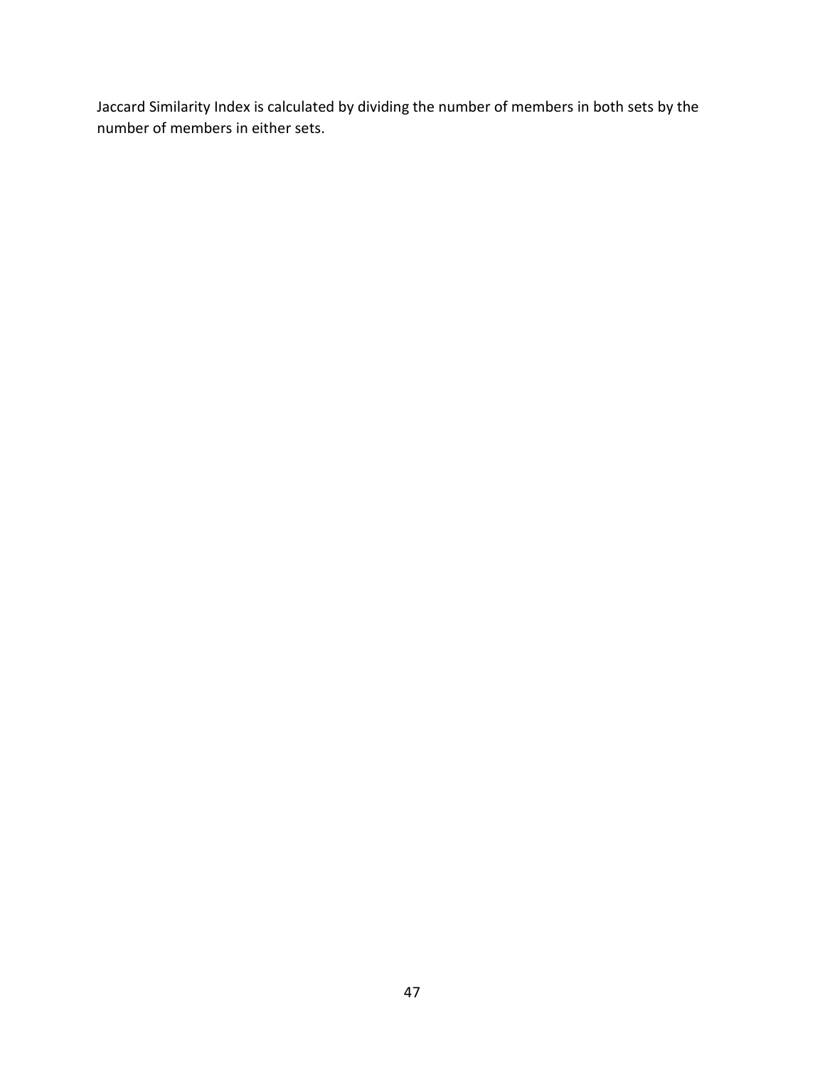Jaccard Similarity Index is calculated by dividing the number of members in both sets by the number of members in either sets.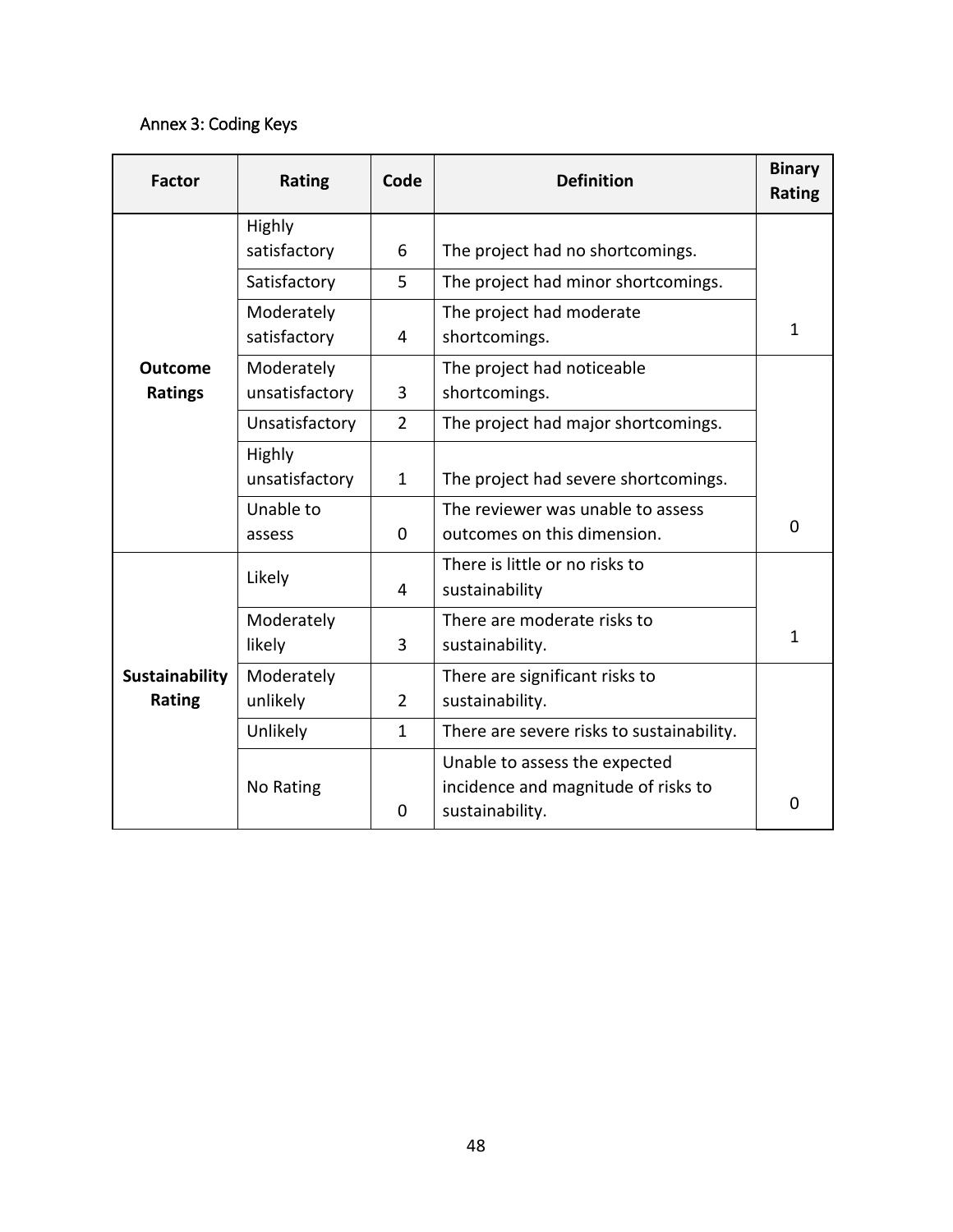Annex 3: Coding Keys

| Factor | Rating | Code | Definition | Binary Rating |
|---|---|---|---|---|
| **Outcome Ratings** | Highly satisfactory | 6 | The project had no shortcomings. | 1 |
| | Satisfactory | 5 | The project had minor shortcomings. | |
| | Moderately satisfactory | 4 | The project had moderate shortcomings. | |
| | Moderately unsatisfactory | 3 | The project had noticeable shortcomings. | 0 |
| | Unsatisfactory | 2 | The project had major shortcomings. | |
| | Highly unsatisfactory | 1 | The project had severe shortcomings. | |
| | Unable to assess | 0 | The reviewer was unable to assess outcomes on this dimension. | |
| **Sustainability Rating** | Likely | 4 | There is little or no risks to sustainability | 1 |
| | Moderately likely | 3 | There are moderate risks to sustainability. | |
| | Moderately unlikely | 2 | There are significant risks to sustainability. | 0 |
| | Unlikely | 1 | There are severe risks to sustainability. | |
| | No Rating | 0 | Unable to assess the expected incidence and magnitude of risks to sustainability. | |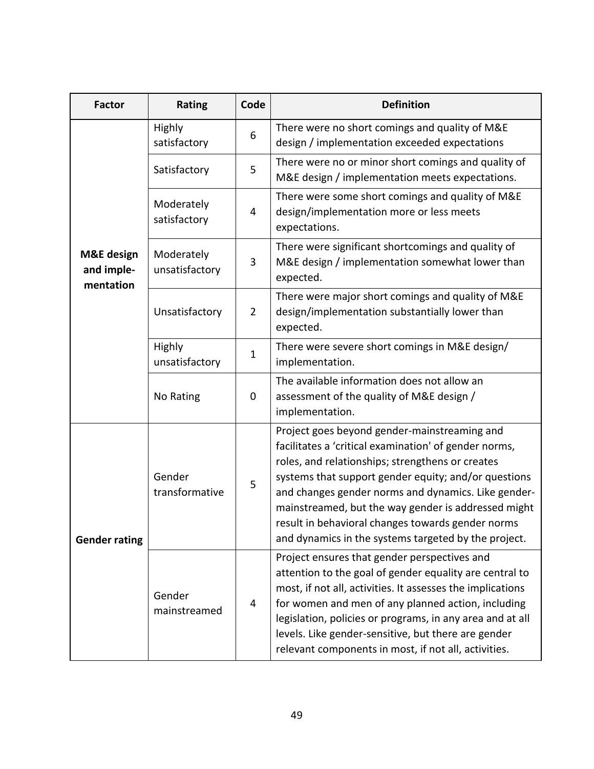| Factor | Rating | Code | Definition |
| --- | --- | --- | --- |
| **M&E design and imple-mentation** | Highly satisfactory | 6 | There were no short comings and quality of M&E design / implementation exceeded expectations |
| | Satisfactory | 5 | There were no or minor short comings and quality of M&E design / implementation meets expectations. |
| | Moderately satisfactory | 4 | There were some short comings and quality of M&E design/implementation more or less meets expectations. |
| | Moderately unsatisfactory | 3 | There were significant shortcomings and quality of M&E design / implementation somewhat lower than expected. |
| | Unsatisfactory | 2 | There were major short comings and quality of M&E design/implementation substantially lower than expected. |
| | Highly unsatisfactory | 1 | There were severe short comings in M&E design/ implementation. |
| | No Rating | 0 | The available information does not allow an assessment of the quality of M&E design / implementation. |
| **Gender rating** | Gender transformative | 5 | Project goes beyond gender-mainstreaming and facilitates a 'critical examination' of gender norms, roles, and relationships; strengthens or creates systems that support gender equity; and/or questions and changes gender norms and dynamics. Like gender-mainstreamed, but the way gender is addressed might result in behavioral changes towards gender norms and dynamics in the systems targeted by the project. |
| | Gender mainstreamed | 4 | Project ensures that gender perspectives and attention to the goal of gender equality are central to most, if not all, activities. It assesses the implications for women and men of any planned action, including legislation, policies or programs, in any area and at all levels. Like gender-sensitive, but there are gender relevant components in most, if not all, activities. |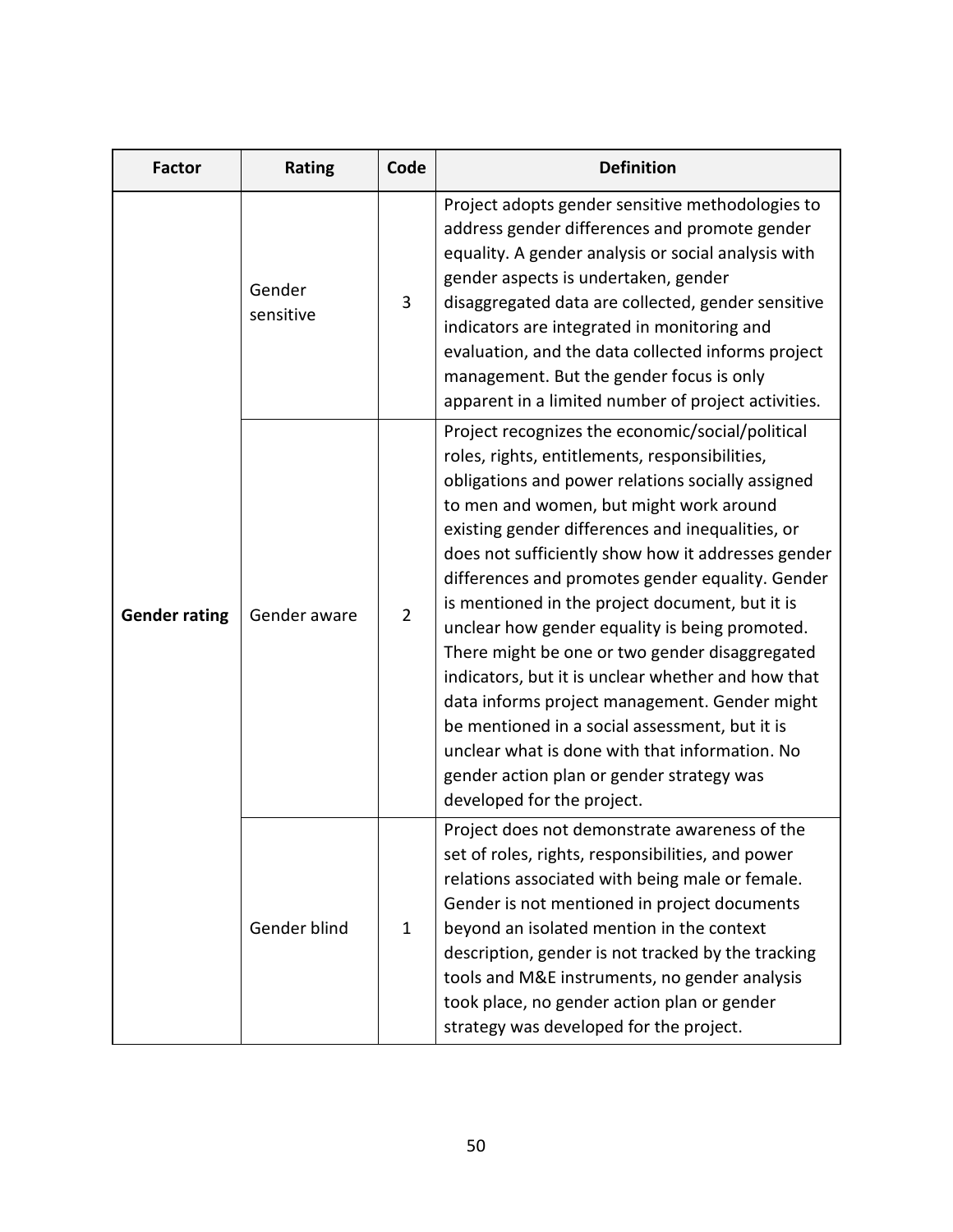| Factor | Rating | Code | Definition |
|---|---|---|---|
| **Gender rating** | Gender sensitive | 3 | Project adopts gender sensitive methodologies to address gender differences and promote gender equality. A gender analysis or social analysis with gender aspects is undertaken, gender disaggregated data are collected, gender sensitive indicators are integrated in monitoring and evaluation, and the data collected informs project management. But the gender focus is only apparent in a limited number of project activities. |
| | Gender aware | 2 | Project recognizes the economic/social/political roles, rights, entitlements, responsibilities, obligations and power relations socially assigned to men and women, but might work around existing gender differences and inequalities, or does not sufficiently show how it addresses gender differences and promotes gender equality. Gender is mentioned in the project document, but it is unclear how gender equality is being promoted. There might be one or two gender disaggregated indicators, but it is unclear whether and how that data informs project management. Gender might be mentioned in a social assessment, but it is unclear what is done with that information. No gender action plan or gender strategy was developed for the project. |
| | Gender blind | 1 | Project does not demonstrate awareness of the set of roles, rights, responsibilities, and power relations associated with being male or female. Gender is not mentioned in project documents beyond an isolated mention in the context description, gender is not tracked by the tracking tools and M&E instruments, no gender analysis took place, no gender action plan or gender strategy was developed for the project. |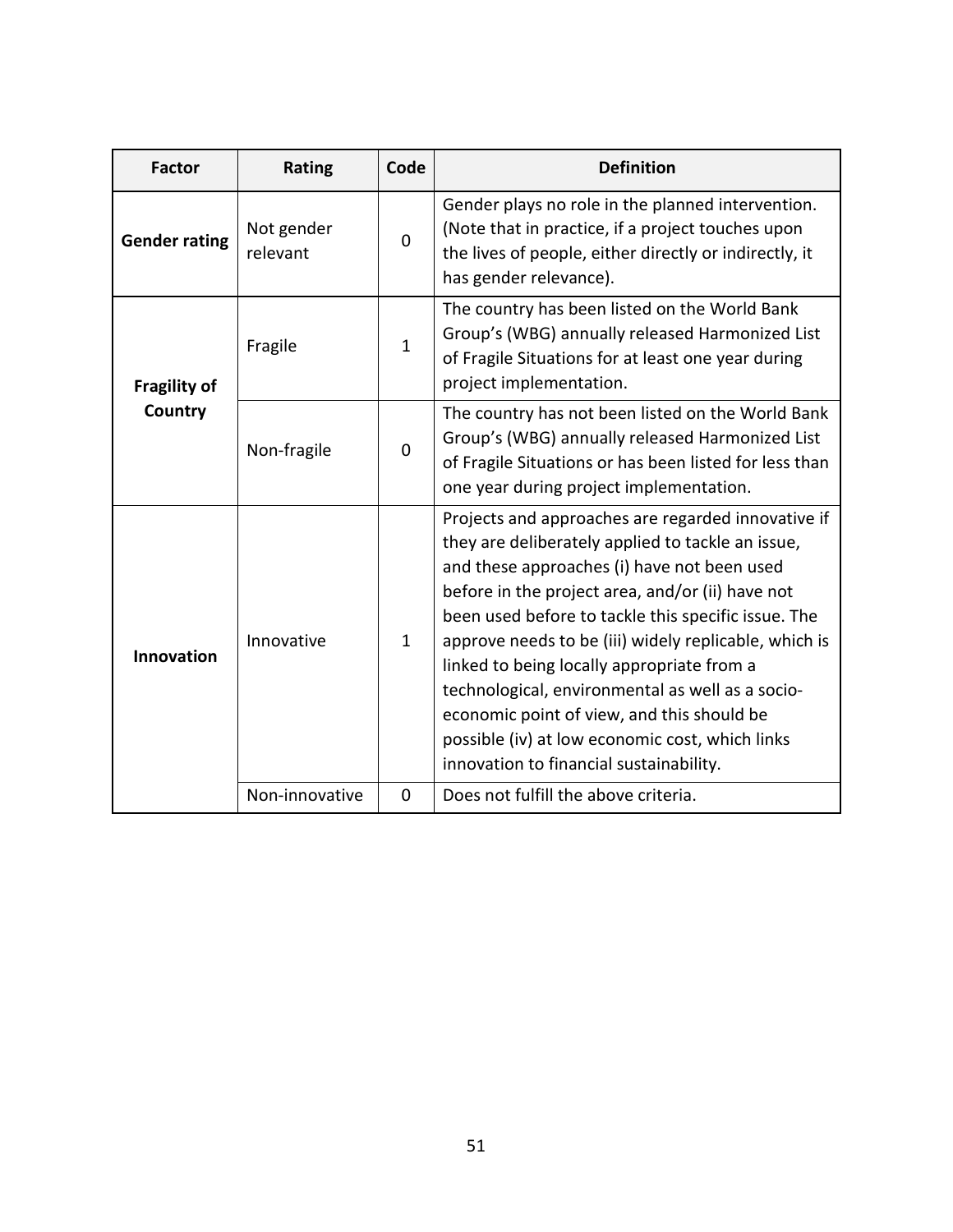| Factor | Rating | Code | Definition |
| --- | --- | --- | --- |
| **Gender rating** | Not gender relevant | 0 | Gender plays no role in the planned intervention. (Note that in practice, if a project touches upon the lives of people, either directly or indirectly, it has gender relevance). |
| **Fragility of Country** | Fragile | 1 | The country has been listed on the World Bank Group's (WBG) annually released Harmonized List of Fragile Situations for at least one year during project implementation. |
| | Non-fragile | 0 | The country has not been listed on the World Bank Group's (WBG) annually released Harmonized List of Fragile Situations or has been listed for less than one year during project implementation. |
| **Innovation** | Innovative | 1 | Projects and approaches are regarded innovative if they are deliberately applied to tackle an issue, and these approaches (i) have not been used before in the project area, and/or (ii) have not been used before to tackle this specific issue. The approve needs to be (iii) widely replicable, which is linked to being locally appropriate from a technological, environmental as well as a socio-economic point of view, and this should be possible (iv) at low economic cost, which links innovation to financial sustainability. |
| | Non-innovative | 0 | Does not fulfill the above criteria. |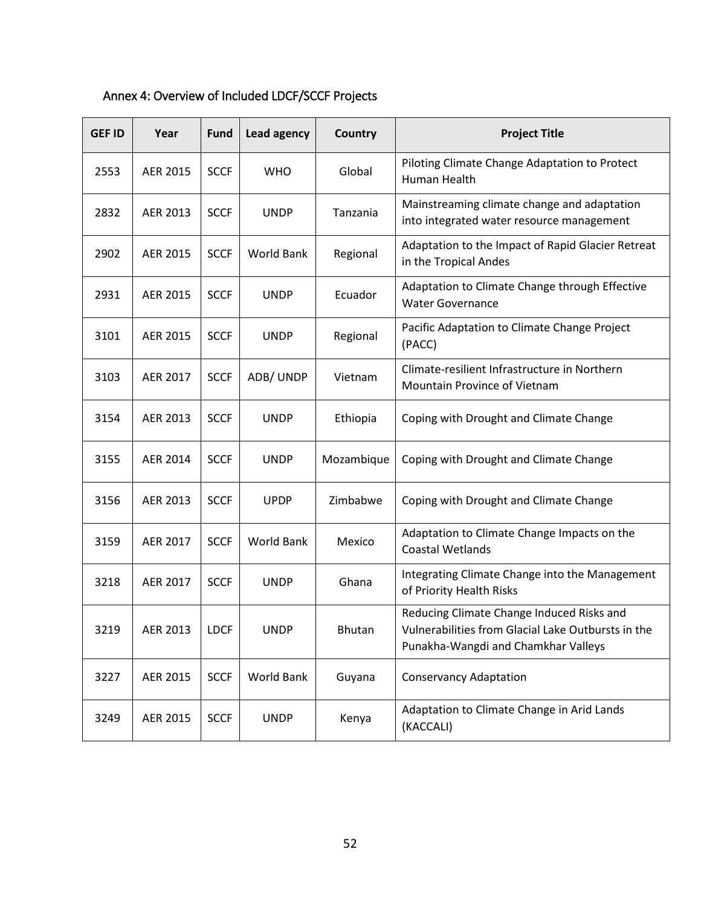## Annex 4: Overview of Included LDCF/SCCF Projects

| GEF ID | Year | Fund | Lead agency | Country | Project Title |
|---|---|---|---|---|---|
| 2553 | AER 2015 | SCCF | WHO | Global | Piloting Climate Change Adaptation to Protect Human Health |
| 2832 | AER 2013 | SCCF | UNDP | Tanzania | Mainstreaming climate change and adaptation into integrated water resource management |
| 2902 | AER 2015 | SCCF | World Bank | Regional | Adaptation to the Impact of Rapid Glacier Retreat in the Tropical Andes |
| 2931 | AER 2015 | SCCF | UNDP | Ecuador | Adaptation to Climate Change through Effective Water Governance |
| 3101 | AER 2015 | SCCF | UNDP | Regional | Pacific Adaptation to Climate Change Project (PACC) |
| 3103 | AER 2017 | SCCF | ADB/ UNDP | Vietnam | Climate-resilient Infrastructure in Northern Mountain Province of Vietnam |
| 3154 | AER 2013 | SCCF | UNDP | Ethiopia | Coping with Drought and Climate Change |
| 3155 | AER 2014 | SCCF | UNDP | Mozambique | Coping with Drought and Climate Change |
| 3156 | AER 2013 | SCCF | UPDP | Zimbabwe | Coping with Drought and Climate Change |
| 3159 | AER 2017 | SCCF | World Bank | Mexico | Adaptation to Climate Change Impacts on the Coastal Wetlands |
| 3218 | AER 2017 | SCCF | UNDP | Ghana | Integrating Climate Change into the Management of Priority Health Risks |
| 3219 | AER 2013 | LDCF | UNDP | Bhutan | Reducing Climate Change Induced Risks and Vulnerabilities from Glacial Lake Outbursts in the Punakha-Wangdi and Chamkhar Valleys |
| 3227 | AER 2015 | SCCF | World Bank | Guyana | Conservancy Adaptation |
| 3249 | AER 2015 | SCCF | UNDP | Kenya | Adaptation to Climate Change in Arid Lands (KACCALI) |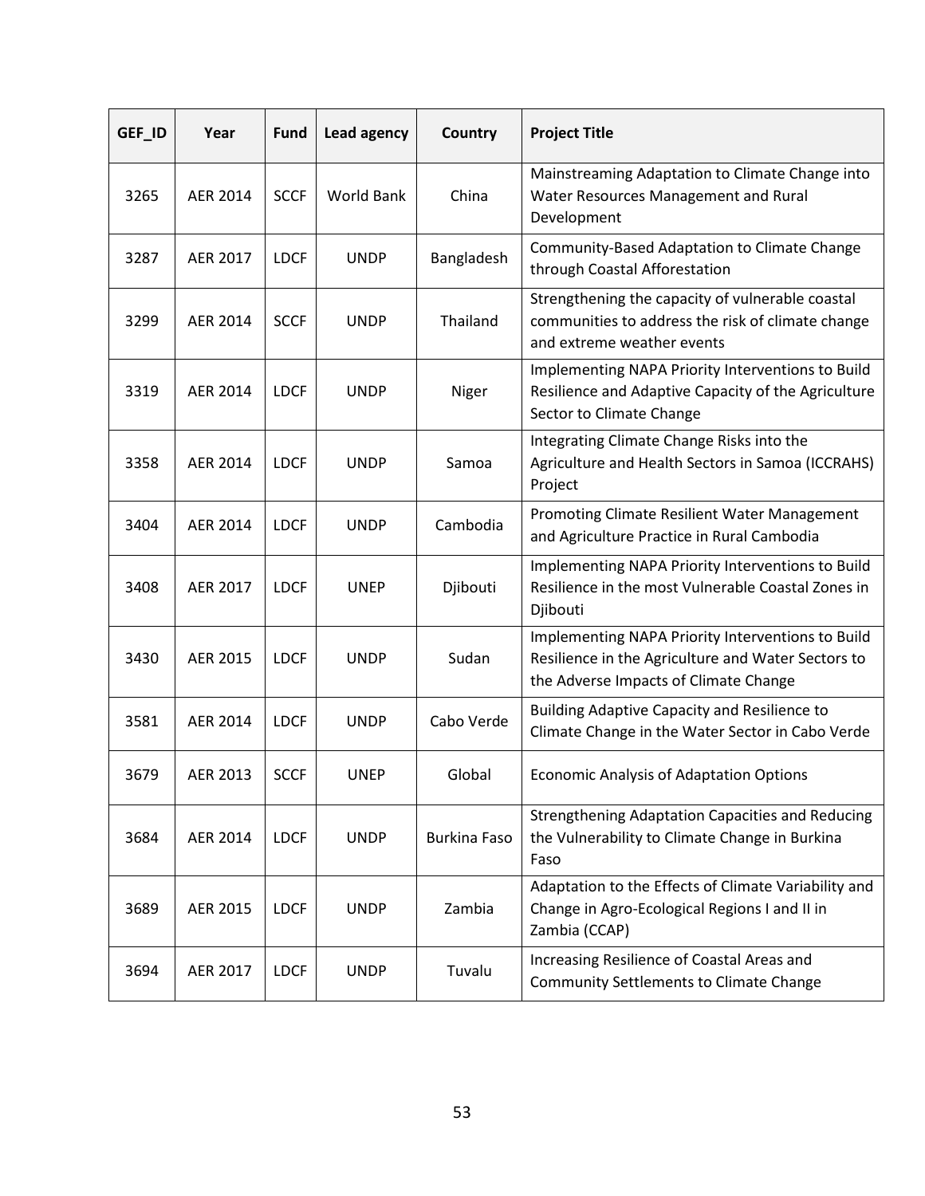| GEF_ID | Year | Fund | Lead agency | Country | Project Title |
|---|---|---|---|---|---|
| 3265 | AER 2014 | SCCF | World Bank | China | Mainstreaming Adaptation to Climate Change into Water Resources Management and Rural Development |
| 3287 | AER 2017 | LDCF | UNDP | Bangladesh | Community-Based Adaptation to Climate Change through Coastal Afforestation |
| 3299 | AER 2014 | SCCF | UNDP | Thailand | Strengthening the capacity of vulnerable coastal communities to address the risk of climate change and extreme weather events |
| 3319 | AER 2014 | LDCF | UNDP | Niger | Implementing NAPA Priority Interventions to Build Resilience and Adaptive Capacity of the Agriculture Sector to Climate Change |
| 3358 | AER 2014 | LDCF | UNDP | Samoa | Integrating Climate Change Risks into the Agriculture and Health Sectors in Samoa (ICCRAHS) Project |
| 3404 | AER 2014 | LDCF | UNDP | Cambodia | Promoting Climate Resilient Water Management and Agriculture Practice in Rural Cambodia |
| 3408 | AER 2017 | LDCF | UNEP | Djibouti | Implementing NAPA Priority Interventions to Build Resilience in the most Vulnerable Coastal Zones in Djibouti |
| 3430 | AER 2015 | LDCF | UNDP | Sudan | Implementing NAPA Priority Interventions to Build Resilience in the Agriculture and Water Sectors to the Adverse Impacts of Climate Change |
| 3581 | AER 2014 | LDCF | UNDP | Cabo Verde | Building Adaptive Capacity and Resilience to Climate Change in the Water Sector in Cabo Verde |
| 3679 | AER 2013 | SCCF | UNEP | Global | Economic Analysis of Adaptation Options |
| 3684 | AER 2014 | LDCF | UNDP | Burkina Faso | Strengthening Adaptation Capacities and Reducing the Vulnerability to Climate Change in Burkina Faso |
| 3689 | AER 2015 | LDCF | UNDP | Zambia | Adaptation to the Effects of Climate Variability and Change in Agro-Ecological Regions I and II in Zambia (CCAP) |
| 3694 | AER 2017 | LDCF | UNDP | Tuvalu | Increasing Resilience of Coastal Areas and Community Settlements to Climate Change |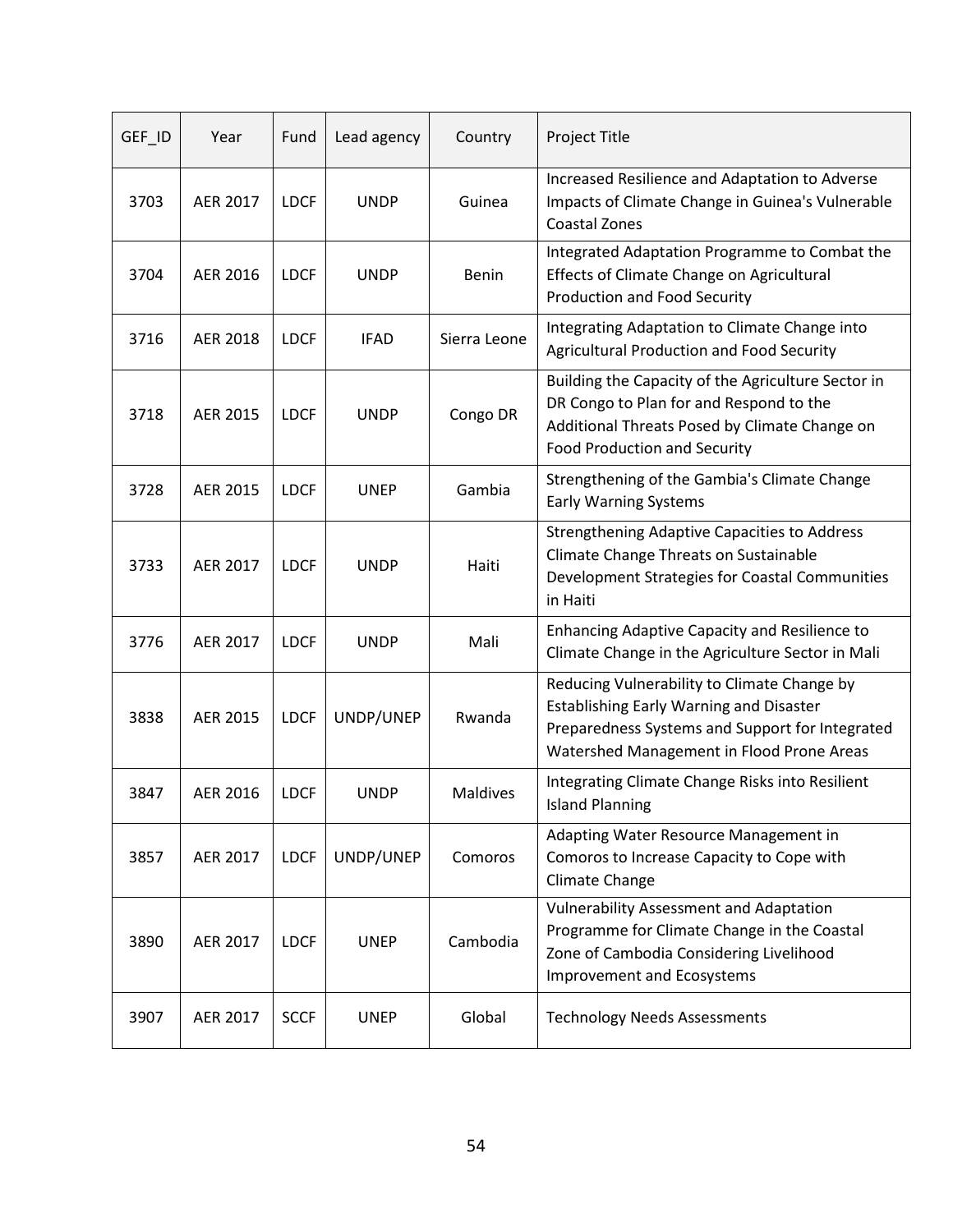| GEF_ID | Year | Fund | Lead agency | Country | Project Title |
|---|---|---|---|---|---|
| 3703 | AER 2017 | LDCF | UNDP | Guinea | Increased Resilience and Adaptation to Adverse Impacts of Climate Change in Guinea's Vulnerable Coastal Zones |
| 3704 | AER 2016 | LDCF | UNDP | Benin | Integrated Adaptation Programme to Combat the Effects of Climate Change on Agricultural Production and Food Security |
| 3716 | AER 2018 | LDCF | IFAD | Sierra Leone | Integrating Adaptation to Climate Change into Agricultural Production and Food Security |
| 3718 | AER 2015 | LDCF | UNDP | Congo DR | Building the Capacity of the Agriculture Sector in DR Congo to Plan for and Respond to the Additional Threats Posed by Climate Change on Food Production and Security |
| 3728 | AER 2015 | LDCF | UNEP | Gambia | Strengthening of the Gambia's Climate Change Early Warning Systems |
| 3733 | AER 2017 | LDCF | UNDP | Haiti | Strengthening Adaptive Capacities to Address Climate Change Threats on Sustainable Development Strategies for Coastal Communities in Haiti |
| 3776 | AER 2017 | LDCF | UNDP | Mali | Enhancing Adaptive Capacity and Resilience to Climate Change in the Agriculture Sector in Mali |
| 3838 | AER 2015 | LDCF | UNDP/UNEP | Rwanda | Reducing Vulnerability to Climate Change by Establishing Early Warning and Disaster Preparedness Systems and Support for Integrated Watershed Management in Flood Prone Areas |
| 3847 | AER 2016 | LDCF | UNDP | Maldives | Integrating Climate Change Risks into Resilient Island Planning |
| 3857 | AER 2017 | LDCF | UNDP/UNEP | Comoros | Adapting Water Resource Management in Comoros to Increase Capacity to Cope with Climate Change |
| 3890 | AER 2017 | LDCF | UNEP | Cambodia | Vulnerability Assessment and Adaptation Programme for Climate Change in the Coastal Zone of Cambodia Considering Livelihood Improvement and Ecosystems |
| 3907 | AER 2017 | SCCF | UNEP | Global | Technology Needs Assessments |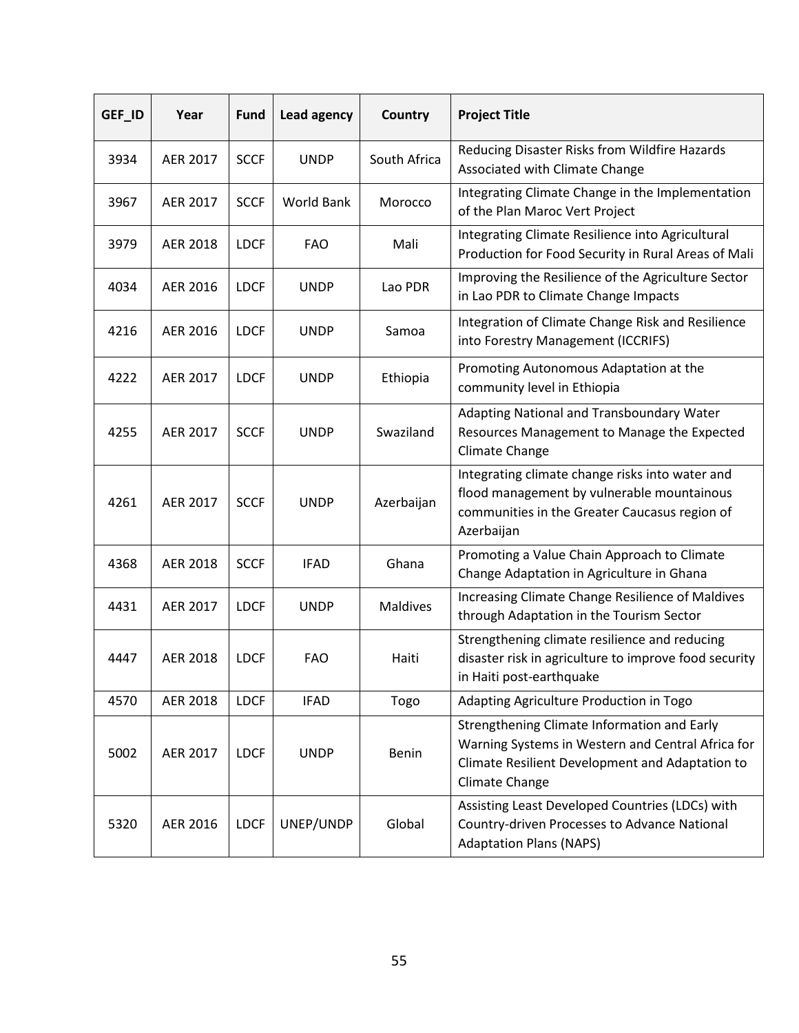| GEF_ID | Year | Fund | Lead agency | Country | Project Title |
|---|---|---|---|---|---|
| 3934 | AER 2017 | SCCF | UNDP | South Africa | Reducing Disaster Risks from Wildfire Hazards Associated with Climate Change |
| 3967 | AER 2017 | SCCF | World Bank | Morocco | Integrating Climate Change in the Implementation of the Plan Maroc Vert Project |
| 3979 | AER 2018 | LDCF | FAO | Mali | Integrating Climate Resilience into Agricultural Production for Food Security in Rural Areas of Mali |
| 4034 | AER 2016 | LDCF | UNDP | Lao PDR | Improving the Resilience of the Agriculture Sector in Lao PDR to Climate Change Impacts |
| 4216 | AER 2016 | LDCF | UNDP | Samoa | Integration of Climate Change Risk and Resilience into Forestry Management (ICCRIFS) |
| 4222 | AER 2017 | LDCF | UNDP | Ethiopia | Promoting Autonomous Adaptation at the community level in Ethiopia |
| 4255 | AER 2017 | SCCF | UNDP | Swaziland | Adapting National and Transboundary Water Resources Management to Manage the Expected Climate Change |
| 4261 | AER 2017 | SCCF | UNDP | Azerbaijan | Integrating climate change risks into water and flood management by vulnerable mountainous communities in the Greater Caucasus region of Azerbaijan |
| 4368 | AER 2018 | SCCF | IFAD | Ghana | Promoting a Value Chain Approach to Climate Change Adaptation in Agriculture in Ghana |
| 4431 | AER 2017 | LDCF | UNDP | Maldives | Increasing Climate Change Resilience of Maldives through Adaptation in the Tourism Sector |
| 4447 | AER 2018 | LDCF | FAO | Haiti | Strengthening climate resilience and reducing disaster risk in agriculture to improve food security in Haiti post-earthquake |
| 4570 | AER 2018 | LDCF | IFAD | Togo | Adapting Agriculture Production in Togo |
| 5002 | AER 2017 | LDCF | UNDP | Benin | Strengthening Climate Information and Early Warning Systems in Western and Central Africa for Climate Resilient Development and Adaptation to Climate Change |
| 5320 | AER 2016 | LDCF | UNEP/UNDP | Global | Assisting Least Developed Countries (LDCs) with Country-driven Processes to Advance National Adaptation Plans (NAPS) |